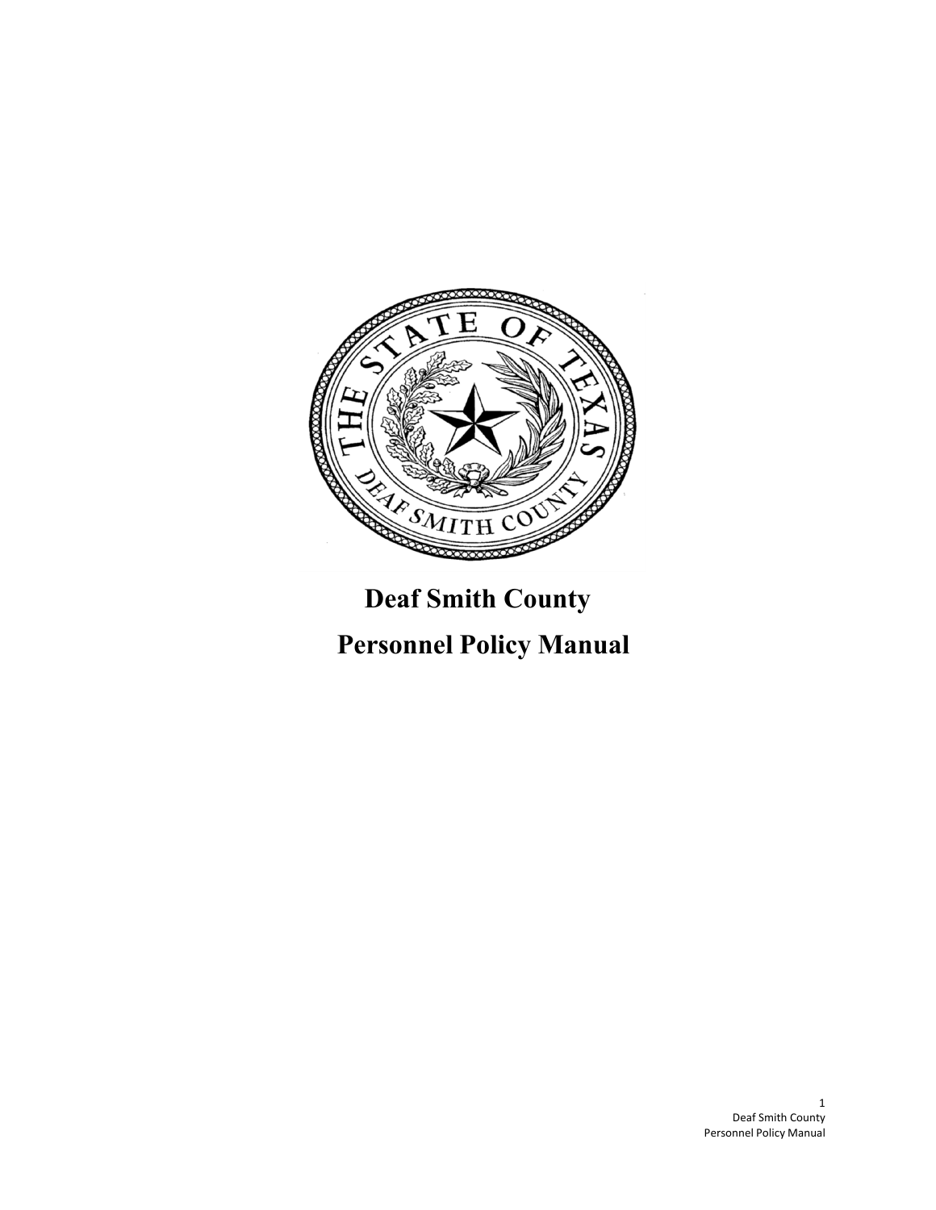# Deaf Smith County

# Personnel Policy Manual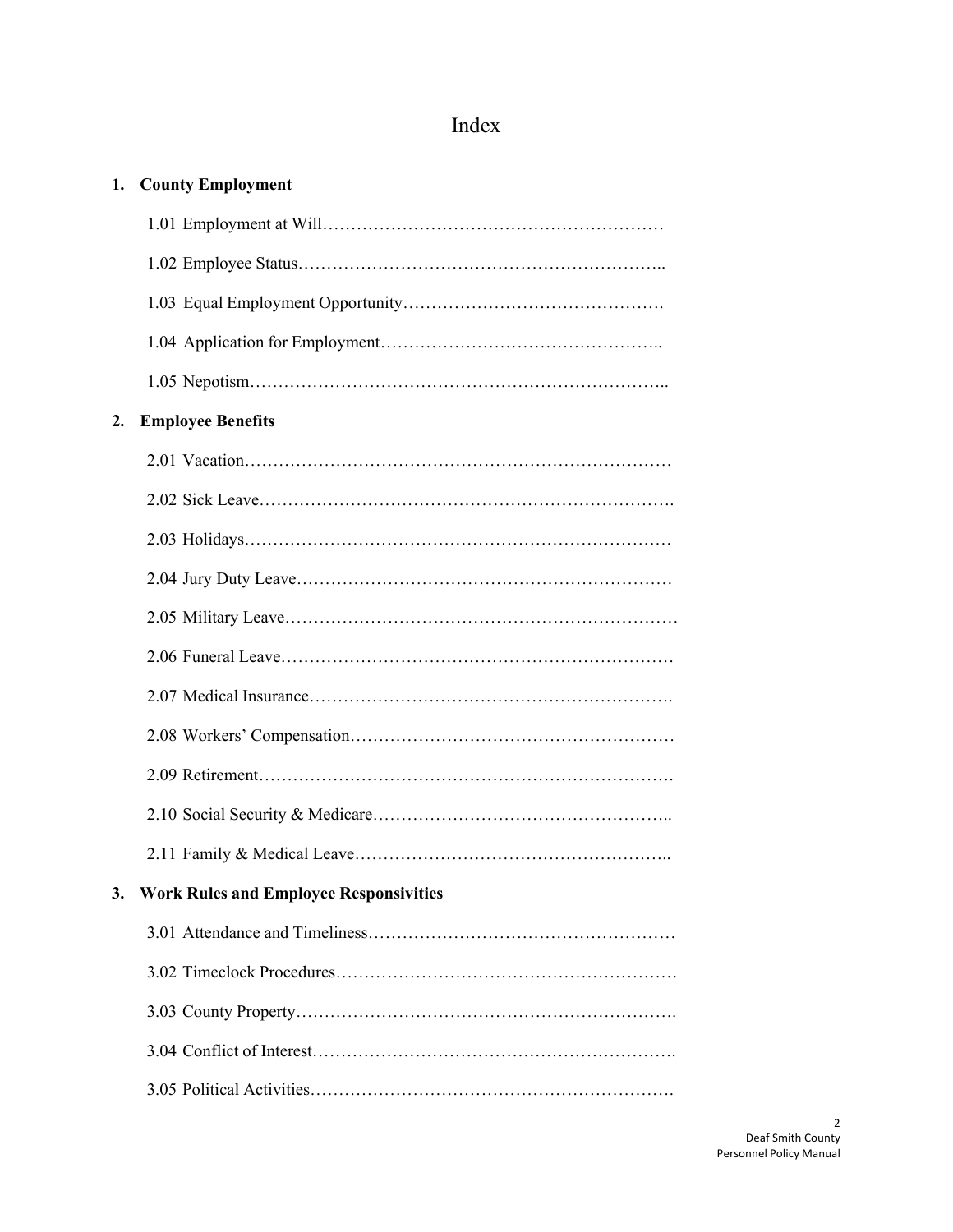# Index

**1. County Employment**

1.01 Employment at Will……………………………………………………

1.02 Employee Status……………………………………………………..

1.03 Equal Employment Opportunity……………………………………….

1.04 Application for Employment………………………………………..

1.05 Nepotism………………………………………………………………..

**2. Employee Benefits**

2.01 Vacation………………………………………………………………

2.02 Sick Leave…………………………………………………………….

2.03 Holidays………………………………………………………………

2.04 Jury Duty Leave………………………………………………………

2.05 Military Leave…………………………………………………………

2.06 Funeral Leave…………………………………………………………

2.07 Medical Insurance…………………………………………………….

2.08 Workers' Compensation………………………………………………

2.09 Retirement…………………………………………………………….

2.10 Social Security & Medicare…………………………………………..

2.11 Family & Medical Leave……………………………………………..

**3. Work Rules and Employee Responsivities**

3.01 Attendance and Timeliness……………………………………………

3.02 Timeclock Procedures…………………………………………………

3.03 County Property……………………………………………………….

3.04 Conflict of Interest…………………………………………………….

3.05 Political Activities…………………………………………………….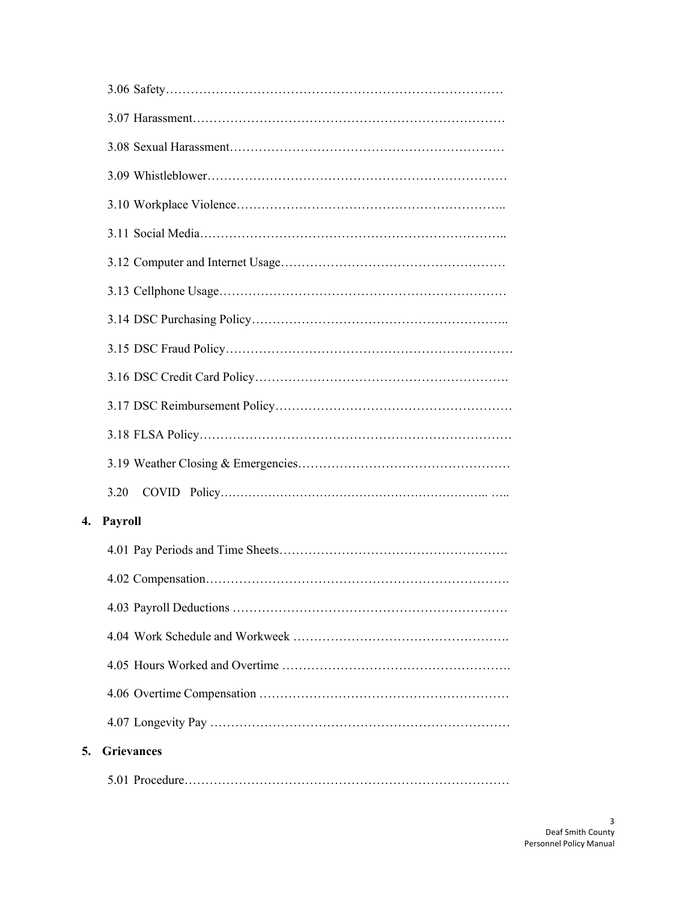3.06 Safety…………………………………………………………………………

3.07 Harassment…………………………………………………………………

3.08 Sexual Harassment…………………………………………………………

3.09 Whistleblower………………………………………………………………

3.10 Workplace Violence………………………………………………………..

3.11 Social Media………………………………………………………………..

3.12 Computer and Internet Usage……………………………………………

3.13 Cellphone Usage……………………………………………………………

3.14 DSC Purchasing Policy…………………………………………………..

3.15 DSC Fraud Policy……………………………………………………………

3.16 DSC Credit Card Policy…………………………………………………….

3.17 DSC Reimbursement Policy………………………………………………

3.18 FLSA Policy…………………………………………………………………

3.19 Weather Closing & Emergencies…………………………………………

3.20 COVID Policy……………………………………………………….. …..

**4. Payroll**

4.01 Pay Periods and Time Sheets…………………………………………….

4.02 Compensation……………………………………………………………….

4.03 Payroll Deductions …………………………………………………………

4.04 Work Schedule and Workweek …………………………………………….

4.05 Hours Worked and Overtime ……………………………………………….

4.06 Overtime Compensation ……………………………………………………

4.07 Longevity Pay ………………………………………………………………

**5. Grievances**

5.01 Procedure……………………………………………………………………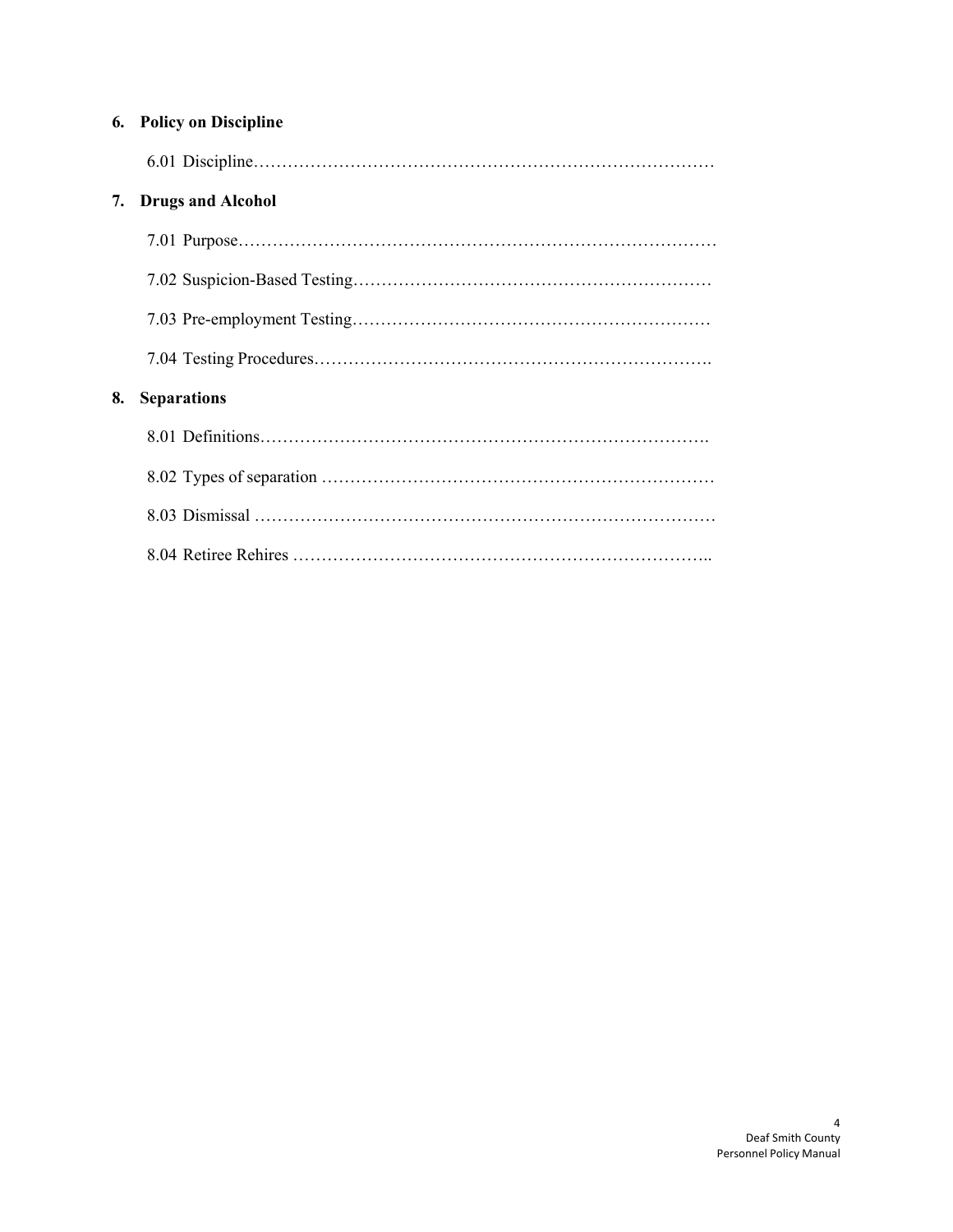**6. Policy on Discipline**

6.01 Discipline…………………………………………………………………………

**7. Drugs and Alcohol**

7.01 Purpose…………………………………………………………………………

7.02 Suspicion-Based Testing……………………………………………………

7.03 Pre-employment Testing……………………………………………………

7.04 Testing Procedures……………………………………………………….

**8. Separations**

8.01 Definitions……………………………………………………………….

8.02 Types of separation ………………………………………………………

8.03 Dismissal …………………………………………………………………

8.04 Retiree Rehires ……………………………………………………………..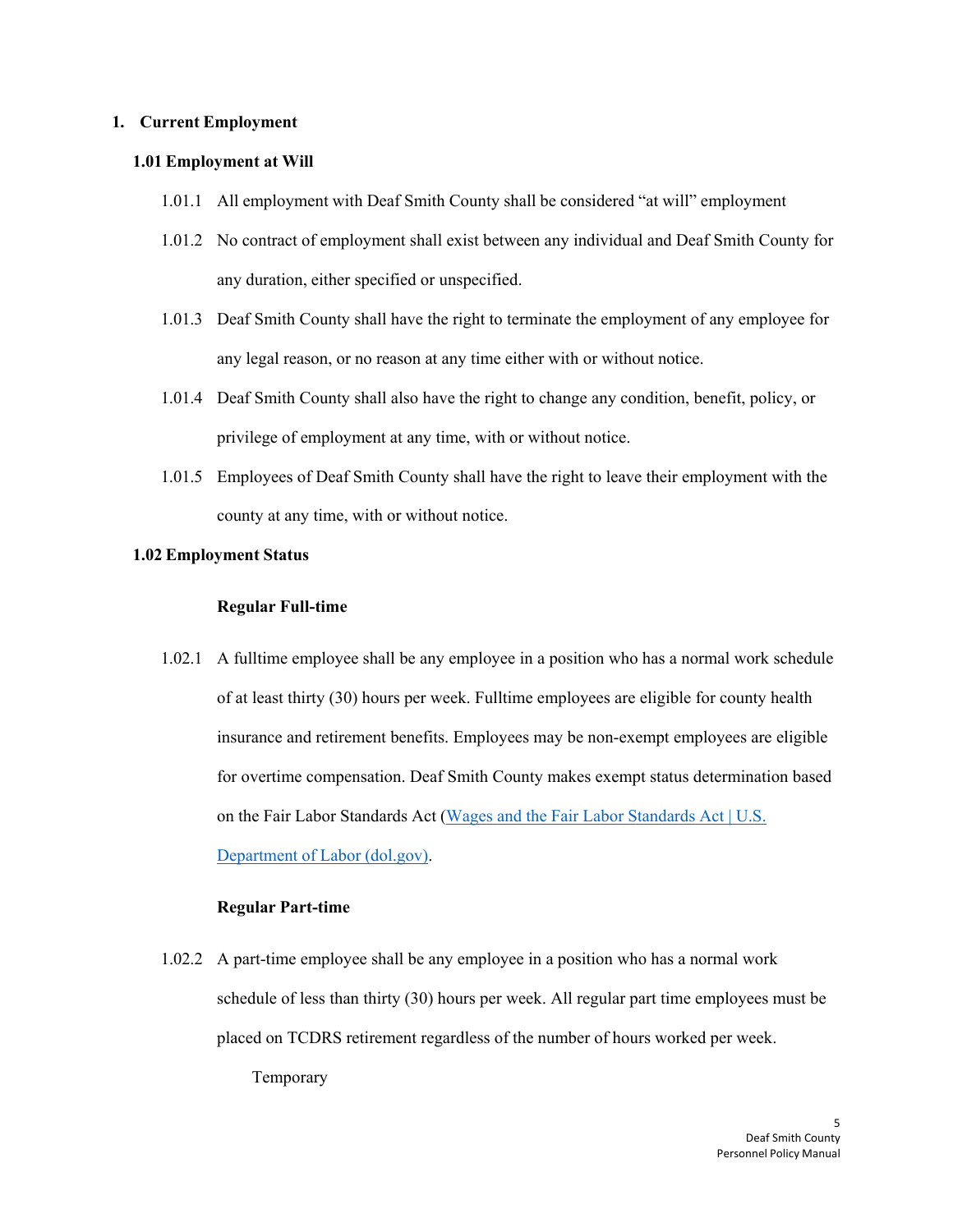# 1. Current Employment

## 1.01 Employment at Will

1.01.1 All employment with Deaf Smith County shall be considered "at will" employment

1.01.2 No contract of employment shall exist between any individual and Deaf Smith County for any duration, either specified or unspecified.

1.01.3 Deaf Smith County shall have the right to terminate the employment of any employee for any legal reason, or no reason at any time either with or without notice.

1.01.4 Deaf Smith County shall also have the right to change any condition, benefit, policy, or privilege of employment at any time, with or without notice.

1.01.5 Employees of Deaf Smith County shall have the right to leave their employment with the county at any time, with or without notice.

## 1.02 Employment Status

### Regular Full-time

1.02.1 A fulltime employee shall be any employee in a position who has a normal work schedule of at least thirty (30) hours per week. Fulltime employees are eligible for county health insurance and retirement benefits. Employees may be non-exempt employees are eligible for overtime compensation. Deaf Smith County makes exempt status determination based on the Fair Labor Standards Act ([Wages and the Fair Labor Standards Act | U.S. Department of Labor (dol.gov)](https://www.dol.gov)).

### Regular Part-time

1.02.2 A part-time employee shall be any employee in a position who has a normal work schedule of less than thirty (30) hours per week. All regular part time employees must be placed on TCDRS retirement regardless of the number of hours worked per week.

Temporary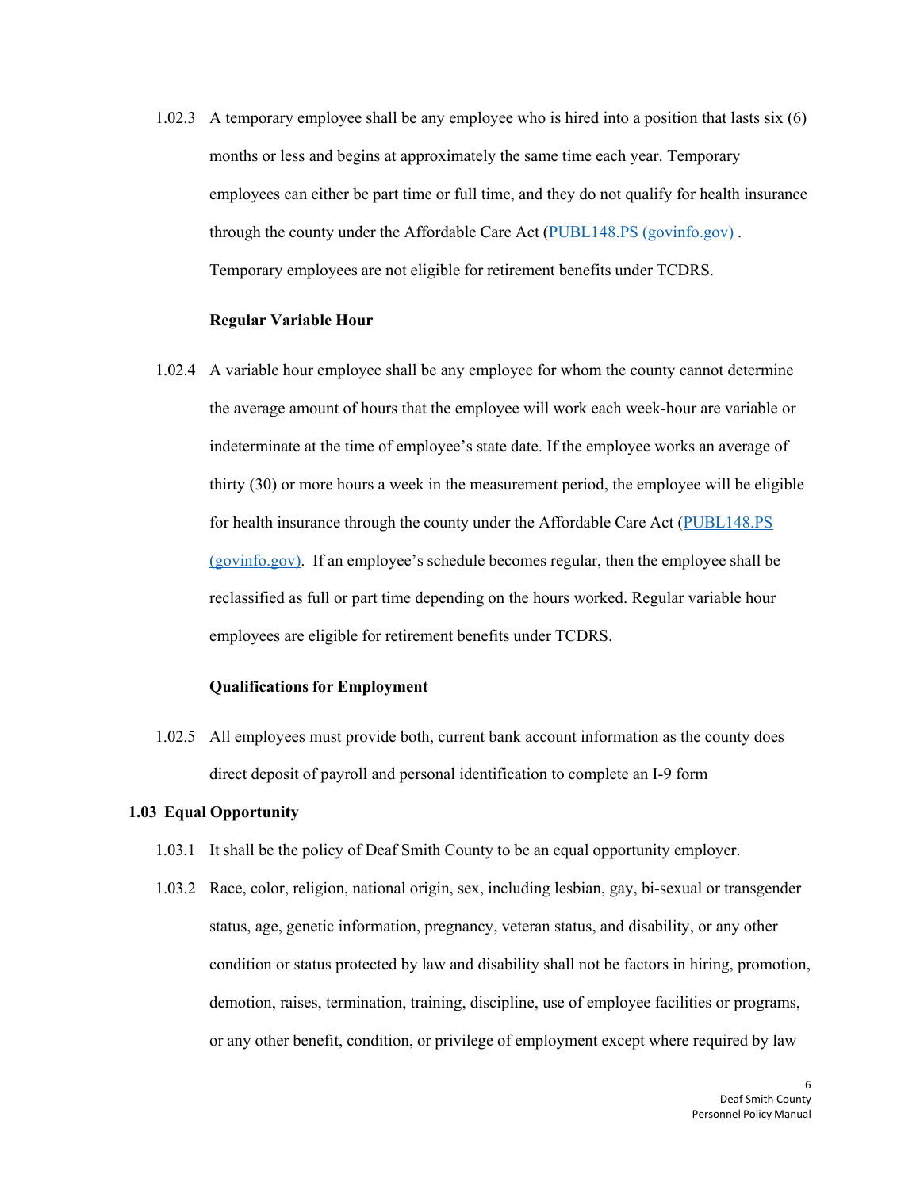1.02.3 A temporary employee shall be any employee who is hired into a position that lasts six (6) months or less and begins at approximately the same time each year. Temporary employees can either be part time or full time, and they do not qualify for health insurance through the county under the Affordable Care Act (PUBL148.PS (govinfo.gov) . Temporary employees are not eligible for retirement benefits under TCDRS.

**Regular Variable Hour**

1.02.4 A variable hour employee shall be any employee for whom the county cannot determine the average amount of hours that the employee will work each week-hour are variable or indeterminate at the time of employee's state date. If the employee works an average of thirty (30) or more hours a week in the measurement period, the employee will be eligible for health insurance through the county under the Affordable Care Act (PUBL148.PS (govinfo.gov). If an employee's schedule becomes regular, then the employee shall be reclassified as full or part time depending on the hours worked. Regular variable hour employees are eligible for retirement benefits under TCDRS.

**Qualifications for Employment**

1.02.5 All employees must provide both, current bank account information as the county does direct deposit of payroll and personal identification to complete an I-9 form

## 1.03 Equal Opportunity

1.03.1 It shall be the policy of Deaf Smith County to be an equal opportunity employer.

1.03.2 Race, color, religion, national origin, sex, including lesbian, gay, bi-sexual or transgender status, age, genetic information, pregnancy, veteran status, and disability, or any other condition or status protected by law and disability shall not be factors in hiring, promotion, demotion, raises, termination, training, discipline, use of employee facilities or programs, or any other benefit, condition, or privilege of employment except where required by law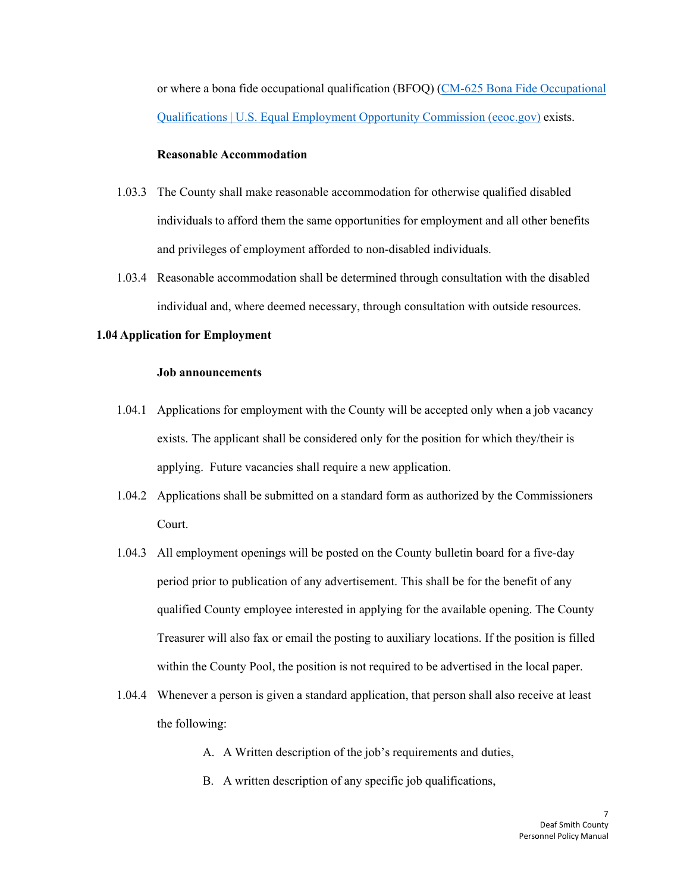or where a bona fide occupational qualification (BFOQ) (CM-625 Bona Fide Occupational Qualifications | U.S. Equal Employment Opportunity Commission (eeoc.gov)) exists.

**Reasonable Accommodation**

1.03.3 The County shall make reasonable accommodation for otherwise qualified disabled individuals to afford them the same opportunities for employment and all other benefits and privileges of employment afforded to non-disabled individuals.

1.03.4 Reasonable accommodation shall be determined through consultation with the disabled individual and, where deemed necessary, through consultation with outside resources.

## 1.04 Application for Employment

**Job announcements**

1.04.1 Applications for employment with the County will be accepted only when a job vacancy exists. The applicant shall be considered only for the position for which they/their is applying. Future vacancies shall require a new application.

1.04.2 Applications shall be submitted on a standard form as authorized by the Commissioners Court.

1.04.3 All employment openings will be posted on the County bulletin board for a five-day period prior to publication of any advertisement. This shall be for the benefit of any qualified County employee interested in applying for the available opening. The County Treasurer will also fax or email the posting to auxiliary locations. If the position is filled within the County Pool, the position is not required to be advertised in the local paper.

1.04.4 Whenever a person is given a standard application, that person shall also receive at least the following:

A. A Written description of the job's requirements and duties,

B. A written description of any specific job qualifications,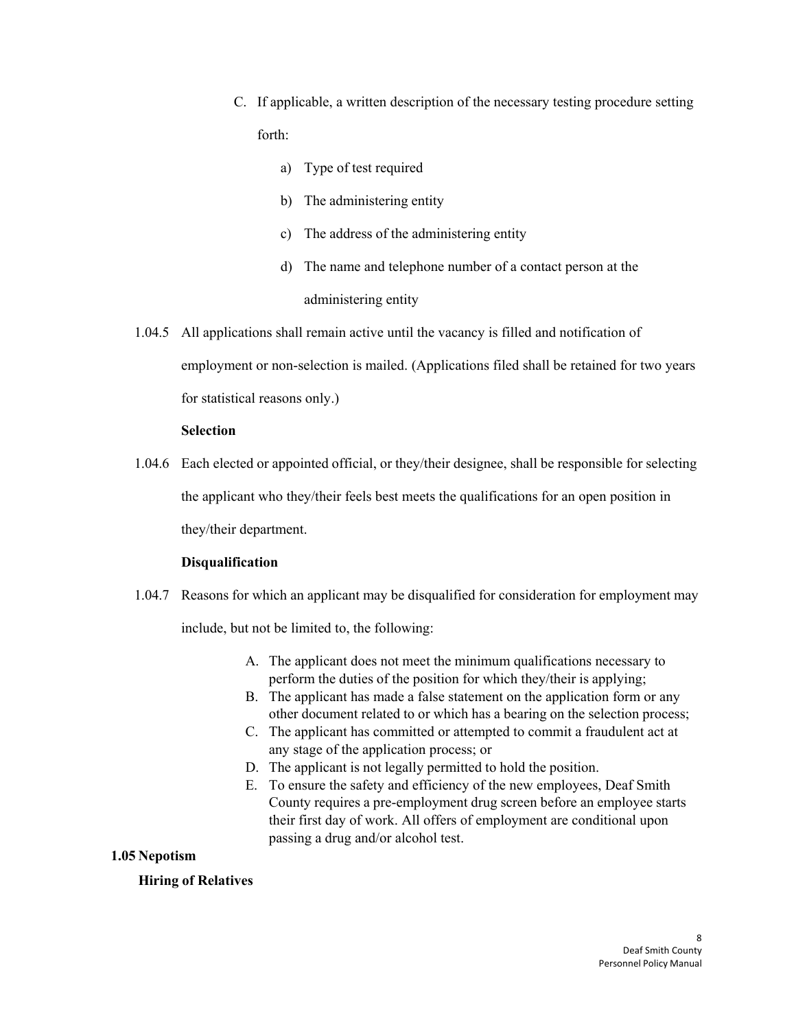C. If applicable, a written description of the necessary testing procedure setting forth:

   a) Type of test required

   b) The administering entity

   c) The address of the administering entity

   d) The name and telephone number of a contact person at the administering entity

1.04.5 All applications shall remain active until the vacancy is filled and notification of employment or non-selection is mailed. (Applications filed shall be retained for two years for statistical reasons only.)

**Selection**

1.04.6 Each elected or appointed official, or they/their designee, shall be responsible for selecting the applicant who they/their feels best meets the qualifications for an open position in they/their department.

**Disqualification**

1.04.7 Reasons for which an applicant may be disqualified for consideration for employment may include, but not be limited to, the following:

A. The applicant does not meet the minimum qualifications necessary to perform the duties of the position for which they/their is applying;
B. The applicant has made a false statement on the application form or any other document related to or which has a bearing on the selection process;
C. The applicant has committed or attempted to commit a fraudulent act at any stage of the application process; or
D. The applicant is not legally permitted to hold the position.
E. To ensure the safety and efficiency of the new employees, Deaf Smith County requires a pre-employment drug screen before an employee starts their first day of work. All offers of employment are conditional upon passing a drug and/or alcohol test.

## 1.05 Nepotism

### Hiring of Relatives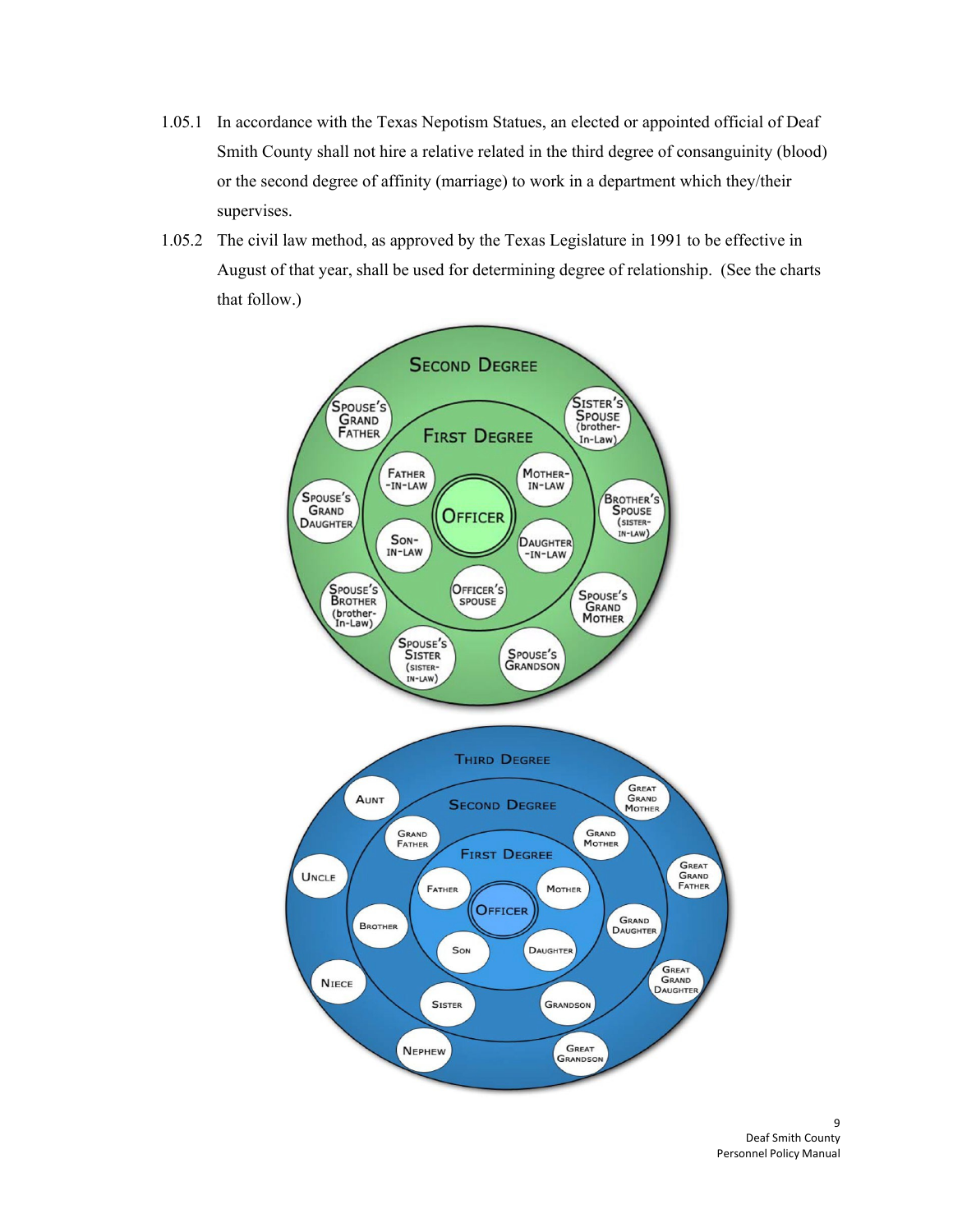1.05.1 In accordance with the Texas Nepotism Statues, an elected or appointed official of Deaf Smith County shall not hire a relative related in the third degree of consanguinity (blood) or the second degree of affinity (marriage) to work in a department which they/their supervises.

1.05.2 The civil law method, as approved by the Texas Legislature in 1991 to be effective in August of that year, shall be used for determining degree of relationship. (See the charts that follow.)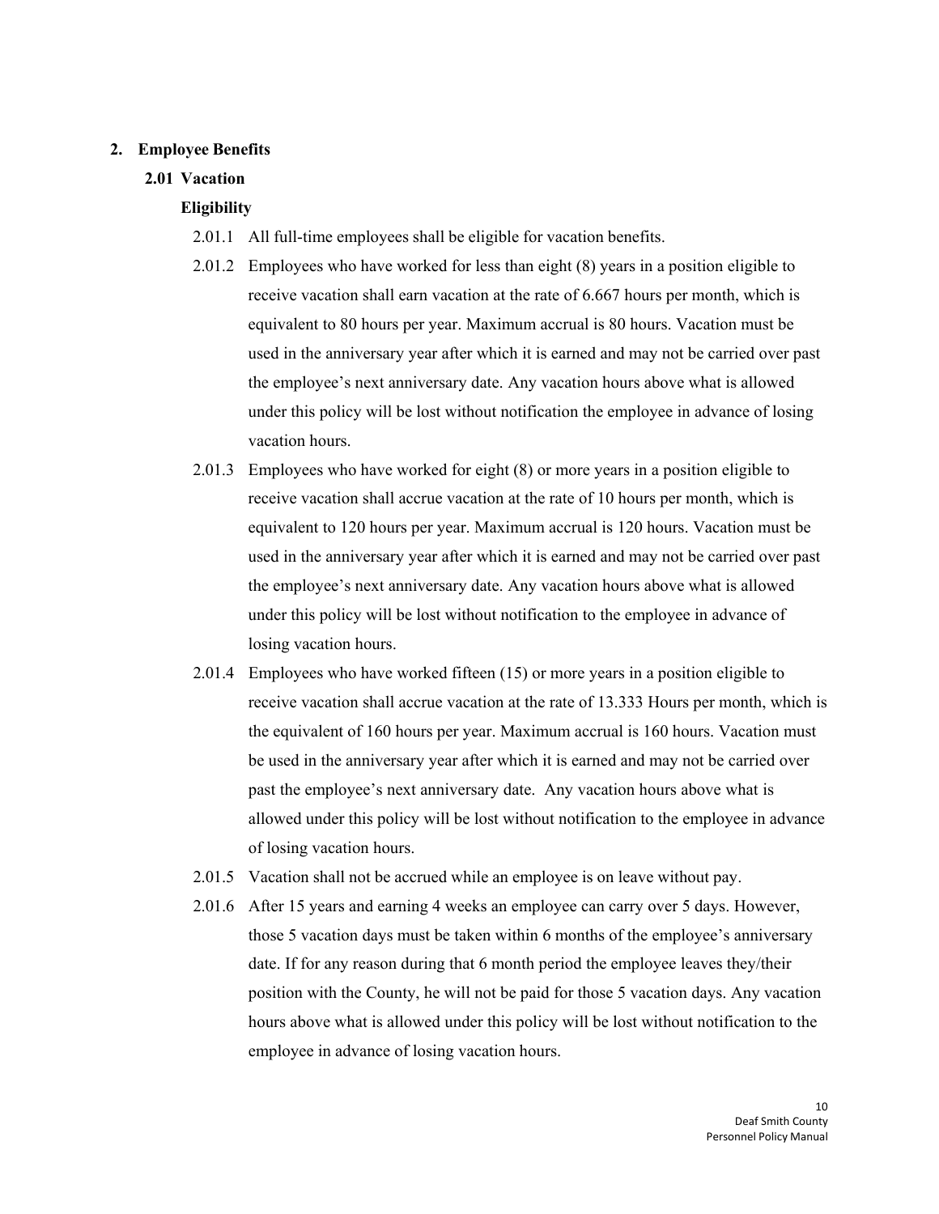## 2. Employee Benefits

### 2.01 Vacation

#### Eligibility

2.01.1 All full-time employees shall be eligible for vacation benefits.

2.01.2 Employees who have worked for less than eight (8) years in a position eligible to receive vacation shall earn vacation at the rate of 6.667 hours per month, which is equivalent to 80 hours per year. Maximum accrual is 80 hours. Vacation must be used in the anniversary year after which it is earned and may not be carried over past the employee's next anniversary date. Any vacation hours above what is allowed under this policy will be lost without notification the employee in advance of losing vacation hours.

2.01.3 Employees who have worked for eight (8) or more years in a position eligible to receive vacation shall accrue vacation at the rate of 10 hours per month, which is equivalent to 120 hours per year. Maximum accrual is 120 hours. Vacation must be used in the anniversary year after which it is earned and may not be carried over past the employee's next anniversary date. Any vacation hours above what is allowed under this policy will be lost without notification to the employee in advance of losing vacation hours.

2.01.4 Employees who have worked fifteen (15) or more years in a position eligible to receive vacation shall accrue vacation at the rate of 13.333 Hours per month, which is the equivalent of 160 hours per year. Maximum accrual is 160 hours. Vacation must be used in the anniversary year after which it is earned and may not be carried over past the employee's next anniversary date. Any vacation hours above what is allowed under this policy will be lost without notification to the employee in advance of losing vacation hours.

2.01.5 Vacation shall not be accrued while an employee is on leave without pay.

2.01.6 After 15 years and earning 4 weeks an employee can carry over 5 days. However, those 5 vacation days must be taken within 6 months of the employee's anniversary date. If for any reason during that 6 month period the employee leaves they/their position with the County, he will not be paid for those 5 vacation days. Any vacation hours above what is allowed under this policy will be lost without notification to the employee in advance of losing vacation hours.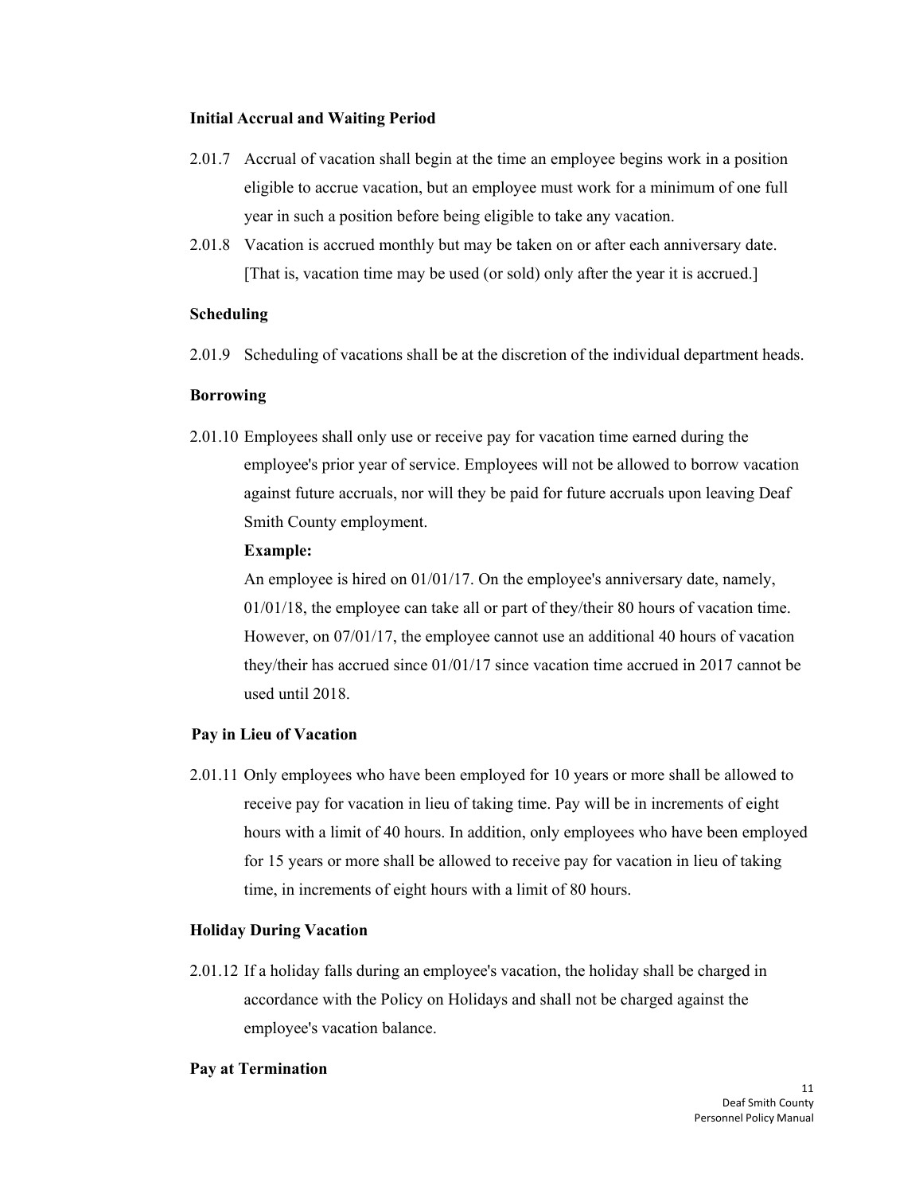**Initial Accrual and Waiting Period**

2.01.7 Accrual of vacation shall begin at the time an employee begins work in a position eligible to accrue vacation, but an employee must work for a minimum of one full year in such a position before being eligible to take any vacation.

2.01.8 Vacation is accrued monthly but may be taken on or after each anniversary date. [That is, vacation time may be used (or sold) only after the year it is accrued.]

**Scheduling**

2.01.9 Scheduling of vacations shall be at the discretion of the individual department heads.

**Borrowing**

2.01.10 Employees shall only use or receive pay for vacation time earned during the employee's prior year of service. Employees will not be allowed to borrow vacation against future accruals, nor will they be paid for future accruals upon leaving Deaf Smith County employment.

**Example:**

An employee is hired on 01/01/17. On the employee's anniversary date, namely, 01/01/18, the employee can take all or part of they/their 80 hours of vacation time. However, on 07/01/17, the employee cannot use an additional 40 hours of vacation they/their has accrued since 01/01/17 since vacation time accrued in 2017 cannot be used until 2018.

**Pay in Lieu of Vacation**

2.01.11 Only employees who have been employed for 10 years or more shall be allowed to receive pay for vacation in lieu of taking time. Pay will be in increments of eight hours with a limit of 40 hours. In addition, only employees who have been employed for 15 years or more shall be allowed to receive pay for vacation in lieu of taking time, in increments of eight hours with a limit of 80 hours.

**Holiday During Vacation**

2.01.12 If a holiday falls during an employee's vacation, the holiday shall be charged in accordance with the Policy on Holidays and shall not be charged against the employee's vacation balance.

**Pay at Termination**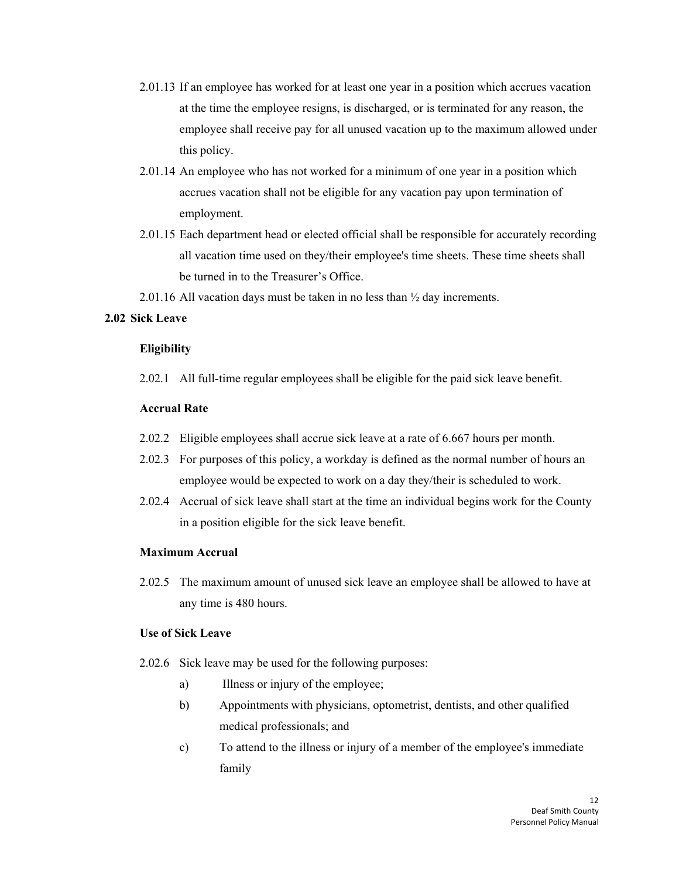2.01.13 If an employee has worked for at least one year in a position which accrues vacation at the time the employee resigns, is discharged, or is terminated for any reason, the employee shall receive pay for all unused vacation up to the maximum allowed under this policy.

2.01.14 An employee who has not worked for a minimum of one year in a position which accrues vacation shall not be eligible for any vacation pay upon termination of employment.

2.01.15 Each department head or elected official shall be responsible for accurately recording all vacation time used on they/their employee's time sheets. These time sheets shall be turned in to the Treasurer's Office.

2.01.16 All vacation days must be taken in no less than ½ day increments.

## 2.02 Sick Leave

### Eligibility

2.02.1 All full-time regular employees shall be eligible for the paid sick leave benefit.

### Accrual Rate

2.02.2 Eligible employees shall accrue sick leave at a rate of 6.667 hours per month.

2.02.3 For purposes of this policy, a workday is defined as the normal number of hours an employee would be expected to work on a day they/their is scheduled to work.

2.02.4 Accrual of sick leave shall start at the time an individual begins work for the County in a position eligible for the sick leave benefit.

### Maximum Accrual

2.02.5 The maximum amount of unused sick leave an employee shall be allowed to have at any time is 480 hours.

### Use of Sick Leave

2.02.6 Sick leave may be used for the following purposes:

a) Illness or injury of the employee;

b) Appointments with physicians, optometrist, dentists, and other qualified medical professionals; and

c) To attend to the illness or injury of a member of the employee's immediate family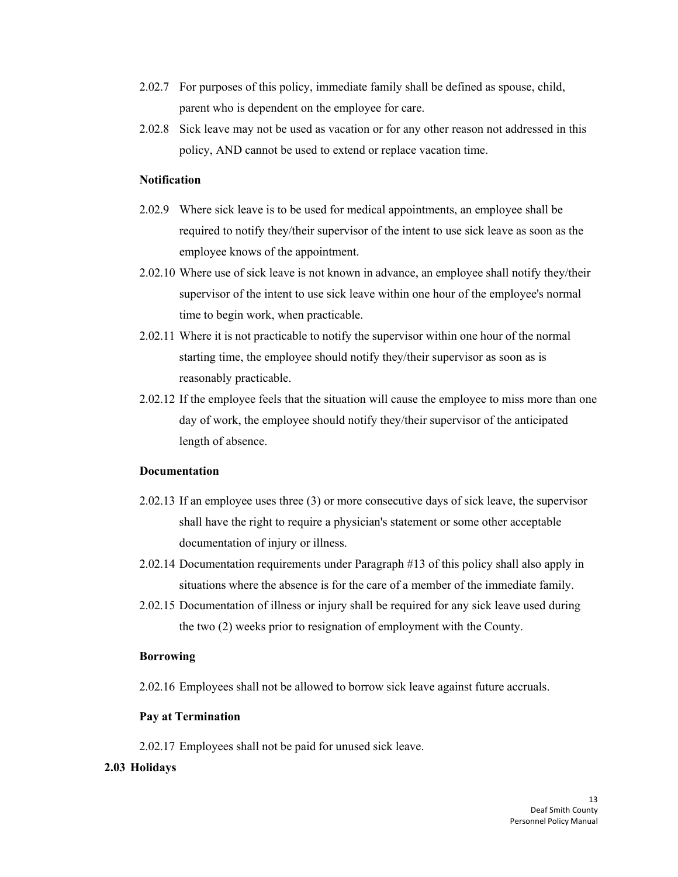2.02.7 For purposes of this policy, immediate family shall be defined as spouse, child, parent who is dependent on the employee for care.

2.02.8 Sick leave may not be used as vacation or for any other reason not addressed in this policy, AND cannot be used to extend or replace vacation time.

**Notification**

2.02.9 Where sick leave is to be used for medical appointments, an employee shall be required to notify they/their supervisor of the intent to use sick leave as soon as the employee knows of the appointment.

2.02.10 Where use of sick leave is not known in advance, an employee shall notify they/their supervisor of the intent to use sick leave within one hour of the employee's normal time to begin work, when practicable.

2.02.11 Where it is not practicable to notify the supervisor within one hour of the normal starting time, the employee should notify they/their supervisor as soon as is reasonably practicable.

2.02.12 If the employee feels that the situation will cause the employee to miss more than one day of work, the employee should notify they/their supervisor of the anticipated length of absence.

**Documentation**

2.02.13 If an employee uses three (3) or more consecutive days of sick leave, the supervisor shall have the right to require a physician's statement or some other acceptable documentation of injury or illness.

2.02.14 Documentation requirements under Paragraph #13 of this policy shall also apply in situations where the absence is for the care of a member of the immediate family.

2.02.15 Documentation of illness or injury shall be required for any sick leave used during the two (2) weeks prior to resignation of employment with the County.

**Borrowing**

2.02.16 Employees shall not be allowed to borrow sick leave against future accruals.

**Pay at Termination**

2.02.17 Employees shall not be paid for unused sick leave.

## 2.03 Holidays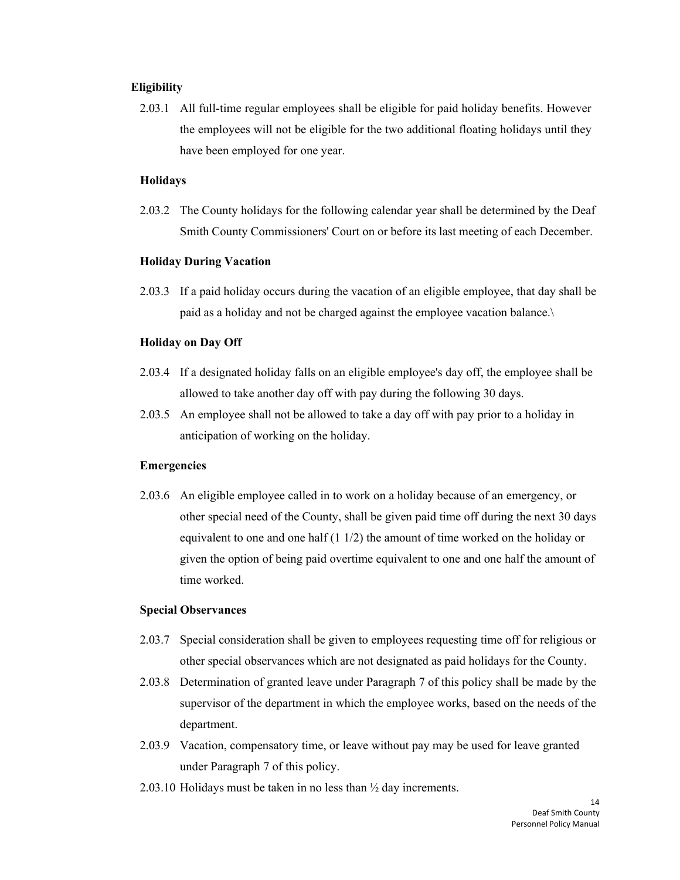**Eligibility**

2.03.1 All full-time regular employees shall be eligible for paid holiday benefits. However the employees will not be eligible for the two additional floating holidays until they have been employed for one year.

**Holidays**

2.03.2 The County holidays for the following calendar year shall be determined by the Deaf Smith County Commissioners' Court on or before its last meeting of each December.

**Holiday During Vacation**

2.03.3 If a paid holiday occurs during the vacation of an eligible employee, that day shall be paid as a holiday and not be charged against the employee vacation balance.\

**Holiday on Day Off**

2.03.4 If a designated holiday falls on an eligible employee's day off, the employee shall be allowed to take another day off with pay during the following 30 days.

2.03.5 An employee shall not be allowed to take a day off with pay prior to a holiday in anticipation of working on the holiday.

**Emergencies**

2.03.6 An eligible employee called in to work on a holiday because of an emergency, or other special need of the County, shall be given paid time off during the next 30 days equivalent to one and one half (1 1/2) the amount of time worked on the holiday or given the option of being paid overtime equivalent to one and one half the amount of time worked.

**Special Observances**

2.03.7 Special consideration shall be given to employees requesting time off for religious or other special observances which are not designated as paid holidays for the County.

2.03.8 Determination of granted leave under Paragraph 7 of this policy shall be made by the supervisor of the department in which the employee works, based on the needs of the department.

2.03.9 Vacation, compensatory time, or leave without pay may be used for leave granted under Paragraph 7 of this policy.

2.03.10 Holidays must be taken in no less than ½ day increments.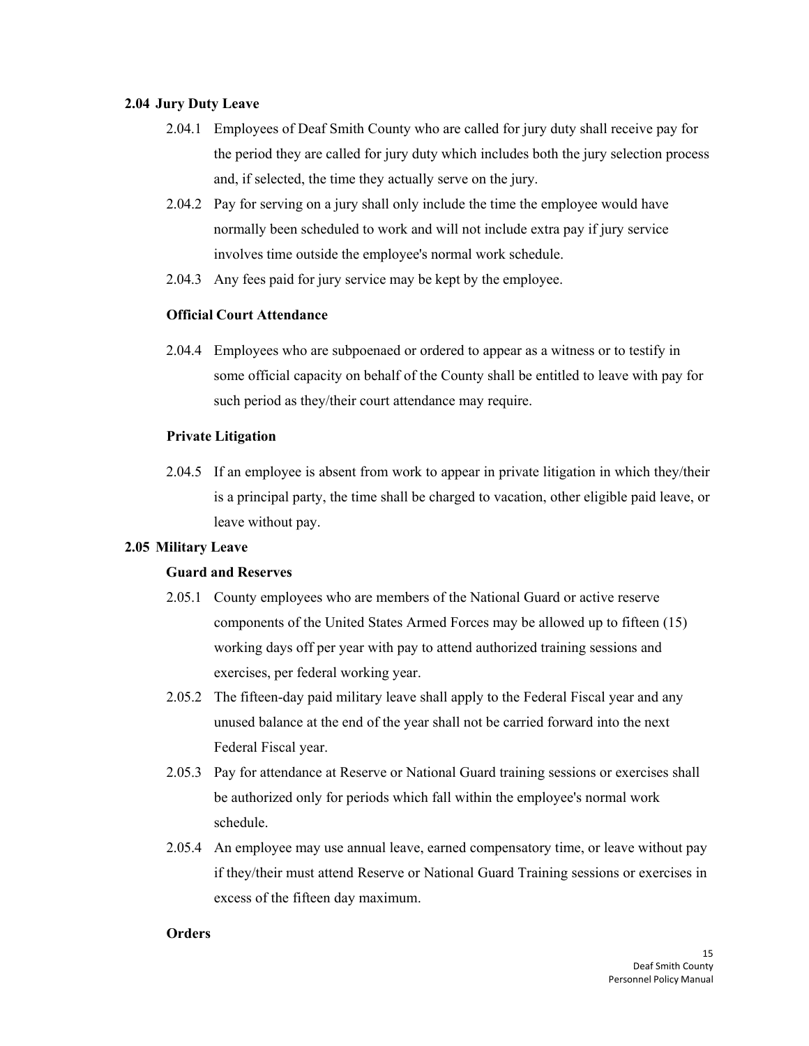## 2.04 Jury Duty Leave

2.04.1 Employees of Deaf Smith County who are called for jury duty shall receive pay for the period they are called for jury duty which includes both the jury selection process and, if selected, the time they actually serve on the jury.

2.04.2 Pay for serving on a jury shall only include the time the employee would have normally been scheduled to work and will not include extra pay if jury service involves time outside the employee's normal work schedule.

2.04.3 Any fees paid for jury service may be kept by the employee.

### Official Court Attendance

2.04.4 Employees who are subpoenaed or ordered to appear as a witness or to testify in some official capacity on behalf of the County shall be entitled to leave with pay for such period as they/their court attendance may require.

### Private Litigation

2.04.5 If an employee is absent from work to appear in private litigation in which they/their is a principal party, the time shall be charged to vacation, other eligible paid leave, or leave without pay.

## 2.05 Military Leave

### Guard and Reserves

2.05.1 County employees who are members of the National Guard or active reserve components of the United States Armed Forces may be allowed up to fifteen (15) working days off per year with pay to attend authorized training sessions and exercises, per federal working year.

2.05.2 The fifteen-day paid military leave shall apply to the Federal Fiscal year and any unused balance at the end of the year shall not be carried forward into the next Federal Fiscal year.

2.05.3 Pay for attendance at Reserve or National Guard training sessions or exercises shall be authorized only for periods which fall within the employee's normal work schedule.

2.05.4 An employee may use annual leave, earned compensatory time, or leave without pay if they/their must attend Reserve or National Guard Training sessions or exercises in excess of the fifteen day maximum.

### Orders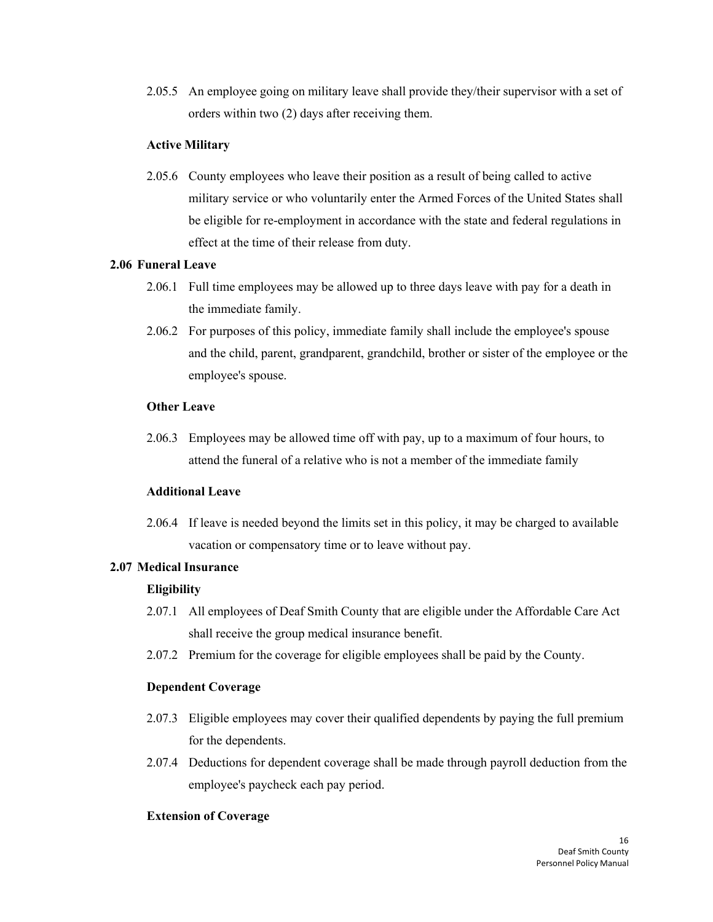2.05.5 An employee going on military leave shall provide they/their supervisor with a set of orders within two (2) days after receiving them.

**Active Military**

2.05.6 County employees who leave their position as a result of being called to active military service or who voluntarily enter the Armed Forces of the United States shall be eligible for re-employment in accordance with the state and federal regulations in effect at the time of their release from duty.

## 2.06 Funeral Leave

2.06.1 Full time employees may be allowed up to three days leave with pay for a death in the immediate family.

2.06.2 For purposes of this policy, immediate family shall include the employee's spouse and the child, parent, grandparent, grandchild, brother or sister of the employee or the employee's spouse.

**Other Leave**

2.06.3 Employees may be allowed time off with pay, up to a maximum of four hours, to attend the funeral of a relative who is not a member of the immediate family

**Additional Leave**

2.06.4 If leave is needed beyond the limits set in this policy, it may be charged to available vacation or compensatory time or to leave without pay.

## 2.07 Medical Insurance

**Eligibility**

2.07.1 All employees of Deaf Smith County that are eligible under the Affordable Care Act shall receive the group medical insurance benefit.

2.07.2 Premium for the coverage for eligible employees shall be paid by the County.

**Dependent Coverage**

2.07.3 Eligible employees may cover their qualified dependents by paying the full premium for the dependents.

2.07.4 Deductions for dependent coverage shall be made through payroll deduction from the employee's paycheck each pay period.

**Extension of Coverage**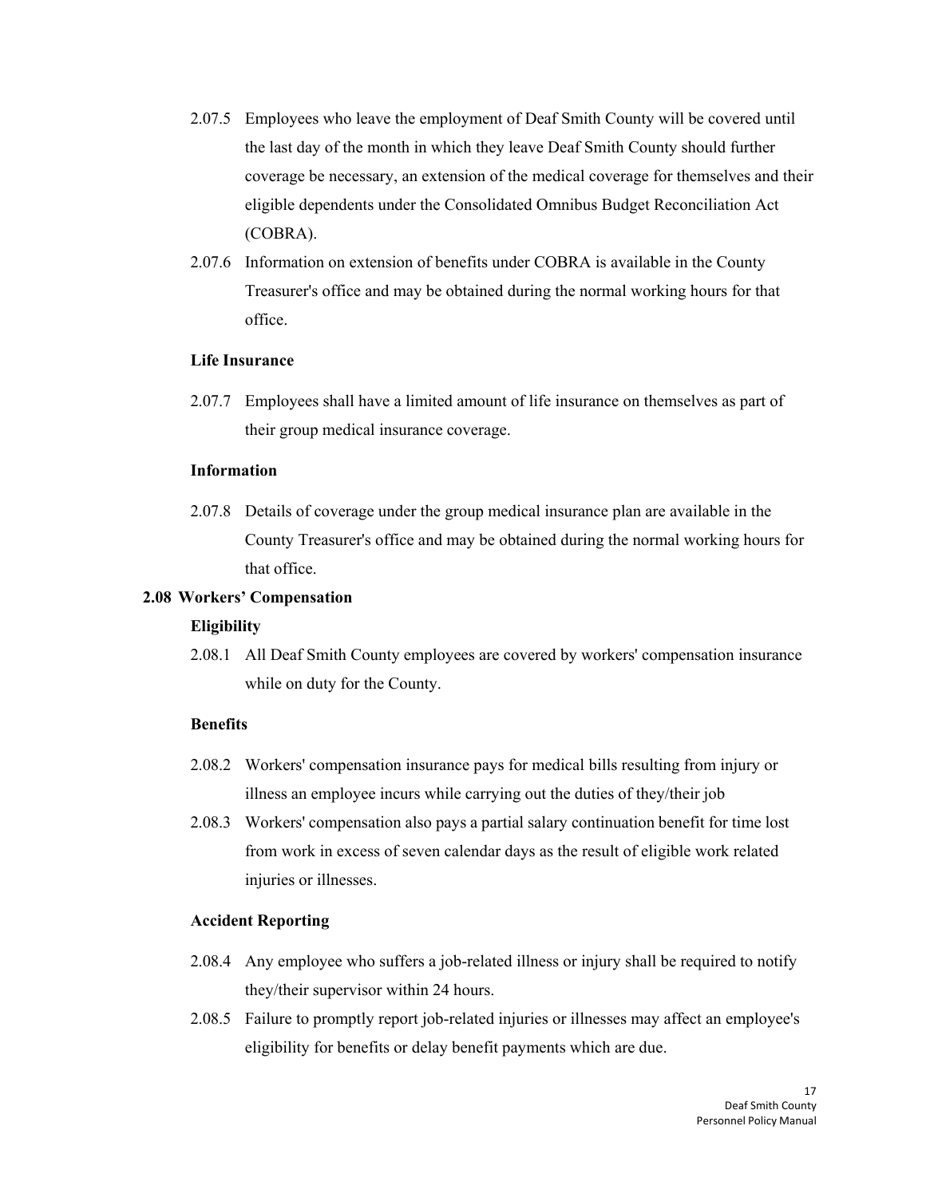2.07.5 Employees who leave the employment of Deaf Smith County will be covered until the last day of the month in which they leave Deaf Smith County should further coverage be necessary, an extension of the medical coverage for themselves and their eligible dependents under the Consolidated Omnibus Budget Reconciliation Act (COBRA).

2.07.6 Information on extension of benefits under COBRA is available in the County Treasurer's office and may be obtained during the normal working hours for that office.

**Life Insurance**

2.07.7 Employees shall have a limited amount of life insurance on themselves as part of their group medical insurance coverage.

**Information**

2.07.8 Details of coverage under the group medical insurance plan are available in the County Treasurer's office and may be obtained during the normal working hours for that office.

## 2.08 Workers' Compensation

**Eligibility**

2.08.1 All Deaf Smith County employees are covered by workers' compensation insurance while on duty for the County.

**Benefits**

2.08.2 Workers' compensation insurance pays for medical bills resulting from injury or illness an employee incurs while carrying out the duties of they/their job

2.08.3 Workers' compensation also pays a partial salary continuation benefit for time lost from work in excess of seven calendar days as the result of eligible work related injuries or illnesses.

**Accident Reporting**

2.08.4 Any employee who suffers a job-related illness or injury shall be required to notify they/their supervisor within 24 hours.

2.08.5 Failure to promptly report job-related injuries or illnesses may affect an employee's eligibility for benefits or delay benefit payments which are due.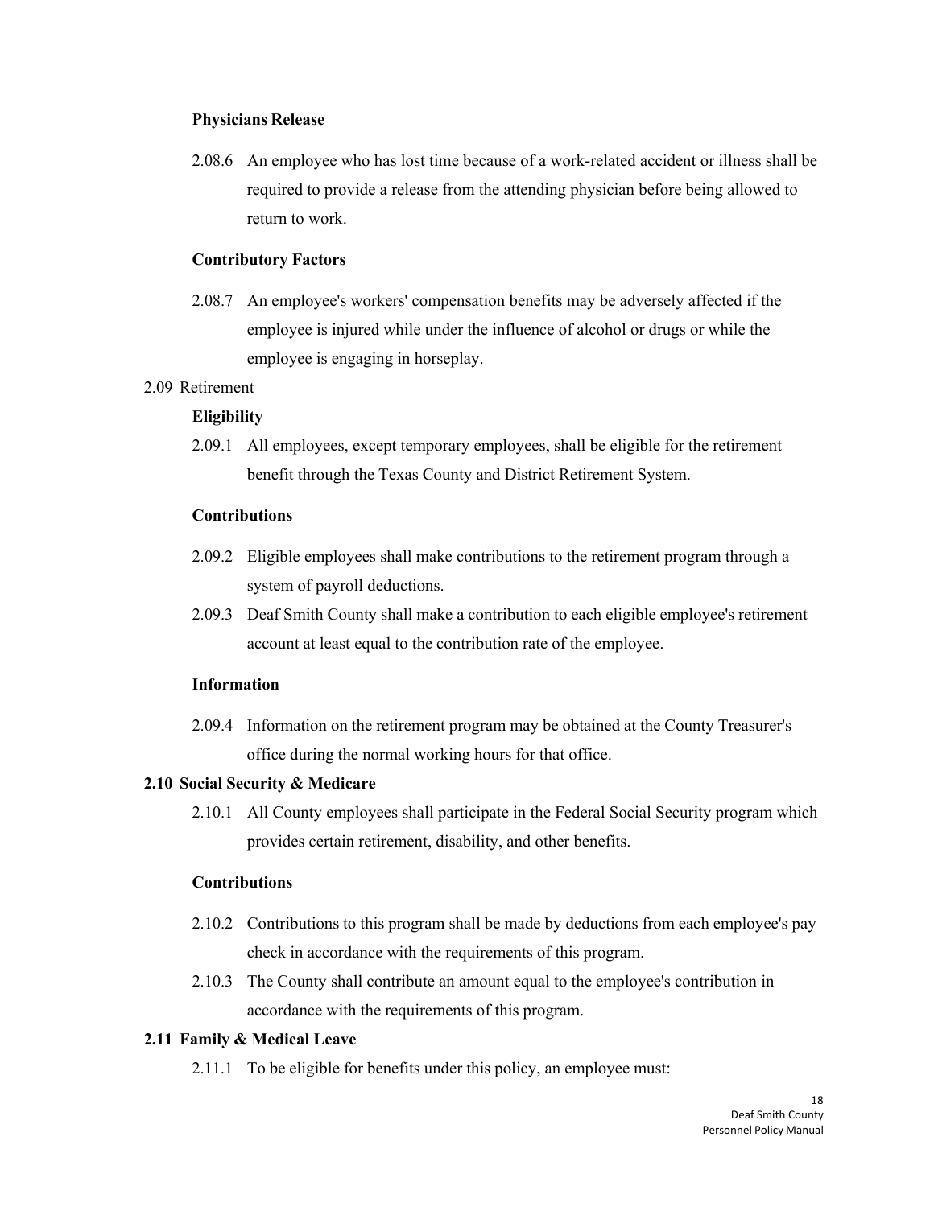**Physicians Release**

2.08.6 An employee who has lost time because of a work-related accident or illness shall be required to provide a release from the attending physician before being allowed to return to work.

**Contributory Factors**

2.08.7 An employee's workers' compensation benefits may be adversely affected if the employee is injured while under the influence of alcohol or drugs or while the employee is engaging in horseplay.

2.09 Retirement

**Eligibility**

2.09.1 All employees, except temporary employees, shall be eligible for the retirement benefit through the Texas County and District Retirement System.

**Contributions**

2.09.2 Eligible employees shall make contributions to the retirement program through a system of payroll deductions.

2.09.3 Deaf Smith County shall make a contribution to each eligible employee's retirement account at least equal to the contribution rate of the employee.

**Information**

2.09.4 Information on the retirement program may be obtained at the County Treasurer's office during the normal working hours for that office.

## 2.10 Social Security & Medicare

2.10.1 All County employees shall participate in the Federal Social Security program which provides certain retirement, disability, and other benefits.

**Contributions**

2.10.2 Contributions to this program shall be made by deductions from each employee's pay check in accordance with the requirements of this program.

2.10.3 The County shall contribute an amount equal to the employee's contribution in accordance with the requirements of this program.

## 2.11 Family & Medical Leave

2.11.1 To be eligible for benefits under this policy, an employee must: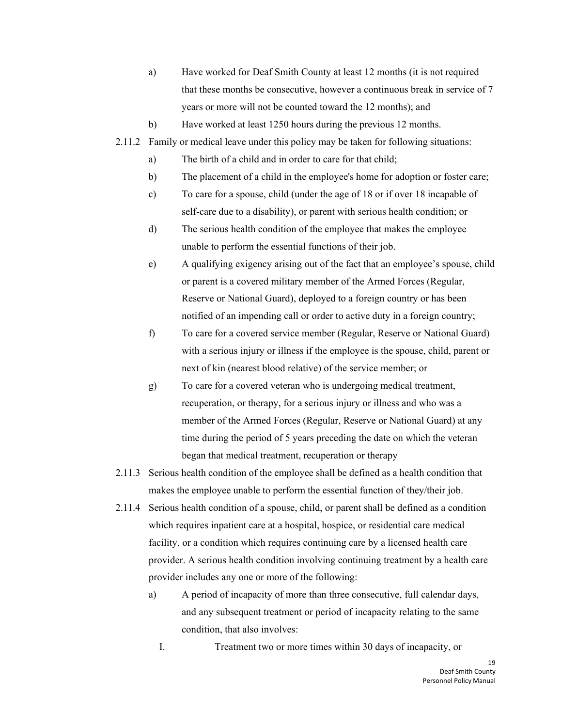a) Have worked for Deaf Smith County at least 12 months (it is not required that these months be consecutive, however a continuous break in service of 7 years or more will not be counted toward the 12 months); and

b) Have worked at least 1250 hours during the previous 12 months.

2.11.2 Family or medical leave under this policy may be taken for following situations:

a) The birth of a child and in order to care for that child;

b) The placement of a child in the employee's home for adoption or foster care;

c) To care for a spouse, child (under the age of 18 or if over 18 incapable of self-care due to a disability), or parent with serious health condition; or

d) The serious health condition of the employee that makes the employee unable to perform the essential functions of their job.

e) A qualifying exigency arising out of the fact that an employee's spouse, child or parent is a covered military member of the Armed Forces (Regular, Reserve or National Guard), deployed to a foreign country or has been notified of an impending call or order to active duty in a foreign country;

f) To care for a covered service member (Regular, Reserve or National Guard) with a serious injury or illness if the employee is the spouse, child, parent or next of kin (nearest blood relative) of the service member; or

g) To care for a covered veteran who is undergoing medical treatment, recuperation, or therapy, for a serious injury or illness and who was a member of the Armed Forces (Regular, Reserve or National Guard) at any time during the period of 5 years preceding the date on which the veteran began that medical treatment, recuperation or therapy

2.11.3 Serious health condition of the employee shall be defined as a health condition that makes the employee unable to perform the essential function of they/their job.

2.11.4 Serious health condition of a spouse, child, or parent shall be defined as a condition which requires inpatient care at a hospital, hospice, or residential care medical facility, or a condition which requires continuing care by a licensed health care provider. A serious health condition involving continuing treatment by a health care provider includes any one or more of the following:

a) A period of incapacity of more than three consecutive, full calendar days, and any subsequent treatment or period of incapacity relating to the same condition, that also involves:

I. Treatment two or more times within 30 days of incapacity, or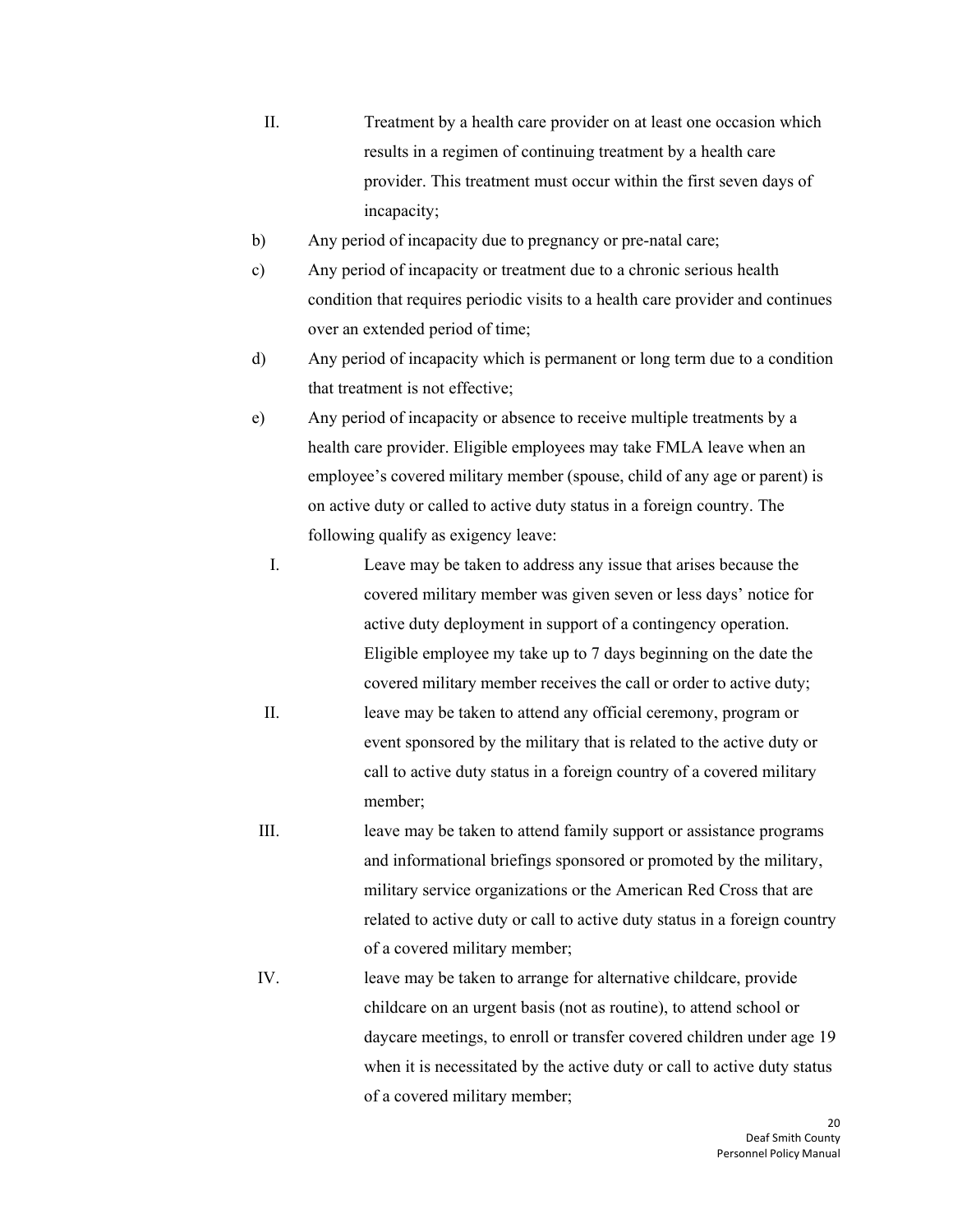II. Treatment by a health care provider on at least one occasion which results in a regimen of continuing treatment by a health care provider. This treatment must occur within the first seven days of incapacity;

b) Any period of incapacity due to pregnancy or pre-natal care;

c) Any period of incapacity or treatment due to a chronic serious health condition that requires periodic visits to a health care provider and continues over an extended period of time;

d) Any period of incapacity which is permanent or long term due to a condition that treatment is not effective;

e) Any period of incapacity or absence to receive multiple treatments by a health care provider. Eligible employees may take FMLA leave when an employee's covered military member (spouse, child of any age or parent) is on active duty or called to active duty status in a foreign country. The following qualify as exigency leave:

I. Leave may be taken to address any issue that arises because the covered military member was given seven or less days' notice for active duty deployment in support of a contingency operation. Eligible employee my take up to 7 days beginning on the date the covered military member receives the call or order to active duty;

II. leave may be taken to attend any official ceremony, program or event sponsored by the military that is related to the active duty or call to active duty status in a foreign country of a covered military member;

III. leave may be taken to attend family support or assistance programs and informational briefings sponsored or promoted by the military, military service organizations or the American Red Cross that are related to active duty or call to active duty status in a foreign country of a covered military member;

IV. leave may be taken to arrange for alternative childcare, provide childcare on an urgent basis (not as routine), to attend school or daycare meetings, to enroll or transfer covered children under age 19 when it is necessitated by the active duty or call to active duty status of a covered military member;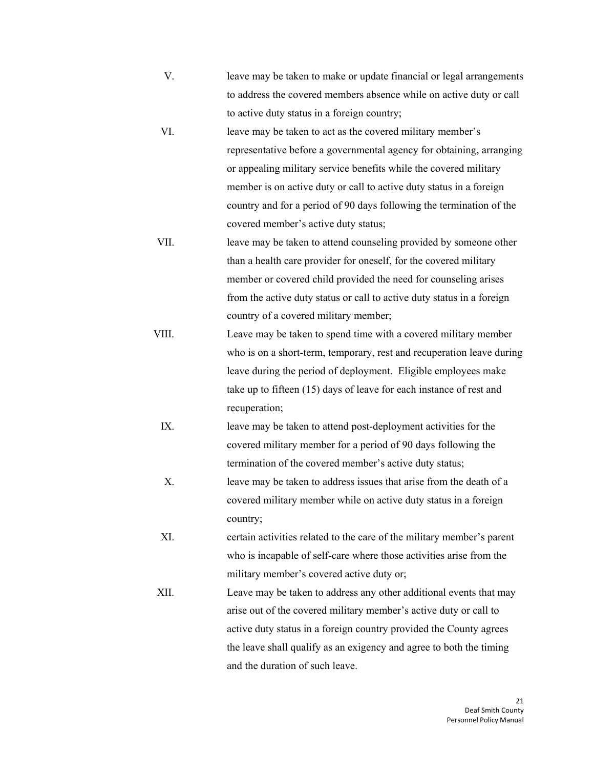V. leave may be taken to make or update financial or legal arrangements to address the covered members absence while on active duty or call to active duty status in a foreign country;

VI. leave may be taken to act as the covered military member's representative before a governmental agency for obtaining, arranging or appealing military service benefits while the covered military member is on active duty or call to active duty status in a foreign country and for a period of 90 days following the termination of the covered member's active duty status;

VII. leave may be taken to attend counseling provided by someone other than a health care provider for oneself, for the covered military member or covered child provided the need for counseling arises from the active duty status or call to active duty status in a foreign country of a covered military member;

VIII. Leave may be taken to spend time with a covered military member who is on a short-term, temporary, rest and recuperation leave during leave during the period of deployment. Eligible employees make take up to fifteen (15) days of leave for each instance of rest and recuperation;

IX. leave may be taken to attend post-deployment activities for the covered military member for a period of 90 days following the termination of the covered member's active duty status;

X. leave may be taken to address issues that arise from the death of a covered military member while on active duty status in a foreign country;

XI. certain activities related to the care of the military member's parent who is incapable of self-care where those activities arise from the military member's covered active duty or;

XII. Leave may be taken to address any other additional events that may arise out of the covered military member's active duty or call to active duty status in a foreign country provided the County agrees the leave shall qualify as an exigency and agree to both the timing and the duration of such leave.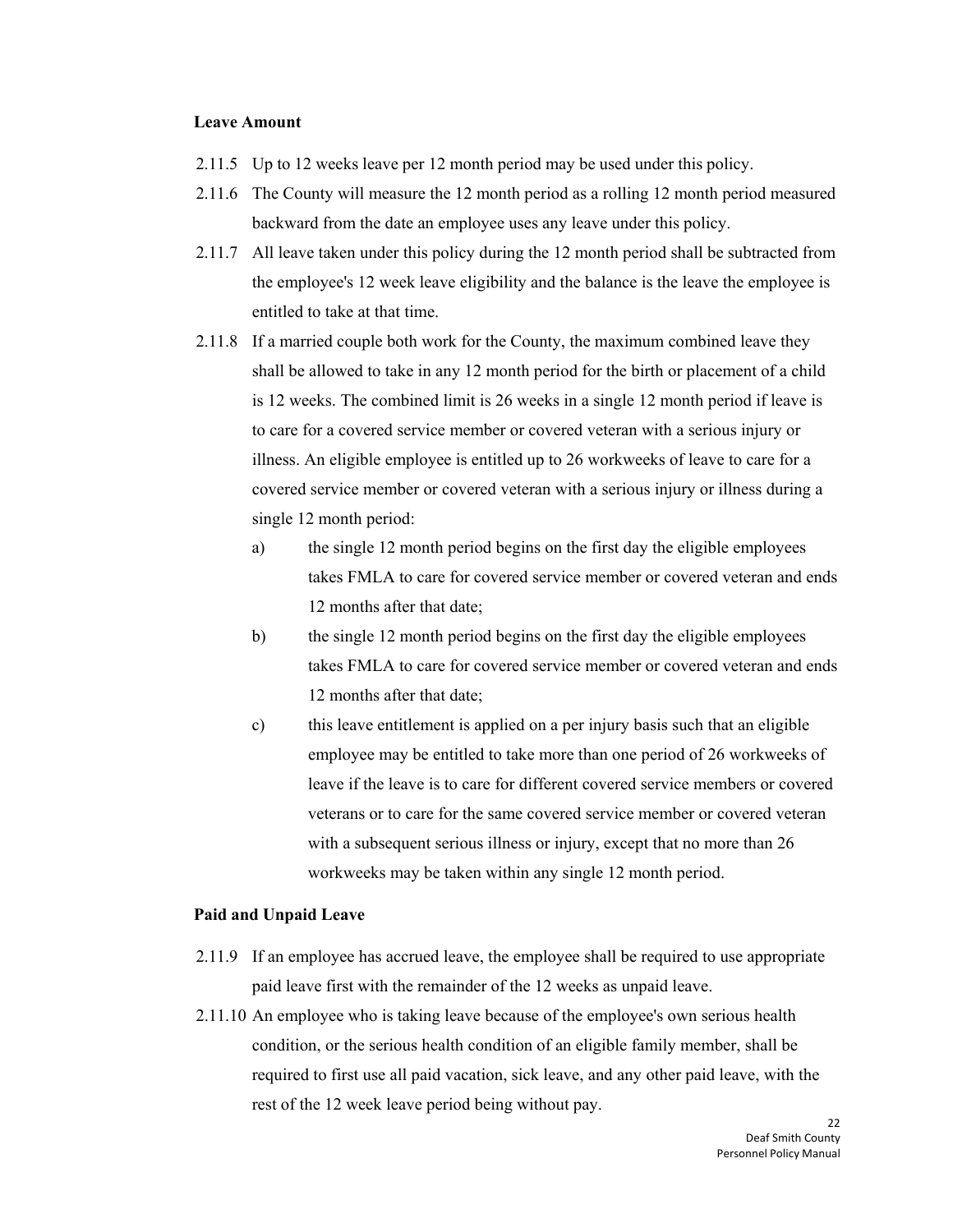**Leave Amount**

2.11.5 Up to 12 weeks leave per 12 month period may be used under this policy.

2.11.6 The County will measure the 12 month period as a rolling 12 month period measured backward from the date an employee uses any leave under this policy.

2.11.7 All leave taken under this policy during the 12 month period shall be subtracted from the employee's 12 week leave eligibility and the balance is the leave the employee is entitled to take at that time.

2.11.8 If a married couple both work for the County, the maximum combined leave they shall be allowed to take in any 12 month period for the birth or placement of a child is 12 weeks. The combined limit is 26 weeks in a single 12 month period if leave is to care for a covered service member or covered veteran with a serious injury or illness. An eligible employee is entitled up to 26 workweeks of leave to care for a covered service member or covered veteran with a serious injury or illness during a single 12 month period:

a) the single 12 month period begins on the first day the eligible employees takes FMLA to care for covered service member or covered veteran and ends 12 months after that date;

b) the single 12 month period begins on the first day the eligible employees takes FMLA to care for covered service member or covered veteran and ends 12 months after that date;

c) this leave entitlement is applied on a per injury basis such that an eligible employee may be entitled to take more than one period of 26 workweeks of leave if the leave is to care for different covered service members or covered veterans or to care for the same covered service member or covered veteran with a subsequent serious illness or injury, except that no more than 26 workweeks may be taken within any single 12 month period.

**Paid and Unpaid Leave**

2.11.9 If an employee has accrued leave, the employee shall be required to use appropriate paid leave first with the remainder of the 12 weeks as unpaid leave.

2.11.10 An employee who is taking leave because of the employee's own serious health condition, or the serious health condition of an eligible family member, shall be required to first use all paid vacation, sick leave, and any other paid leave, with the rest of the 12 week leave period being without pay.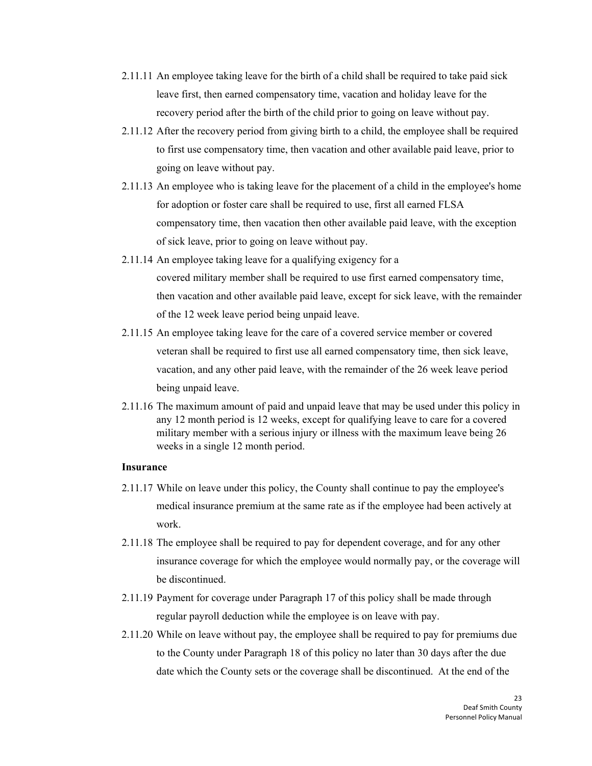2.11.11 An employee taking leave for the birth of a child shall be required to take paid sick leave first, then earned compensatory time, vacation and holiday leave for the recovery period after the birth of the child prior to going on leave without pay.

2.11.12 After the recovery period from giving birth to a child, the employee shall be required to first use compensatory time, then vacation and other available paid leave, prior to going on leave without pay.

2.11.13 An employee who is taking leave for the placement of a child in the employee's home for adoption or foster care shall be required to use, first all earned FLSA compensatory time, then vacation then other available paid leave, with the exception of sick leave, prior to going on leave without pay.

2.11.14 An employee taking leave for a qualifying exigency for a covered military member shall be required to use first earned compensatory time, then vacation and other available paid leave, except for sick leave, with the remainder of the 12 week leave period being unpaid leave.

2.11.15 An employee taking leave for the care of a covered service member or covered veteran shall be required to first use all earned compensatory time, then sick leave, vacation, and any other paid leave, with the remainder of the 26 week leave period being unpaid leave.

2.11.16 The maximum amount of paid and unpaid leave that may be used under this policy in any 12 month period is 12 weeks, except for qualifying leave to care for a covered military member with a serious injury or illness with the maximum leave being 26 weeks in a single 12 month period.

**Insurance**

2.11.17 While on leave under this policy, the County shall continue to pay the employee's medical insurance premium at the same rate as if the employee had been actively at work.

2.11.18 The employee shall be required to pay for dependent coverage, and for any other insurance coverage for which the employee would normally pay, or the coverage will be discontinued.

2.11.19 Payment for coverage under Paragraph 17 of this policy shall be made through regular payroll deduction while the employee is on leave with pay.

2.11.20 While on leave without pay, the employee shall be required to pay for premiums due to the County under Paragraph 18 of this policy no later than 30 days after the due date which the County sets or the coverage shall be discontinued. At the end of the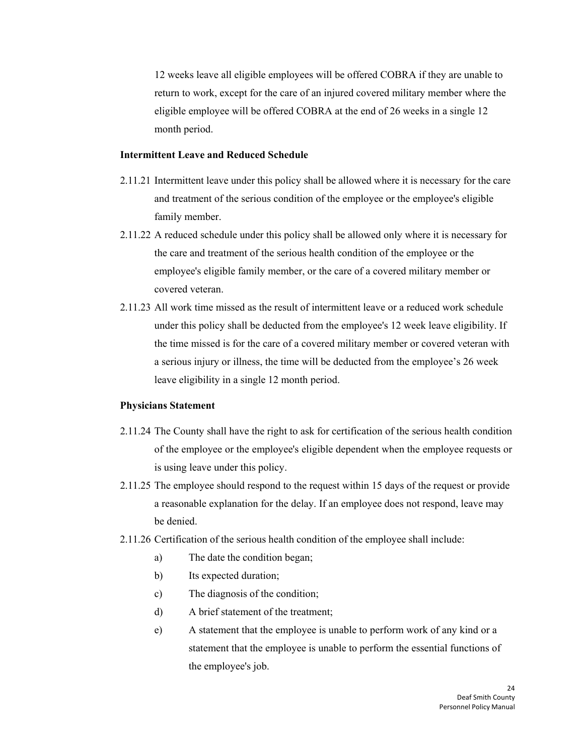12 weeks leave all eligible employees will be offered COBRA if they are unable to return to work, except for the care of an injured covered military member where the eligible employee will be offered COBRA at the end of 26 weeks in a single 12 month period.

**Intermittent Leave and Reduced Schedule**

2.11.21 Intermittent leave under this policy shall be allowed where it is necessary for the care and treatment of the serious condition of the employee or the employee's eligible family member.

2.11.22 A reduced schedule under this policy shall be allowed only where it is necessary for the care and treatment of the serious health condition of the employee or the employee's eligible family member, or the care of a covered military member or covered veteran.

2.11.23 All work time missed as the result of intermittent leave or a reduced work schedule under this policy shall be deducted from the employee's 12 week leave eligibility. If the time missed is for the care of a covered military member or covered veteran with a serious injury or illness, the time will be deducted from the employee's 26 week leave eligibility in a single 12 month period.

**Physicians Statement**

2.11.24 The County shall have the right to ask for certification of the serious health condition of the employee or the employee's eligible dependent when the employee requests or is using leave under this policy.

2.11.25 The employee should respond to the request within 15 days of the request or provide a reasonable explanation for the delay. If an employee does not respond, leave may be denied.

2.11.26 Certification of the serious health condition of the employee shall include:

a) The date the condition began;

b) Its expected duration;

c) The diagnosis of the condition;

d) A brief statement of the treatment;

e) A statement that the employee is unable to perform work of any kind or a statement that the employee is unable to perform the essential functions of the employee's job.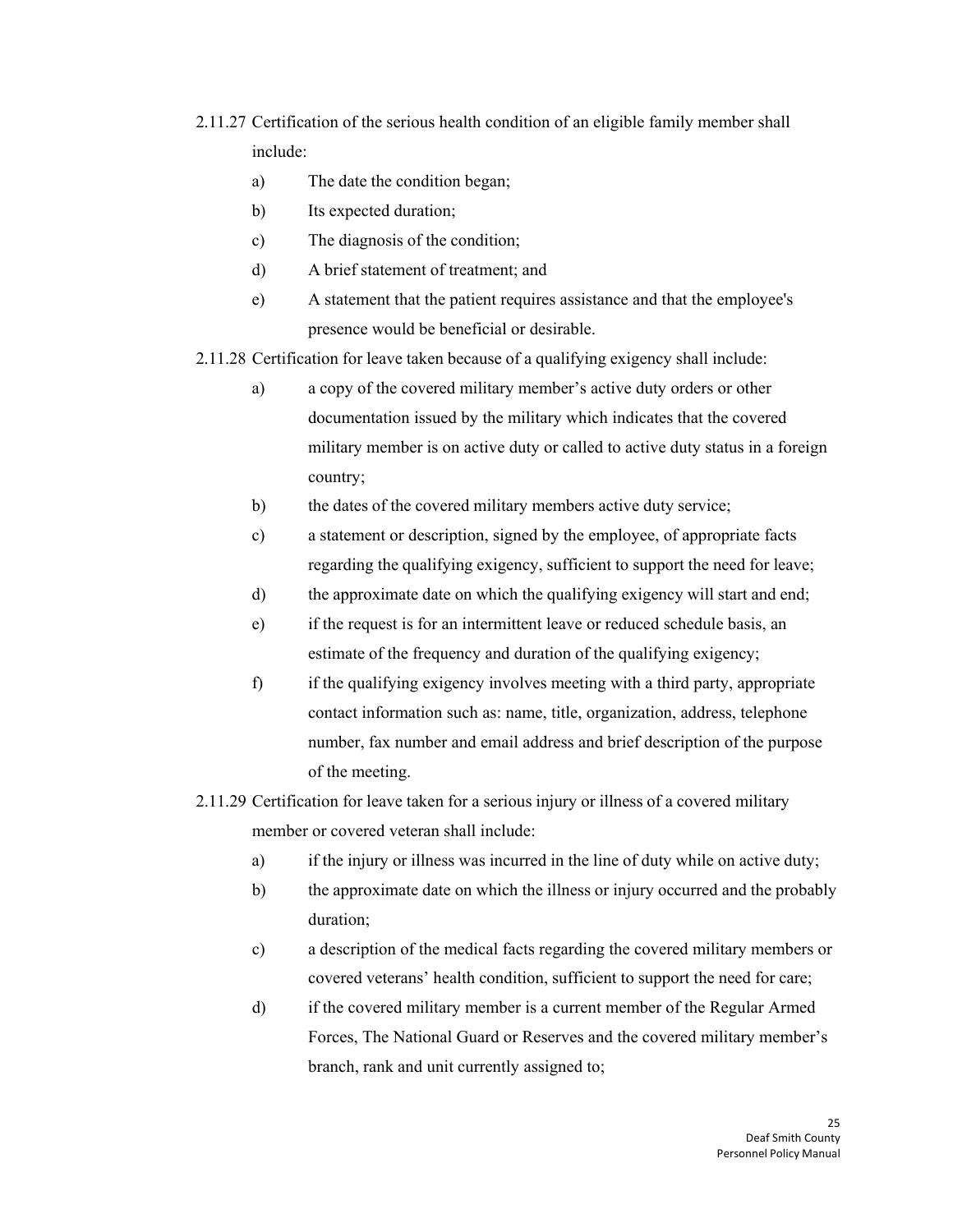2.11.27 Certification of the serious health condition of an eligible family member shall include:

a) The date the condition began;

b) Its expected duration;

c) The diagnosis of the condition;

d) A brief statement of treatment; and

e) A statement that the patient requires assistance and that the employee's presence would be beneficial or desirable.

2.11.28 Certification for leave taken because of a qualifying exigency shall include:

a) a copy of the covered military member's active duty orders or other documentation issued by the military which indicates that the covered military member is on active duty or called to active duty status in a foreign country;

b) the dates of the covered military members active duty service;

c) a statement or description, signed by the employee, of appropriate facts regarding the qualifying exigency, sufficient to support the need for leave;

d) the approximate date on which the qualifying exigency will start and end;

e) if the request is for an intermittent leave or reduced schedule basis, an estimate of the frequency and duration of the qualifying exigency;

f) if the qualifying exigency involves meeting with a third party, appropriate contact information such as: name, title, organization, address, telephone number, fax number and email address and brief description of the purpose of the meeting.

2.11.29 Certification for leave taken for a serious injury or illness of a covered military member or covered veteran shall include:

a) if the injury or illness was incurred in the line of duty while on active duty;

b) the approximate date on which the illness or injury occurred and the probably duration;

c) a description of the medical facts regarding the covered military members or covered veterans' health condition, sufficient to support the need for care;

d) if the covered military member is a current member of the Regular Armed Forces, The National Guard or Reserves and the covered military member's branch, rank and unit currently assigned to;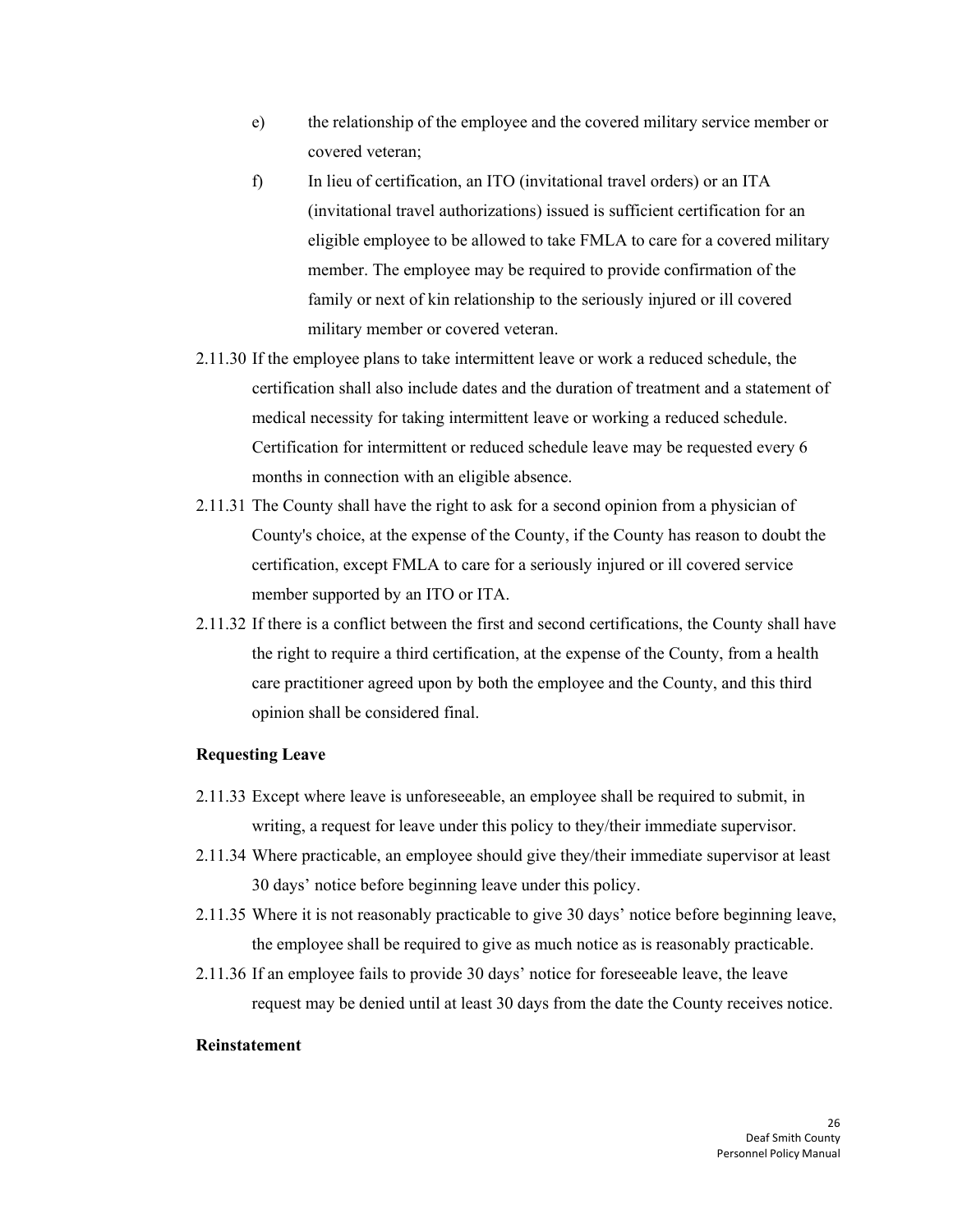e) the relationship of the employee and the covered military service member or covered veteran;

f) In lieu of certification, an ITO (invitational travel orders) or an ITA (invitational travel authorizations) issued is sufficient certification for an eligible employee to be allowed to take FMLA to care for a covered military member. The employee may be required to provide confirmation of the family or next of kin relationship to the seriously injured or ill covered military member or covered veteran.

2.11.30 If the employee plans to take intermittent leave or work a reduced schedule, the certification shall also include dates and the duration of treatment and a statement of medical necessity for taking intermittent leave or working a reduced schedule. Certification for intermittent or reduced schedule leave may be requested every 6 months in connection with an eligible absence.

2.11.31 The County shall have the right to ask for a second opinion from a physician of County's choice, at the expense of the County, if the County has reason to doubt the certification, except FMLA to care for a seriously injured or ill covered service member supported by an ITO or ITA.

2.11.32 If there is a conflict between the first and second certifications, the County shall have the right to require a third certification, at the expense of the County, from a health care practitioner agreed upon by both the employee and the County, and this third opinion shall be considered final.

**Requesting Leave**

2.11.33 Except where leave is unforeseeable, an employee shall be required to submit, in writing, a request for leave under this policy to they/their immediate supervisor.

2.11.34 Where practicable, an employee should give they/their immediate supervisor at least 30 days' notice before beginning leave under this policy.

2.11.35 Where it is not reasonably practicable to give 30 days' notice before beginning leave, the employee shall be required to give as much notice as is reasonably practicable.

2.11.36 If an employee fails to provide 30 days' notice for foreseeable leave, the leave request may be denied until at least 30 days from the date the County receives notice.

**Reinstatement**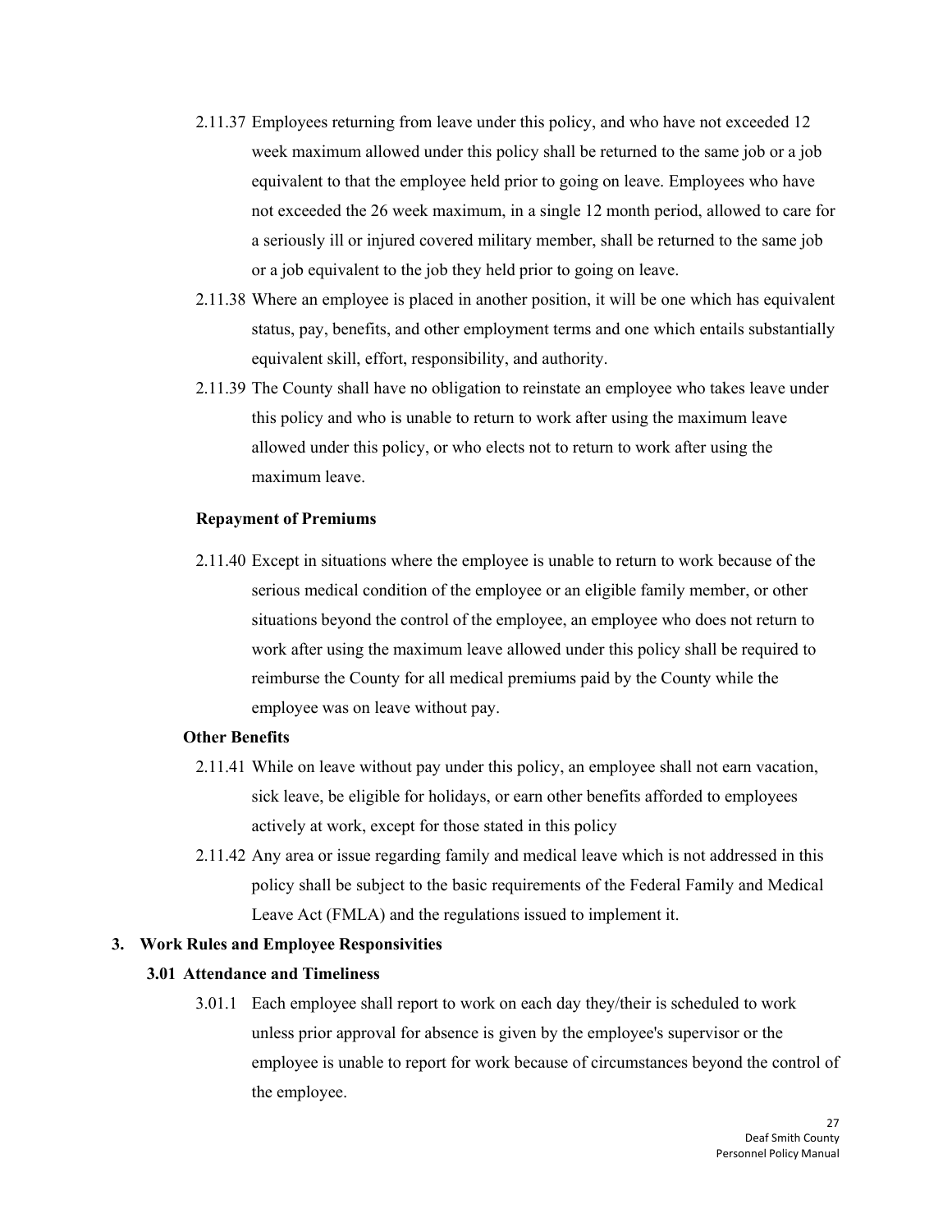2.11.37 Employees returning from leave under this policy, and who have not exceeded 12 week maximum allowed under this policy shall be returned to the same job or a job equivalent to that the employee held prior to going on leave. Employees who have not exceeded the 26 week maximum, in a single 12 month period, allowed to care for a seriously ill or injured covered military member, shall be returned to the same job or a job equivalent to the job they held prior to going on leave.

2.11.38 Where an employee is placed in another position, it will be one which has equivalent status, pay, benefits, and other employment terms and one which entails substantially equivalent skill, effort, responsibility, and authority.

2.11.39 The County shall have no obligation to reinstate an employee who takes leave under this policy and who is unable to return to work after using the maximum leave allowed under this policy, or who elects not to return to work after using the maximum leave.

**Repayment of Premiums**

2.11.40 Except in situations where the employee is unable to return to work because of the serious medical condition of the employee or an eligible family member, or other situations beyond the control of the employee, an employee who does not return to work after using the maximum leave allowed under this policy shall be required to reimburse the County for all medical premiums paid by the County while the employee was on leave without pay.

**Other Benefits**

2.11.41 While on leave without pay under this policy, an employee shall not earn vacation, sick leave, be eligible for holidays, or earn other benefits afforded to employees actively at work, except for those stated in this policy

2.11.42 Any area or issue regarding family and medical leave which is not addressed in this policy shall be subject to the basic requirements of the Federal Family and Medical Leave Act (FMLA) and the regulations issued to implement it.

## 3. Work Rules and Employee Responsivities

### 3.01 Attendance and Timeliness

3.01.1 Each employee shall report to work on each day they/their is scheduled to work unless prior approval for absence is given by the employee's supervisor or the employee is unable to report for work because of circumstances beyond the control of the employee.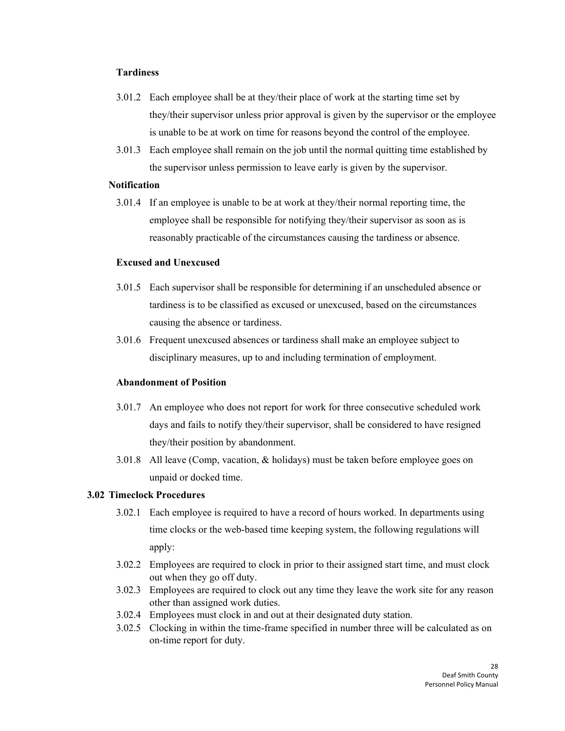**Tardiness**

3.01.2 Each employee shall be at they/their place of work at the starting time set by they/their supervisor unless prior approval is given by the supervisor or the employee is unable to be at work on time for reasons beyond the control of the employee.

3.01.3 Each employee shall remain on the job until the normal quitting time established by the supervisor unless permission to leave early is given by the supervisor.

**Notification**

3.01.4 If an employee is unable to be at work at they/their normal reporting time, the employee shall be responsible for notifying they/their supervisor as soon as is reasonably practicable of the circumstances causing the tardiness or absence.

**Excused and Unexcused**

3.01.5 Each supervisor shall be responsible for determining if an unscheduled absence or tardiness is to be classified as excused or unexcused, based on the circumstances causing the absence or tardiness.

3.01.6 Frequent unexcused absences or tardiness shall make an employee subject to disciplinary measures, up to and including termination of employment.

**Abandonment of Position**

3.01.7 An employee who does not report for work for three consecutive scheduled work days and fails to notify they/their supervisor, shall be considered to have resigned they/their position by abandonment.

3.01.8 All leave (Comp, vacation, & holidays) must be taken before employee goes on unpaid or docked time.

**3.02 Timeclock Procedures**

3.02.1 Each employee is required to have a record of hours worked. In departments using time clocks or the web-based time keeping system, the following regulations will apply:

3.02.2 Employees are required to clock in prior to their assigned start time, and must clock out when they go off duty.

3.02.3 Employees are required to clock out any time they leave the work site for any reason other than assigned work duties.

3.02.4 Employees must clock in and out at their designated duty station.

3.02.5 Clocking in within the time-frame specified in number three will be calculated as on on-time report for duty.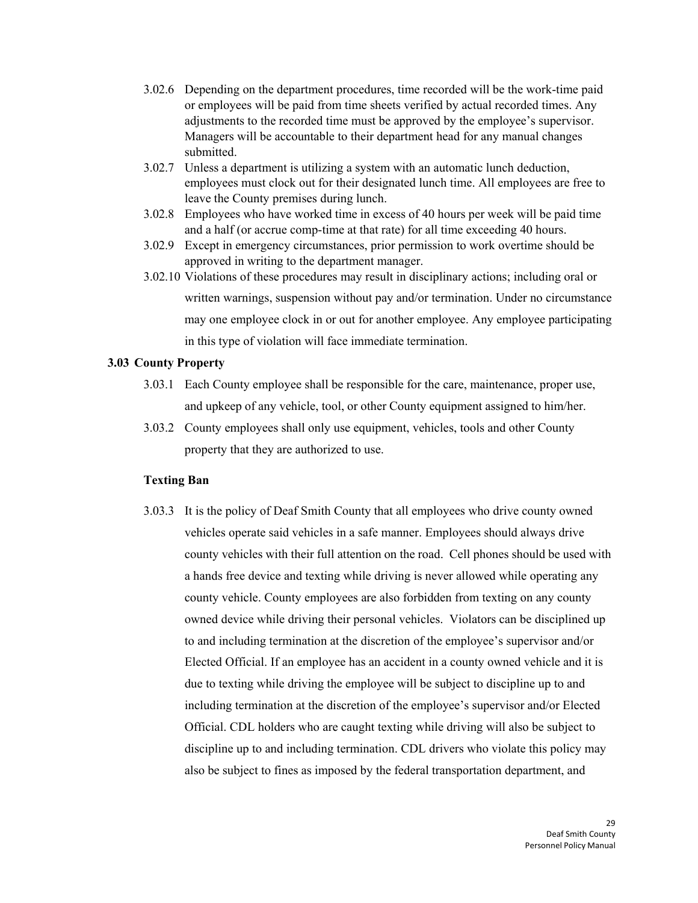3.02.6 Depending on the department procedures, time recorded will be the work-time paid or employees will be paid from time sheets verified by actual recorded times. Any adjustments to the recorded time must be approved by the employee's supervisor. Managers will be accountable to their department head for any manual changes submitted.

3.02.7 Unless a department is utilizing a system with an automatic lunch deduction, employees must clock out for their designated lunch time. All employees are free to leave the County premises during lunch.

3.02.8 Employees who have worked time in excess of 40 hours per week will be paid time and a half (or accrue comp-time at that rate) for all time exceeding 40 hours.

3.02.9 Except in emergency circumstances, prior permission to work overtime should be approved in writing to the department manager.

3.02.10 Violations of these procedures may result in disciplinary actions; including oral or written warnings, suspension without pay and/or termination. Under no circumstance may one employee clock in or out for another employee. Any employee participating in this type of violation will face immediate termination.

### 3.03 County Property

3.03.1 Each County employee shall be responsible for the care, maintenance, proper use, and upkeep of any vehicle, tool, or other County equipment assigned to him/her.

3.03.2 County employees shall only use equipment, vehicles, tools and other County property that they are authorized to use.

**Texting Ban**

3.03.3 It is the policy of Deaf Smith County that all employees who drive county owned vehicles operate said vehicles in a safe manner. Employees should always drive county vehicles with their full attention on the road. Cell phones should be used with a hands free device and texting while driving is never allowed while operating any county vehicle. County employees are also forbidden from texting on any county owned device while driving their personal vehicles. Violators can be disciplined up to and including termination at the discretion of the employee's supervisor and/or Elected Official. If an employee has an accident in a county owned vehicle and it is due to texting while driving the employee will be subject to discipline up to and including termination at the discretion of the employee's supervisor and/or Elected Official. CDL holders who are caught texting while driving will also be subject to discipline up to and including termination. CDL drivers who violate this policy may also be subject to fines as imposed by the federal transportation department, and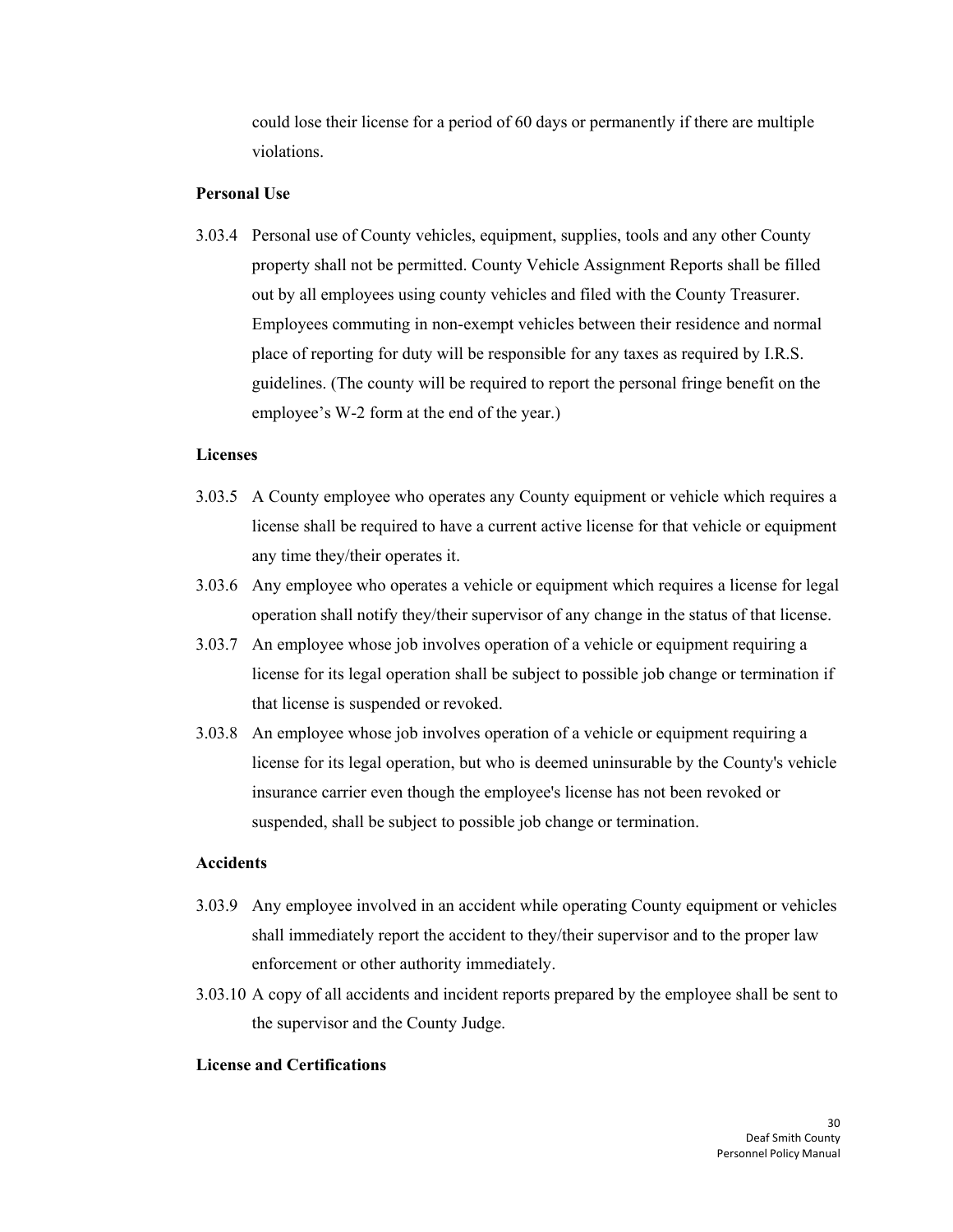could lose their license for a period of 60 days or permanently if there are multiple violations.

**Personal Use**

3.03.4 Personal use of County vehicles, equipment, supplies, tools and any other County property shall not be permitted. County Vehicle Assignment Reports shall be filled out by all employees using county vehicles and filed with the County Treasurer. Employees commuting in non-exempt vehicles between their residence and normal place of reporting for duty will be responsible for any taxes as required by I.R.S. guidelines. (The county will be required to report the personal fringe benefit on the employee's W-2 form at the end of the year.)

**Licenses**

3.03.5 A County employee who operates any County equipment or vehicle which requires a license shall be required to have a current active license for that vehicle or equipment any time they/their operates it.

3.03.6 Any employee who operates a vehicle or equipment which requires a license for legal operation shall notify they/their supervisor of any change in the status of that license.

3.03.7 An employee whose job involves operation of a vehicle or equipment requiring a license for its legal operation shall be subject to possible job change or termination if that license is suspended or revoked.

3.03.8 An employee whose job involves operation of a vehicle or equipment requiring a license for its legal operation, but who is deemed uninsurable by the County's vehicle insurance carrier even though the employee's license has not been revoked or suspended, shall be subject to possible job change or termination.

**Accidents**

3.03.9 Any employee involved in an accident while operating County equipment or vehicles shall immediately report the accident to they/their supervisor and to the proper law enforcement or other authority immediately.

3.03.10 A copy of all accidents and incident reports prepared by the employee shall be sent to the supervisor and the County Judge.

**License and Certifications**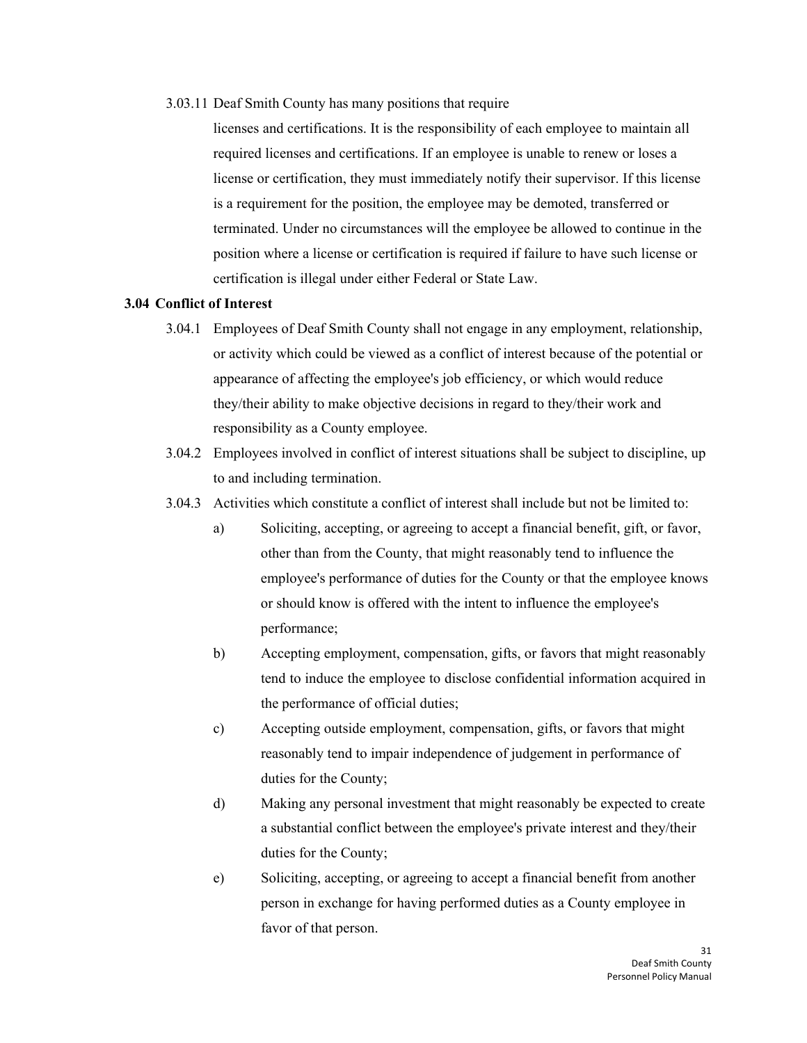3.03.11 Deaf Smith County has many positions that require licenses and certifications. It is the responsibility of each employee to maintain all required licenses and certifications. If an employee is unable to renew or loses a license or certification, they must immediately notify their supervisor. If this license is a requirement for the position, the employee may be demoted, transferred or terminated. Under no circumstances will the employee be allowed to continue in the position where a license or certification is required if failure to have such license or certification is illegal under either Federal or State Law.

**3.04 Conflict of Interest**

3.04.1 Employees of Deaf Smith County shall not engage in any employment, relationship, or activity which could be viewed as a conflict of interest because of the potential or appearance of affecting the employee's job efficiency, or which would reduce they/their ability to make objective decisions in regard to they/their work and responsibility as a County employee.

3.04.2 Employees involved in conflict of interest situations shall be subject to discipline, up to and including termination.

3.04.3 Activities which constitute a conflict of interest shall include but not be limited to:

a) Soliciting, accepting, or agreeing to accept a financial benefit, gift, or favor, other than from the County, that might reasonably tend to influence the employee's performance of duties for the County or that the employee knows or should know is offered with the intent to influence the employee's performance;

b) Accepting employment, compensation, gifts, or favors that might reasonably tend to induce the employee to disclose confidential information acquired in the performance of official duties;

c) Accepting outside employment, compensation, gifts, or favors that might reasonably tend to impair independence of judgement in performance of duties for the County;

d) Making any personal investment that might reasonably be expected to create a substantial conflict between the employee's private interest and they/their duties for the County;

e) Soliciting, accepting, or agreeing to accept a financial benefit from another person in exchange for having performed duties as a County employee in favor of that person.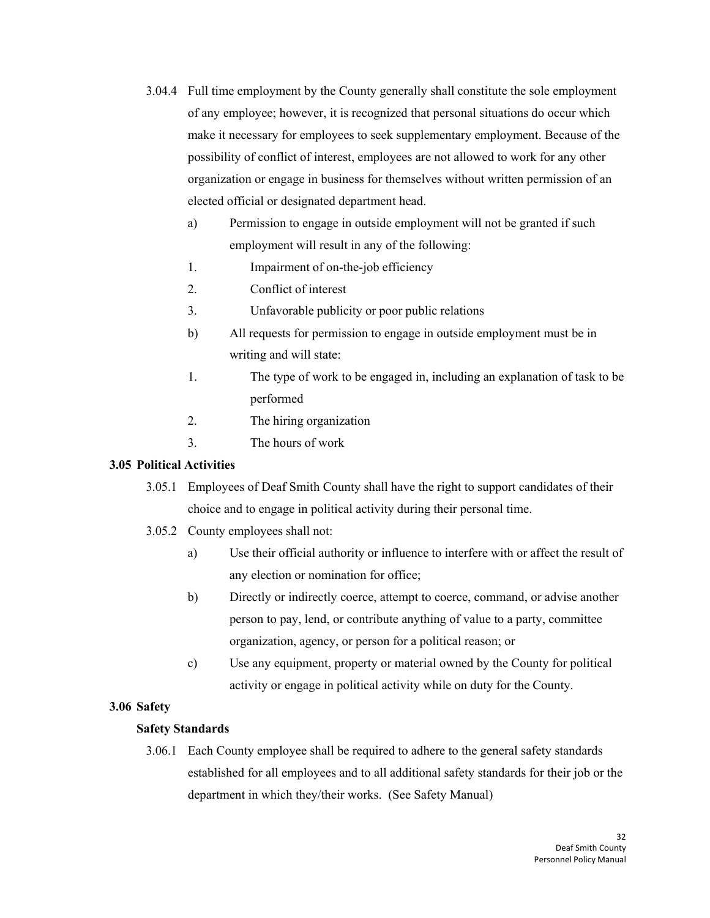3.04.4 Full time employment by the County generally shall constitute the sole employment of any employee; however, it is recognized that personal situations do occur which make it necessary for employees to seek supplementary employment. Because of the possibility of conflict of interest, employees are not allowed to work for any other organization or engage in business for themselves without written permission of an elected official or designated department head.

a) Permission to engage in outside employment will not be granted if such employment will result in any of the following:

1. Impairment of on-the-job efficiency
2. Conflict of interest
3. Unfavorable publicity or poor public relations

b) All requests for permission to engage in outside employment must be in writing and will state:

1. The type of work to be engaged in, including an explanation of task to be performed
2. The hiring organization
3. The hours of work

**3.05 Political Activities**

3.05.1 Employees of Deaf Smith County shall have the right to support candidates of their choice and to engage in political activity during their personal time.

3.05.2 County employees shall not:

a) Use their official authority or influence to interfere with or affect the result of any election or nomination for office;

b) Directly or indirectly coerce, attempt to coerce, command, or advise another person to pay, lend, or contribute anything of value to a party, committee organization, agency, or person for a political reason; or

c) Use any equipment, property or material owned by the County for political activity or engage in political activity while on duty for the County.

**3.06 Safety**

**Safety Standards**

3.06.1 Each County employee shall be required to adhere to the general safety standards established for all employees and to all additional safety standards for their job or the department in which they/their works. (See Safety Manual)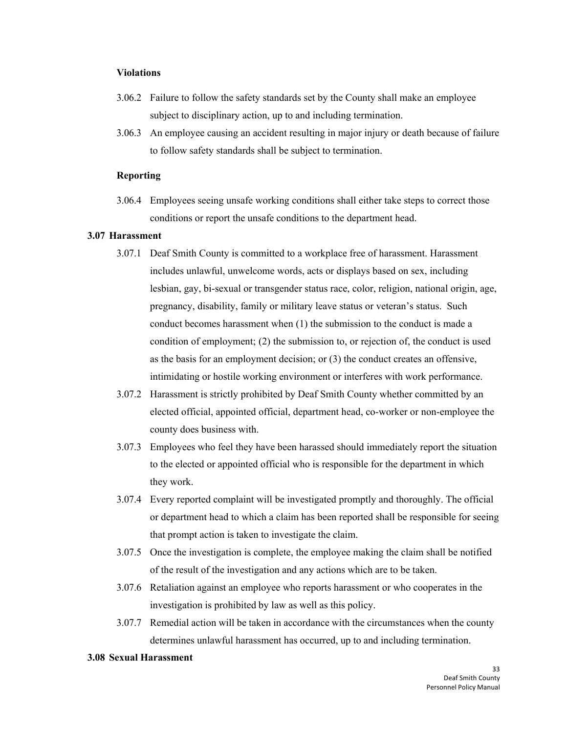**Violations**

3.06.2 Failure to follow the safety standards set by the County shall make an employee subject to disciplinary action, up to and including termination.

3.06.3 An employee causing an accident resulting in major injury or death because of failure to follow safety standards shall be subject to termination.

**Reporting**

3.06.4 Employees seeing unsafe working conditions shall either take steps to correct those conditions or report the unsafe conditions to the department head.

## 3.07 Harassment

3.07.1 Deaf Smith County is committed to a workplace free of harassment. Harassment includes unlawful, unwelcome words, acts or displays based on sex, including lesbian, gay, bi-sexual or transgender status race, color, religion, national origin, age, pregnancy, disability, family or military leave status or veteran's status. Such conduct becomes harassment when (1) the submission to the conduct is made a condition of employment; (2) the submission to, or rejection of, the conduct is used as the basis for an employment decision; or (3) the conduct creates an offensive, intimidating or hostile working environment or interferes with work performance.

3.07.2 Harassment is strictly prohibited by Deaf Smith County whether committed by an elected official, appointed official, department head, co-worker or non-employee the county does business with.

3.07.3 Employees who feel they have been harassed should immediately report the situation to the elected or appointed official who is responsible for the department in which they work.

3.07.4 Every reported complaint will be investigated promptly and thoroughly. The official or department head to which a claim has been reported shall be responsible for seeing that prompt action is taken to investigate the claim.

3.07.5 Once the investigation is complete, the employee making the claim shall be notified of the result of the investigation and any actions which are to be taken.

3.07.6 Retaliation against an employee who reports harassment or who cooperates in the investigation is prohibited by law as well as this policy.

3.07.7 Remedial action will be taken in accordance with the circumstances when the county determines unlawful harassment has occurred, up to and including termination.

## 3.08 Sexual Harassment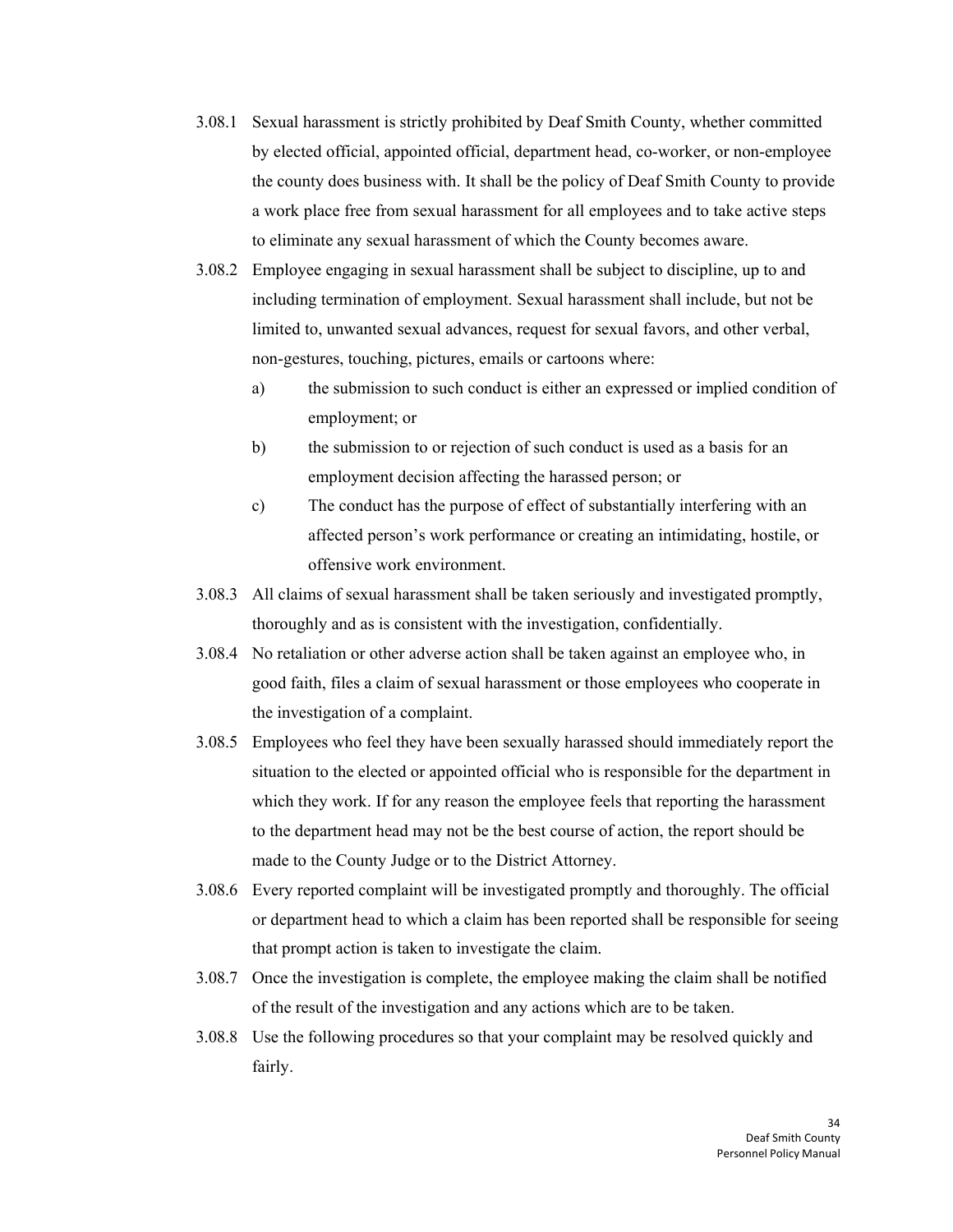3.08.1 Sexual harassment is strictly prohibited by Deaf Smith County, whether committed by elected official, appointed official, department head, co-worker, or non-employee the county does business with. It shall be the policy of Deaf Smith County to provide a work place free from sexual harassment for all employees and to take active steps to eliminate any sexual harassment of which the County becomes aware.

3.08.2 Employee engaging in sexual harassment shall be subject to discipline, up to and including termination of employment. Sexual harassment shall include, but not be limited to, unwanted sexual advances, request for sexual favors, and other verbal, non-gestures, touching, pictures, emails or cartoons where:

- a) the submission to such conduct is either an expressed or implied condition of employment; or
- b) the submission to or rejection of such conduct is used as a basis for an employment decision affecting the harassed person; or
- c) The conduct has the purpose of effect of substantially interfering with an affected person's work performance or creating an intimidating, hostile, or offensive work environment.

3.08.3 All claims of sexual harassment shall be taken seriously and investigated promptly, thoroughly and as is consistent with the investigation, confidentially.

3.08.4 No retaliation or other adverse action shall be taken against an employee who, in good faith, files a claim of sexual harassment or those employees who cooperate in the investigation of a complaint.

3.08.5 Employees who feel they have been sexually harassed should immediately report the situation to the elected or appointed official who is responsible for the department in which they work. If for any reason the employee feels that reporting the harassment to the department head may not be the best course of action, the report should be made to the County Judge or to the District Attorney.

3.08.6 Every reported complaint will be investigated promptly and thoroughly. The official or department head to which a claim has been reported shall be responsible for seeing that prompt action is taken to investigate the claim.

3.08.7 Once the investigation is complete, the employee making the claim shall be notified of the result of the investigation and any actions which are to be taken.

3.08.8 Use the following procedures so that your complaint may be resolved quickly and fairly.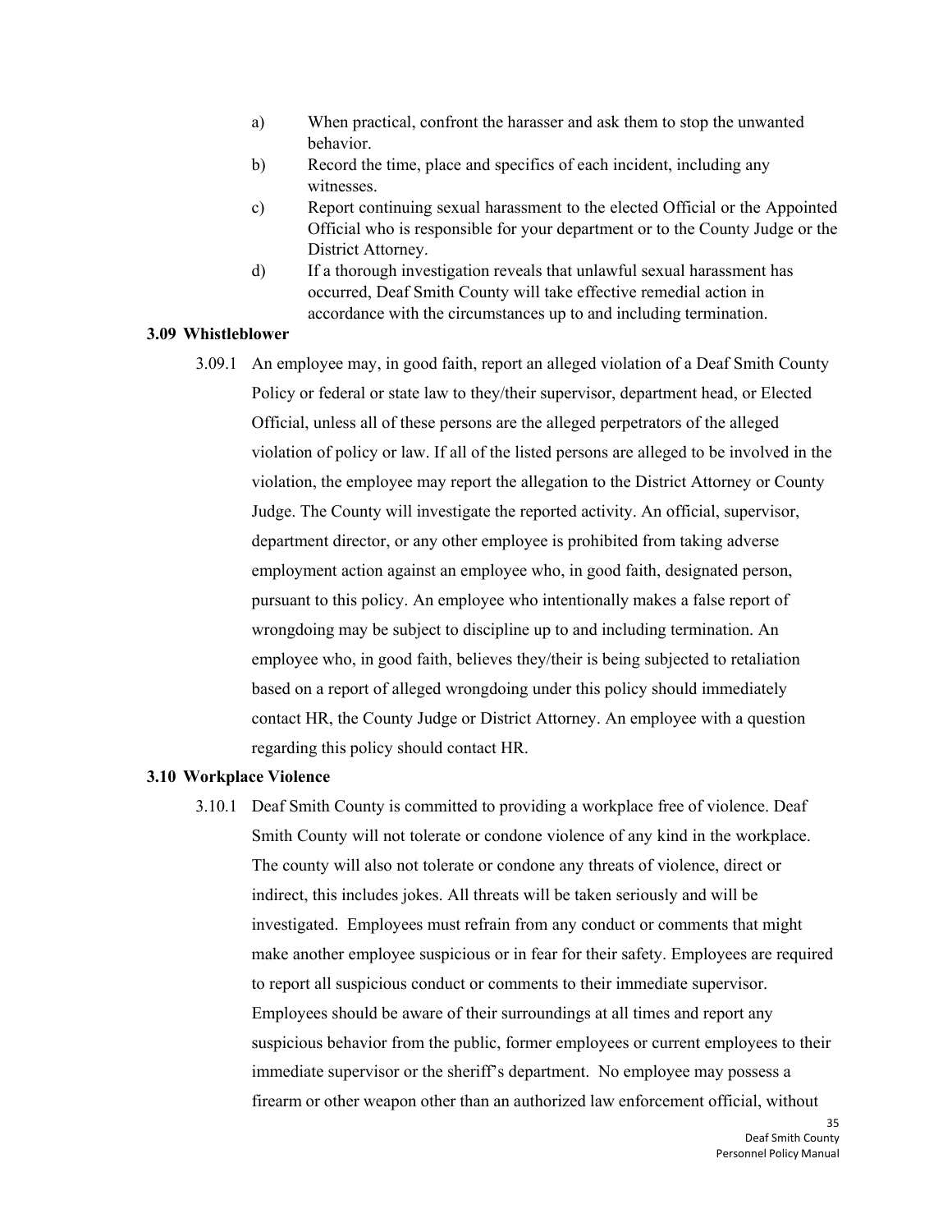a) When practical, confront the harasser and ask them to stop the unwanted behavior.

b) Record the time, place and specifics of each incident, including any witnesses.

c) Report continuing sexual harassment to the elected Official or the Appointed Official who is responsible for your department or to the County Judge or the District Attorney.

d) If a thorough investigation reveals that unlawful sexual harassment has occurred, Deaf Smith County will take effective remedial action in accordance with the circumstances up to and including termination.

### 3.09 Whistleblower

3.09.1 An employee may, in good faith, report an alleged violation of a Deaf Smith County Policy or federal or state law to they/their supervisor, department head, or Elected Official, unless all of these persons are the alleged perpetrators of the alleged violation of policy or law. If all of the listed persons are alleged to be involved in the violation, the employee may report the allegation to the District Attorney or County Judge. The County will investigate the reported activity. An official, supervisor, department director, or any other employee is prohibited from taking adverse employment action against an employee who, in good faith, designated person, pursuant to this policy. An employee who intentionally makes a false report of wrongdoing may be subject to discipline up to and including termination. An employee who, in good faith, believes they/their is being subjected to retaliation based on a report of alleged wrongdoing under this policy should immediately contact HR, the County Judge or District Attorney. An employee with a question regarding this policy should contact HR.

### 3.10 Workplace Violence

3.10.1 Deaf Smith County is committed to providing a workplace free of violence. Deaf Smith County will not tolerate or condone violence of any kind in the workplace. The county will also not tolerate or condone any threats of violence, direct or indirect, this includes jokes. All threats will be taken seriously and will be investigated. Employees must refrain from any conduct or comments that might make another employee suspicious or in fear for their safety. Employees are required to report all suspicious conduct or comments to their immediate supervisor. Employees should be aware of their surroundings at all times and report any suspicious behavior from the public, former employees or current employees to their immediate supervisor or the sheriff's department. No employee may possess a firearm or other weapon other than an authorized law enforcement official, without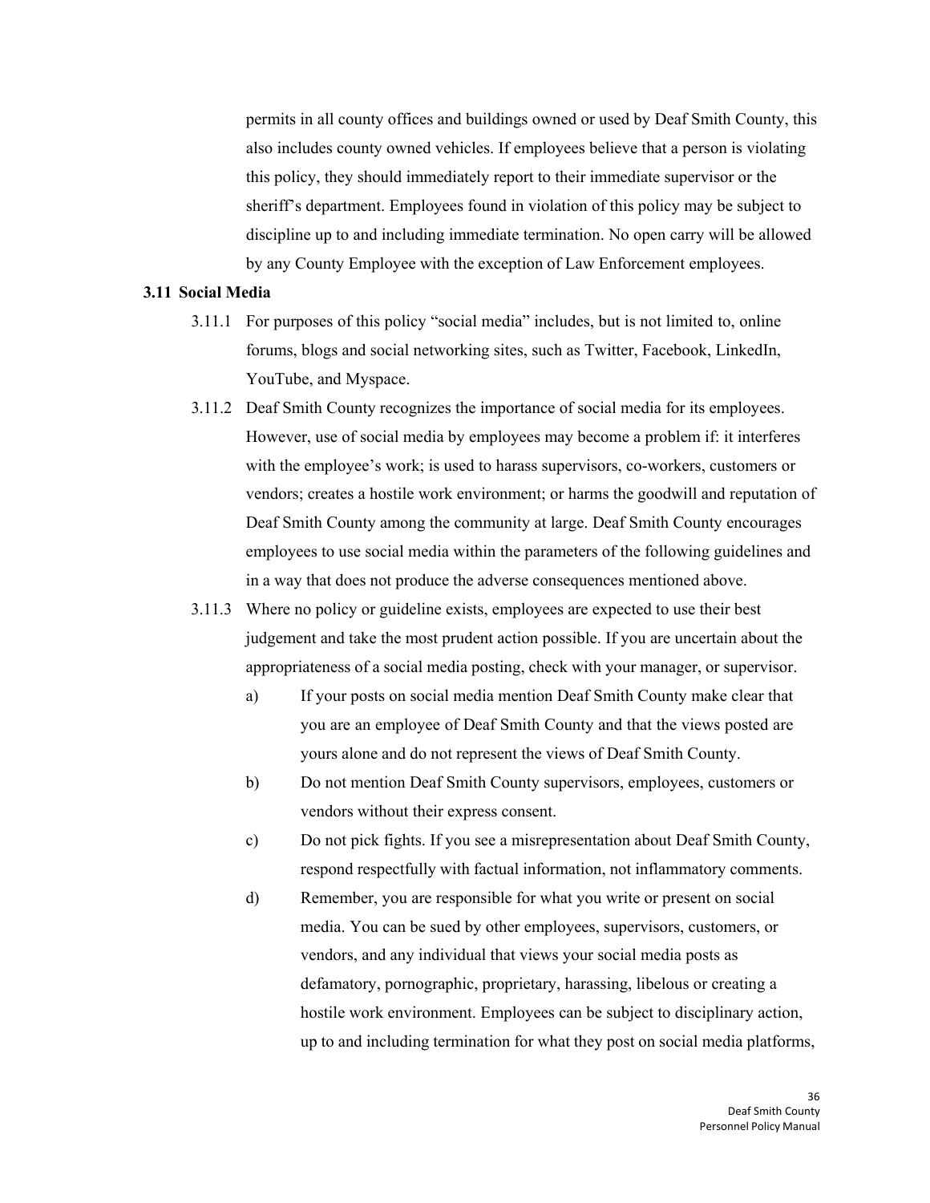permits in all county offices and buildings owned or used by Deaf Smith County, this also includes county owned vehicles. If employees believe that a person is violating this policy, they should immediately report to their immediate supervisor or the sheriff's department. Employees found in violation of this policy may be subject to discipline up to and including immediate termination. No open carry will be allowed by any County Employee with the exception of Law Enforcement employees.

**3.11 Social Media**

3.11.1 For purposes of this policy "social media" includes, but is not limited to, online forums, blogs and social networking sites, such as Twitter, Facebook, LinkedIn, YouTube, and Myspace.

3.11.2 Deaf Smith County recognizes the importance of social media for its employees. However, use of social media by employees may become a problem if: it interferes with the employee's work; is used to harass supervisors, co-workers, customers or vendors; creates a hostile work environment; or harms the goodwill and reputation of Deaf Smith County among the community at large. Deaf Smith County encourages employees to use social media within the parameters of the following guidelines and in a way that does not produce the adverse consequences mentioned above.

3.11.3 Where no policy or guideline exists, employees are expected to use their best judgement and take the most prudent action possible. If you are uncertain about the appropriateness of a social media posting, check with your manager, or supervisor.

a) If your posts on social media mention Deaf Smith County make clear that you are an employee of Deaf Smith County and that the views posted are yours alone and do not represent the views of Deaf Smith County.

b) Do not mention Deaf Smith County supervisors, employees, customers or vendors without their express consent.

c) Do not pick fights. If you see a misrepresentation about Deaf Smith County, respond respectfully with factual information, not inflammatory comments.

d) Remember, you are responsible for what you write or present on social media. You can be sued by other employees, supervisors, customers, or vendors, and any individual that views your social media posts as defamatory, pornographic, proprietary, harassing, libelous or creating a hostile work environment. Employees can be subject to disciplinary action, up to and including termination for what they post on social media platforms,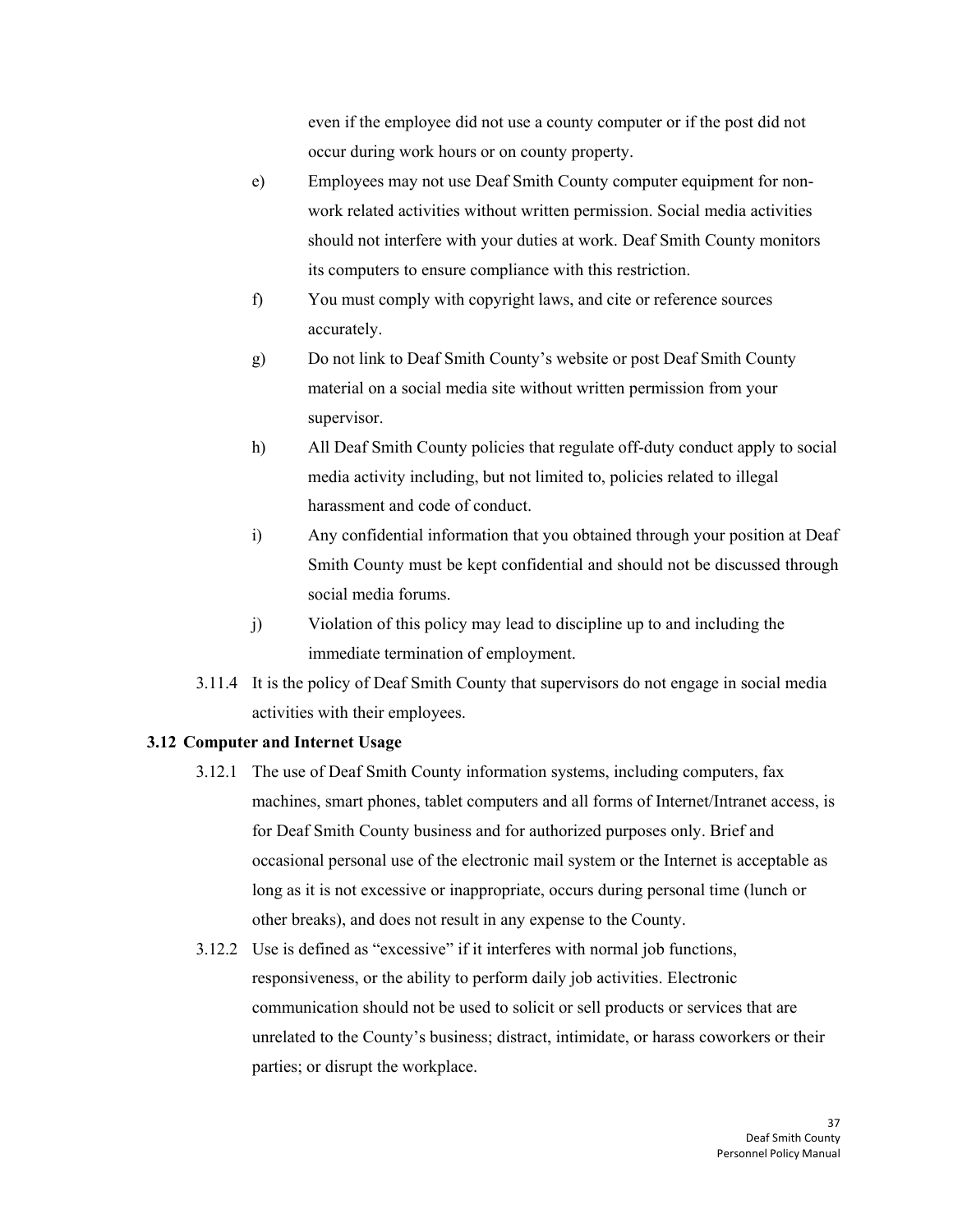even if the employee did not use a county computer or if the post did not occur during work hours or on county property.

e) Employees may not use Deaf Smith County computer equipment for non-work related activities without written permission. Social media activities should not interfere with your duties at work. Deaf Smith County monitors its computers to ensure compliance with this restriction.

f) You must comply with copyright laws, and cite or reference sources accurately.

g) Do not link to Deaf Smith County's website or post Deaf Smith County material on a social media site without written permission from your supervisor.

h) All Deaf Smith County policies that regulate off-duty conduct apply to social media activity including, but not limited to, policies related to illegal harassment and code of conduct.

i) Any confidential information that you obtained through your position at Deaf Smith County must be kept confidential and should not be discussed through social media forums.

j) Violation of this policy may lead to discipline up to and including the immediate termination of employment.

3.11.4 It is the policy of Deaf Smith County that supervisors do not engage in social media activities with their employees.

### 3.12 Computer and Internet Usage

3.12.1 The use of Deaf Smith County information systems, including computers, fax machines, smart phones, tablet computers and all forms of Internet/Intranet access, is for Deaf Smith County business and for authorized purposes only. Brief and occasional personal use of the electronic mail system or the Internet is acceptable as long as it is not excessive or inappropriate, occurs during personal time (lunch or other breaks), and does not result in any expense to the County.

3.12.2 Use is defined as "excessive" if it interferes with normal job functions, responsiveness, or the ability to perform daily job activities. Electronic communication should not be used to solicit or sell products or services that are unrelated to the County's business; distract, intimidate, or harass coworkers or their parties; or disrupt the workplace.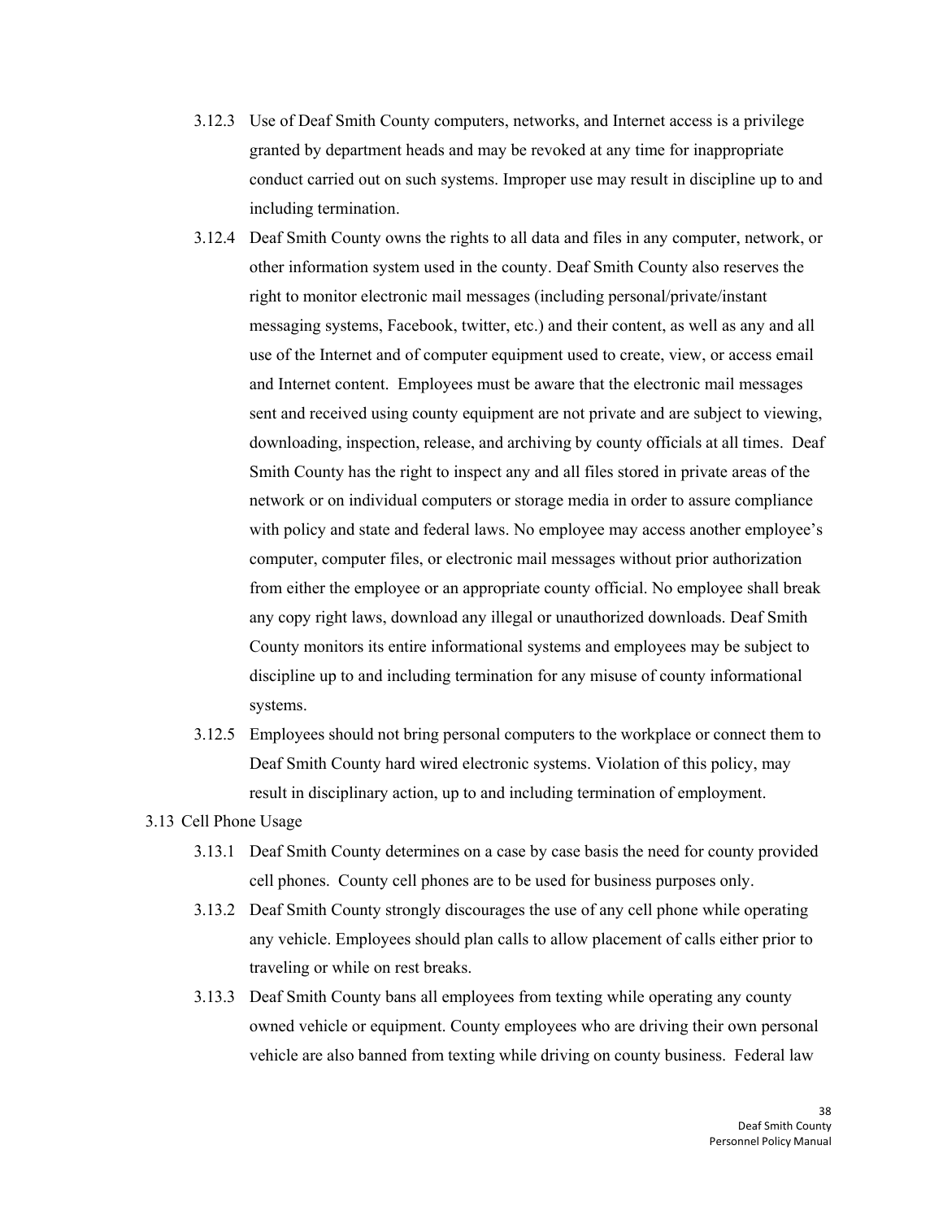3.12.3 Use of Deaf Smith County computers, networks, and Internet access is a privilege granted by department heads and may be revoked at any time for inappropriate conduct carried out on such systems. Improper use may result in discipline up to and including termination.

3.12.4 Deaf Smith County owns the rights to all data and files in any computer, network, or other information system used in the county. Deaf Smith County also reserves the right to monitor electronic mail messages (including personal/private/instant messaging systems, Facebook, twitter, etc.) and their content, as well as any and all use of the Internet and of computer equipment used to create, view, or access email and Internet content. Employees must be aware that the electronic mail messages sent and received using county equipment are not private and are subject to viewing, downloading, inspection, release, and archiving by county officials at all times. Deaf Smith County has the right to inspect any and all files stored in private areas of the network or on individual computers or storage media in order to assure compliance with policy and state and federal laws. No employee may access another employee's computer, computer files, or electronic mail messages without prior authorization from either the employee or an appropriate county official. No employee shall break any copy right laws, download any illegal or unauthorized downloads. Deaf Smith County monitors its entire informational systems and employees may be subject to discipline up to and including termination for any misuse of county informational systems.

3.12.5 Employees should not bring personal computers to the workplace or connect them to Deaf Smith County hard wired electronic systems. Violation of this policy, may result in disciplinary action, up to and including termination of employment.

3.13 Cell Phone Usage

3.13.1 Deaf Smith County determines on a case by case basis the need for county provided cell phones. County cell phones are to be used for business purposes only.

3.13.2 Deaf Smith County strongly discourages the use of any cell phone while operating any vehicle. Employees should plan calls to allow placement of calls either prior to traveling or while on rest breaks.

3.13.3 Deaf Smith County bans all employees from texting while operating any county owned vehicle or equipment. County employees who are driving their own personal vehicle are also banned from texting while driving on county business. Federal law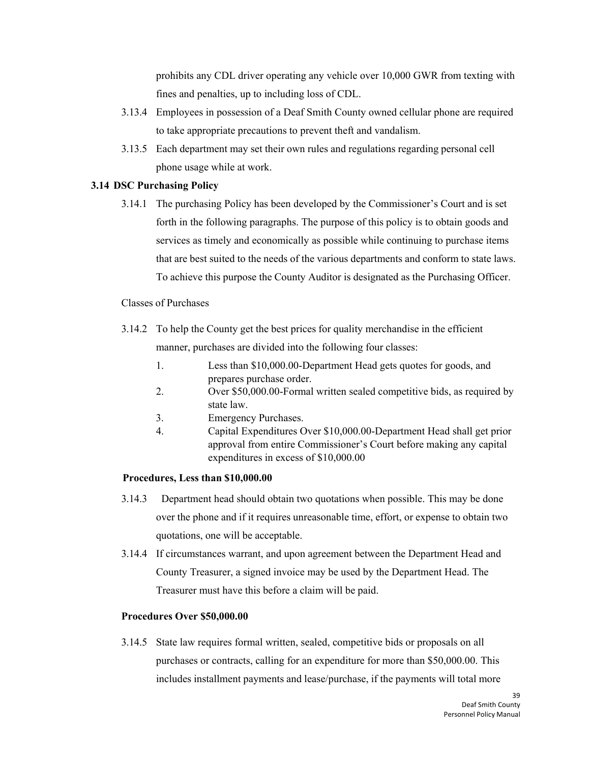prohibits any CDL driver operating any vehicle over 10,000 GWR from texting with fines and penalties, up to including loss of CDL.

3.13.4 Employees in possession of a Deaf Smith County owned cellular phone are required to take appropriate precautions to prevent theft and vandalism.

3.13.5 Each department may set their own rules and regulations regarding personal cell phone usage while at work.

**3.14 DSC Purchasing Policy**

3.14.1 The purchasing Policy has been developed by the Commissioner's Court and is set forth in the following paragraphs. The purpose of this policy is to obtain goods and services as timely and economically as possible while continuing to purchase items that are best suited to the needs of the various departments and conform to state laws. To achieve this purpose the County Auditor is designated as the Purchasing Officer.

Classes of Purchases

3.14.2 To help the County get the best prices for quality merchandise in the efficient manner, purchases are divided into the following four classes:

1. Less than $10,000.00-Department Head gets quotes for goods, and prepares purchase order.
2. Over $50,000.00-Formal written sealed competitive bids, as required by state law.
3. Emergency Purchases.
4. Capital Expenditures Over $10,000.00-Department Head shall get prior approval from entire Commissioner's Court before making any capital expenditures in excess of $10,000.00

**Procedures, Less than $10,000.00**

3.14.3 Department head should obtain two quotations when possible. This may be done over the phone and if it requires unreasonable time, effort, or expense to obtain two quotations, one will be acceptable.

3.14.4 If circumstances warrant, and upon agreement between the Department Head and County Treasurer, a signed invoice may be used by the Department Head. The Treasurer must have this before a claim will be paid.

**Procedures Over $50,000.00**

3.14.5 State law requires formal written, sealed, competitive bids or proposals on all purchases or contracts, calling for an expenditure for more than $50,000.00. This includes installment payments and lease/purchase, if the payments will total more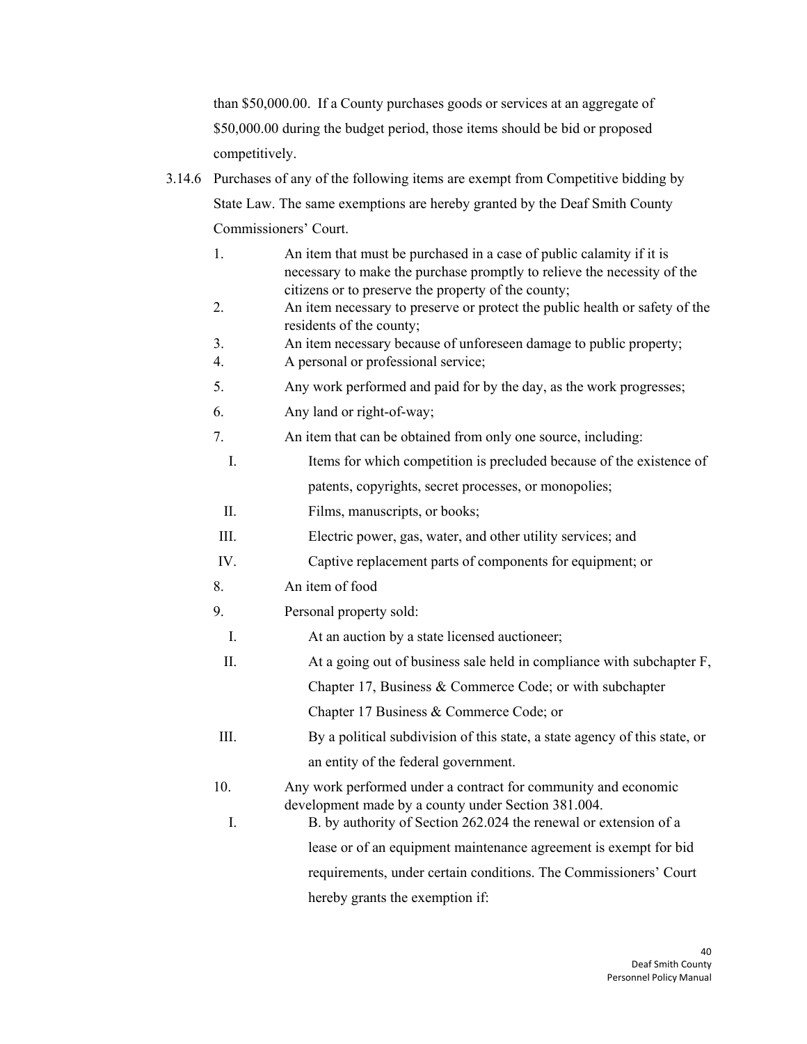than $50,000.00. If a County purchases goods or services at an aggregate of $50,000.00 during the budget period, those items should be bid or proposed competitively.

3.14.6 Purchases of any of the following items are exempt from Competitive bidding by State Law. The same exemptions are hereby granted by the Deaf Smith County Commissioners' Court.

1. An item that must be purchased in a case of public calamity if it is necessary to make the purchase promptly to relieve the necessity of the citizens or to preserve the property of the county;
2. An item necessary to preserve or protect the public health or safety of the residents of the county;
3. An item necessary because of unforeseen damage to public property;
4. A personal or professional service;
5. Any work performed and paid for by the day, as the work progresses;
6. Any land or right-of-way;
7. An item that can be obtained from only one source, including:
   - I. Items for which competition is precluded because of the existence of patents, copyrights, secret processes, or monopolies;
   - II. Films, manuscripts, or books;
   - III. Electric power, gas, water, and other utility services; and
   - IV. Captive replacement parts of components for equipment; or
8. An item of food
9. Personal property sold:
   - I. At an auction by a state licensed auctioneer;
   - II. At a going out of business sale held in compliance with subchapter F, Chapter 17, Business & Commerce Code; or with subchapter Chapter 17 Business & Commerce Code; or
   - III. By a political subdivision of this state, a state agency of this state, or an entity of the federal government.
10. Any work performed under a contract for community and economic development made by a county under Section 381.004.
    - I. B. by authority of Section 262.024 the renewal or extension of a lease or of an equipment maintenance agreement is exempt for bid requirements, under certain conditions. The Commissioners' Court hereby grants the exemption if: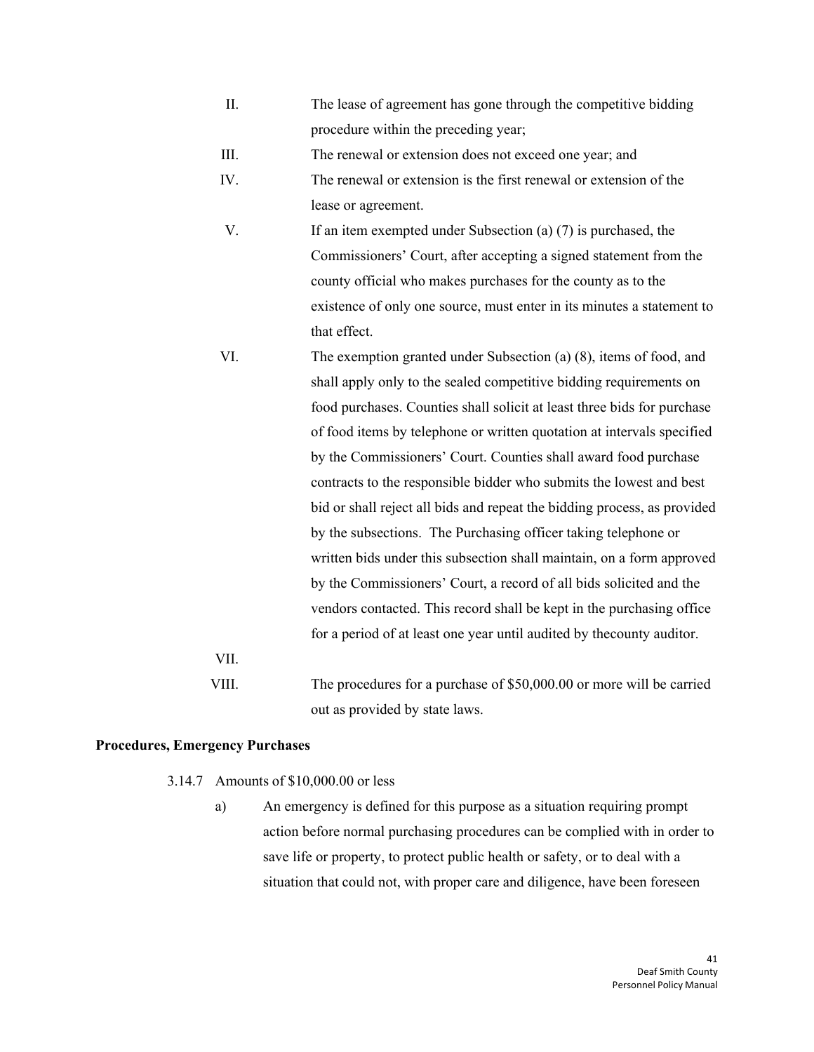II. The lease of agreement has gone through the competitive bidding procedure within the preceding year;

III. The renewal or extension does not exceed one year; and

IV. The renewal or extension is the first renewal or extension of the lease or agreement.

V. If an item exempted under Subsection (a) (7) is purchased, the Commissioners' Court, after accepting a signed statement from the county official who makes purchases for the county as to the existence of only one source, must enter in its minutes a statement to that effect.

VI. The exemption granted under Subsection (a) (8), items of food, and shall apply only to the sealed competitive bidding requirements on food purchases. Counties shall solicit at least three bids for purchase of food items by telephone or written quotation at intervals specified by the Commissioners' Court. Counties shall award food purchase contracts to the responsible bidder who submits the lowest and best bid or shall reject all bids and repeat the bidding process, as provided by the subsections. The Purchasing officer taking telephone or written bids under this subsection shall maintain, on a form approved by the Commissioners' Court, a record of all bids solicited and the vendors contacted. This record shall be kept in the purchasing office for a period of at least one year until audited by thecounty auditor.

VII.

VIII. The procedures for a purchase of $50,000.00 or more will be carried out as provided by state laws.

**Procedures, Emergency Purchases**

3.14.7 Amounts of $10,000.00 or less

a) An emergency is defined for this purpose as a situation requiring prompt action before normal purchasing procedures can be complied with in order to save life or property, to protect public health or safety, or to deal with a situation that could not, with proper care and diligence, have been foreseen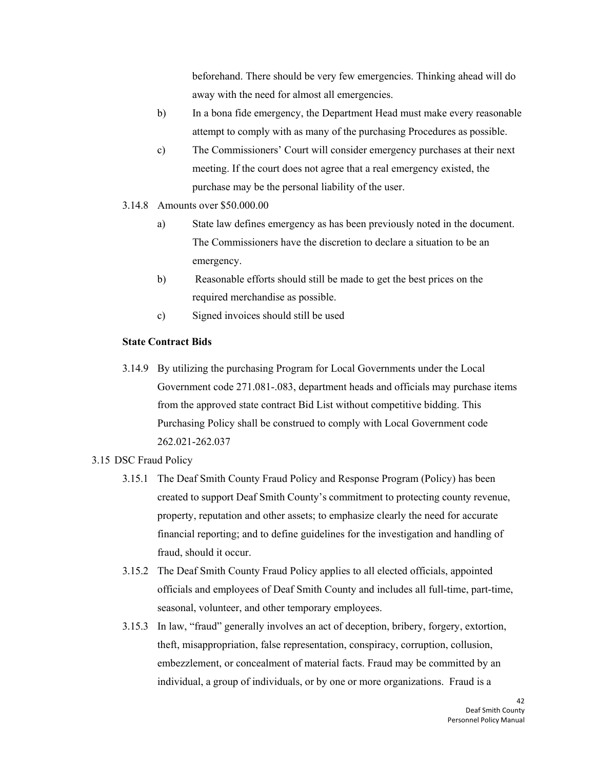beforehand. There should be very few emergencies. Thinking ahead will do away with the need for almost all emergencies.

b) In a bona fide emergency, the Department Head must make every reasonable attempt to comply with as many of the purchasing Procedures as possible.

c) The Commissioners' Court will consider emergency purchases at their next meeting. If the court does not agree that a real emergency existed, the purchase may be the personal liability of the user.

3.14.8 Amounts over $50.000.00

a) State law defines emergency as has been previously noted in the document. The Commissioners have the discretion to declare a situation to be an emergency.

b) Reasonable efforts should still be made to get the best prices on the required merchandise as possible.

c) Signed invoices should still be used

**State Contract Bids**

3.14.9 By utilizing the purchasing Program for Local Governments under the Local Government code 271.081-.083, department heads and officials may purchase items from the approved state contract Bid List without competitive bidding. This Purchasing Policy shall be construed to comply with Local Government code 262.021-262.037

3.15 DSC Fraud Policy

3.15.1 The Deaf Smith County Fraud Policy and Response Program (Policy) has been created to support Deaf Smith County's commitment to protecting county revenue, property, reputation and other assets; to emphasize clearly the need for accurate financial reporting; and to define guidelines for the investigation and handling of fraud, should it occur.

3.15.2 The Deaf Smith County Fraud Policy applies to all elected officials, appointed officials and employees of Deaf Smith County and includes all full-time, part-time, seasonal, volunteer, and other temporary employees.

3.15.3 In law, "fraud" generally involves an act of deception, bribery, forgery, extortion, theft, misappropriation, false representation, conspiracy, corruption, collusion, embezzlement, or concealment of material facts. Fraud may be committed by an individual, a group of individuals, or by one or more organizations. Fraud is a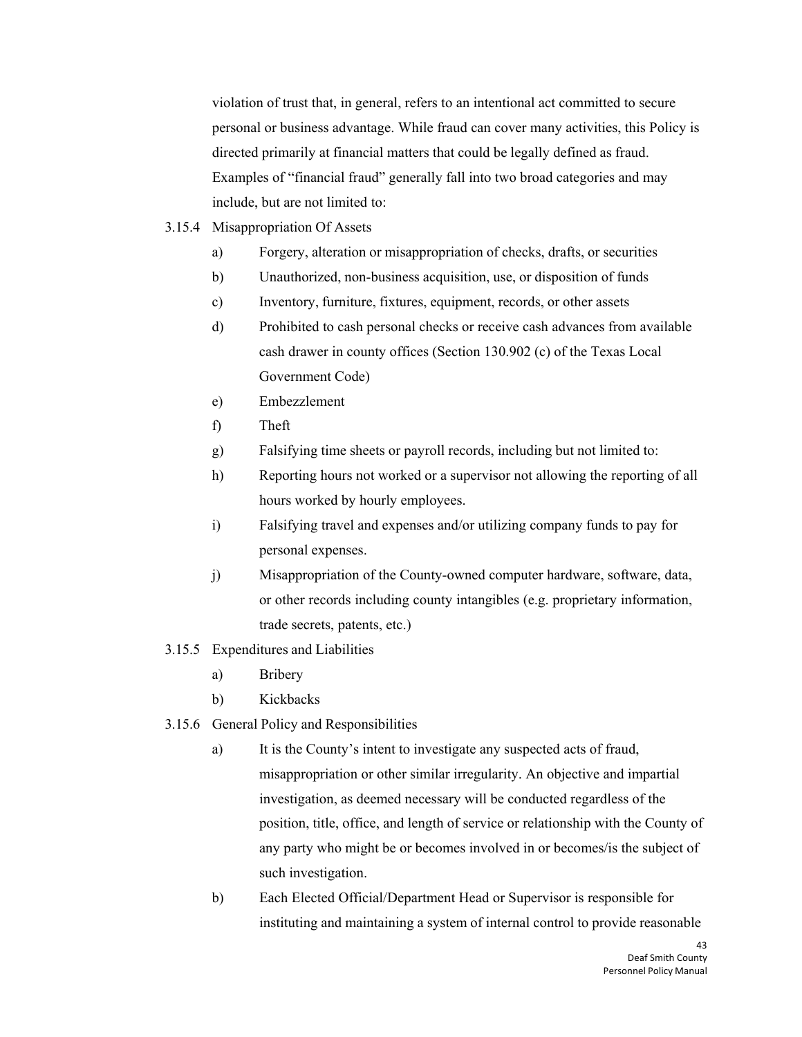violation of trust that, in general, refers to an intentional act committed to secure personal or business advantage. While fraud can cover many activities, this Policy is directed primarily at financial matters that could be legally defined as fraud. Examples of "financial fraud" generally fall into two broad categories and may include, but are not limited to:

3.15.4 Misappropriation Of Assets

a) Forgery, alteration or misappropriation of checks, drafts, or securities

b) Unauthorized, non-business acquisition, use, or disposition of funds

c) Inventory, furniture, fixtures, equipment, records, or other assets

d) Prohibited to cash personal checks or receive cash advances from available cash drawer in county offices (Section 130.902 (c) of the Texas Local Government Code)

e) Embezzlement

f) Theft

g) Falsifying time sheets or payroll records, including but not limited to:

h) Reporting hours not worked or a supervisor not allowing the reporting of all hours worked by hourly employees.

i) Falsifying travel and expenses and/or utilizing company funds to pay for personal expenses.

j) Misappropriation of the County-owned computer hardware, software, data, or other records including county intangibles (e.g. proprietary information, trade secrets, patents, etc.)

3.15.5 Expenditures and Liabilities

a) Bribery

b) Kickbacks

3.15.6 General Policy and Responsibilities

a) It is the County's intent to investigate any suspected acts of fraud, misappropriation or other similar irregularity. An objective and impartial investigation, as deemed necessary will be conducted regardless of the position, title, office, and length of service or relationship with the County of any party who might be or becomes involved in or becomes/is the subject of such investigation.

b) Each Elected Official/Department Head or Supervisor is responsible for instituting and maintaining a system of internal control to provide reasonable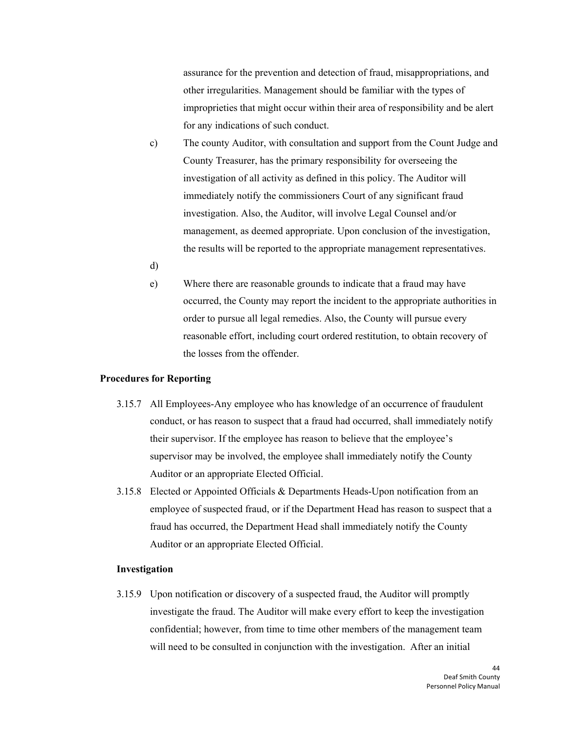assurance for the prevention and detection of fraud, misappropriations, and other irregularities. Management should be familiar with the types of improprieties that might occur within their area of responsibility and be alert for any indications of such conduct.

c) The county Auditor, with consultation and support from the Count Judge and County Treasurer, has the primary responsibility for overseeing the investigation of all activity as defined in this policy. The Auditor will immediately notify the commissioners Court of any significant fraud investigation. Also, the Auditor, will involve Legal Counsel and/or management, as deemed appropriate. Upon conclusion of the investigation, the results will be reported to the appropriate management representatives.

d)

e) Where there are reasonable grounds to indicate that a fraud may have occurred, the County may report the incident to the appropriate authorities in order to pursue all legal remedies. Also, the County will pursue every reasonable effort, including court ordered restitution, to obtain recovery of the losses from the offender.

**Procedures for Reporting**

3.15.7 All Employees-Any employee who has knowledge of an occurrence of fraudulent conduct, or has reason to suspect that a fraud had occurred, shall immediately notify their supervisor. If the employee has reason to believe that the employee's supervisor may be involved, the employee shall immediately notify the County Auditor or an appropriate Elected Official.

3.15.8 Elected or Appointed Officials & Departments Heads-Upon notification from an employee of suspected fraud, or if the Department Head has reason to suspect that a fraud has occurred, the Department Head shall immediately notify the County Auditor or an appropriate Elected Official.

**Investigation**

3.15.9 Upon notification or discovery of a suspected fraud, the Auditor will promptly investigate the fraud. The Auditor will make every effort to keep the investigation confidential; however, from time to time other members of the management team will need to be consulted in conjunction with the investigation. After an initial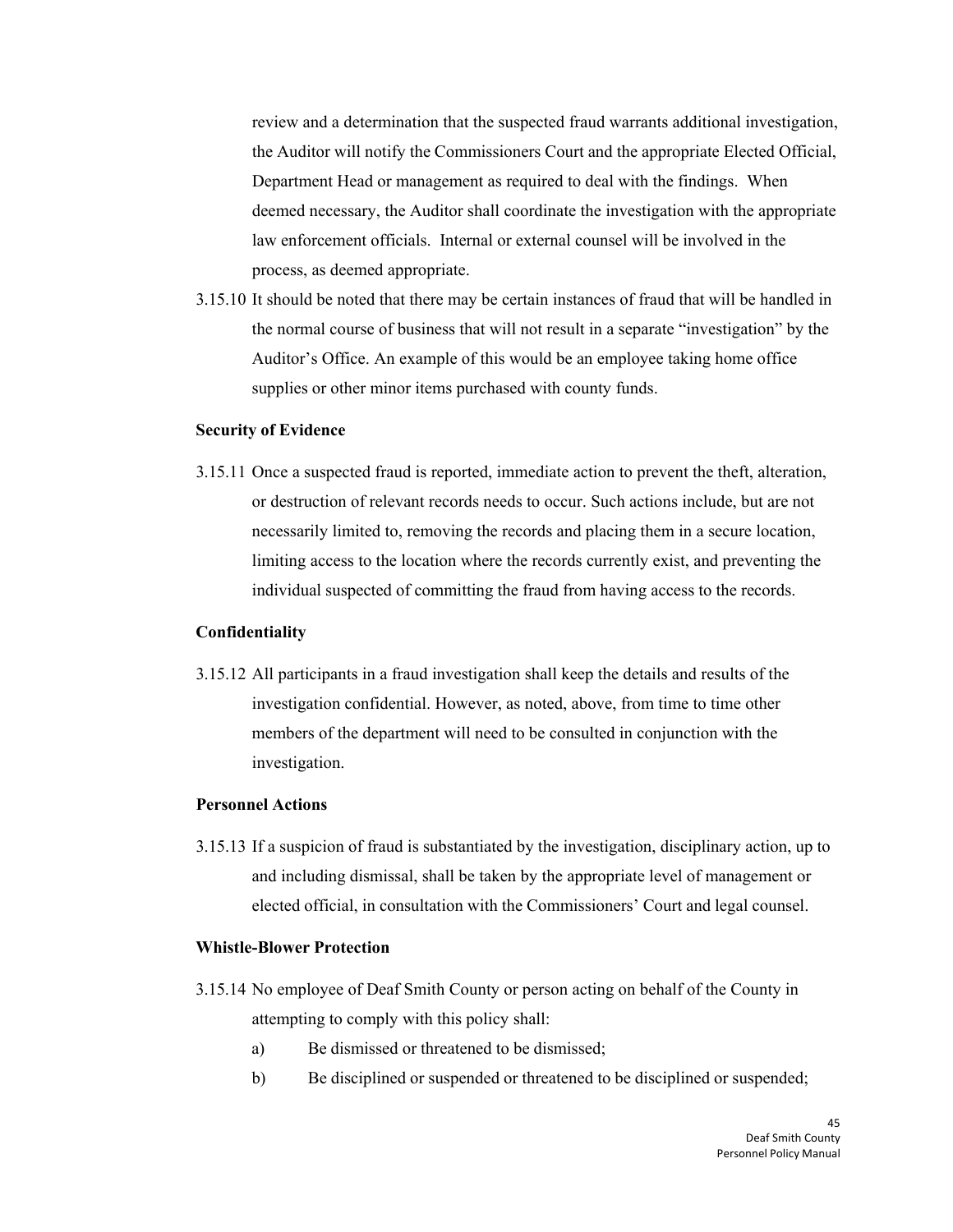review and a determination that the suspected fraud warrants additional investigation, the Auditor will notify the Commissioners Court and the appropriate Elected Official, Department Head or management as required to deal with the findings. When deemed necessary, the Auditor shall coordinate the investigation with the appropriate law enforcement officials. Internal or external counsel will be involved in the process, as deemed appropriate.

3.15.10 It should be noted that there may be certain instances of fraud that will be handled in the normal course of business that will not result in a separate "investigation" by the Auditor's Office. An example of this would be an employee taking home office supplies or other minor items purchased with county funds.

**Security of Evidence**

3.15.11 Once a suspected fraud is reported, immediate action to prevent the theft, alteration, or destruction of relevant records needs to occur. Such actions include, but are not necessarily limited to, removing the records and placing them in a secure location, limiting access to the location where the records currently exist, and preventing the individual suspected of committing the fraud from having access to the records.

**Confidentiality**

3.15.12 All participants in a fraud investigation shall keep the details and results of the investigation confidential. However, as noted, above, from time to time other members of the department will need to be consulted in conjunction with the investigation.

**Personnel Actions**

3.15.13 If a suspicion of fraud is substantiated by the investigation, disciplinary action, up to and including dismissal, shall be taken by the appropriate level of management or elected official, in consultation with the Commissioners' Court and legal counsel.

**Whistle-Blower Protection**

3.15.14 No employee of Deaf Smith County or person acting on behalf of the County in attempting to comply with this policy shall:

a) Be dismissed or threatened to be dismissed;

b) Be disciplined or suspended or threatened to be disciplined or suspended;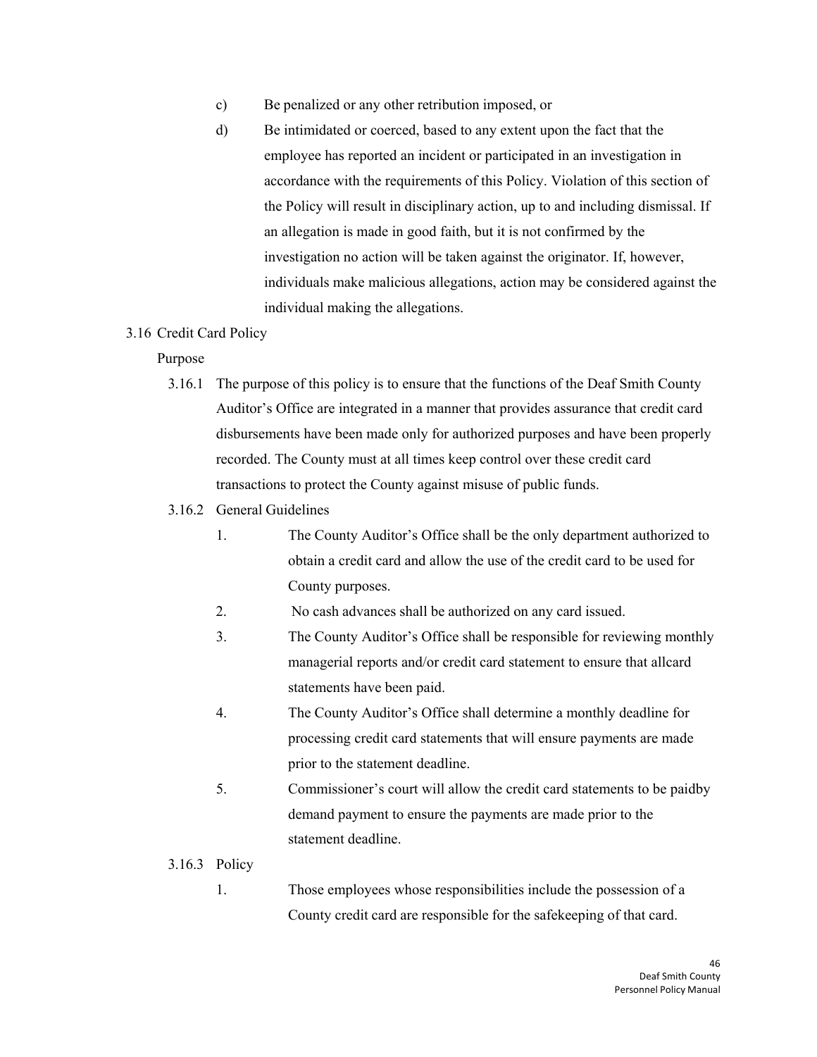c) Be penalized or any other retribution imposed, or

d) Be intimidated or coerced, based to any extent upon the fact that the employee has reported an incident or participated in an investigation in accordance with the requirements of this Policy. Violation of this section of the Policy will result in disciplinary action, up to and including dismissal. If an allegation is made in good faith, but it is not confirmed by the investigation no action will be taken against the originator. If, however, individuals make malicious allegations, action may be considered against the individual making the allegations.

## 3.16 Credit Card Policy

Purpose

3.16.1 The purpose of this policy is to ensure that the functions of the Deaf Smith County Auditor's Office are integrated in a manner that provides assurance that credit card disbursements have been made only for authorized purposes and have been properly recorded. The County must at all times keep control over these credit card transactions to protect the County against misuse of public funds.

3.16.2 General Guidelines

1. The County Auditor's Office shall be the only department authorized to obtain a credit card and allow the use of the credit card to be used for County purposes.
2. No cash advances shall be authorized on any card issued.
3. The County Auditor's Office shall be responsible for reviewing monthly managerial reports and/or credit card statement to ensure that allcard statements have been paid.
4. The County Auditor's Office shall determine a monthly deadline for processing credit card statements that will ensure payments are made prior to the statement deadline.
5. Commissioner's court will allow the credit card statements to be paidby demand payment to ensure the payments are made prior to the statement deadline.

3.16.3 Policy

1. Those employees whose responsibilities include the possession of a County credit card are responsible for the safekeeping of that card.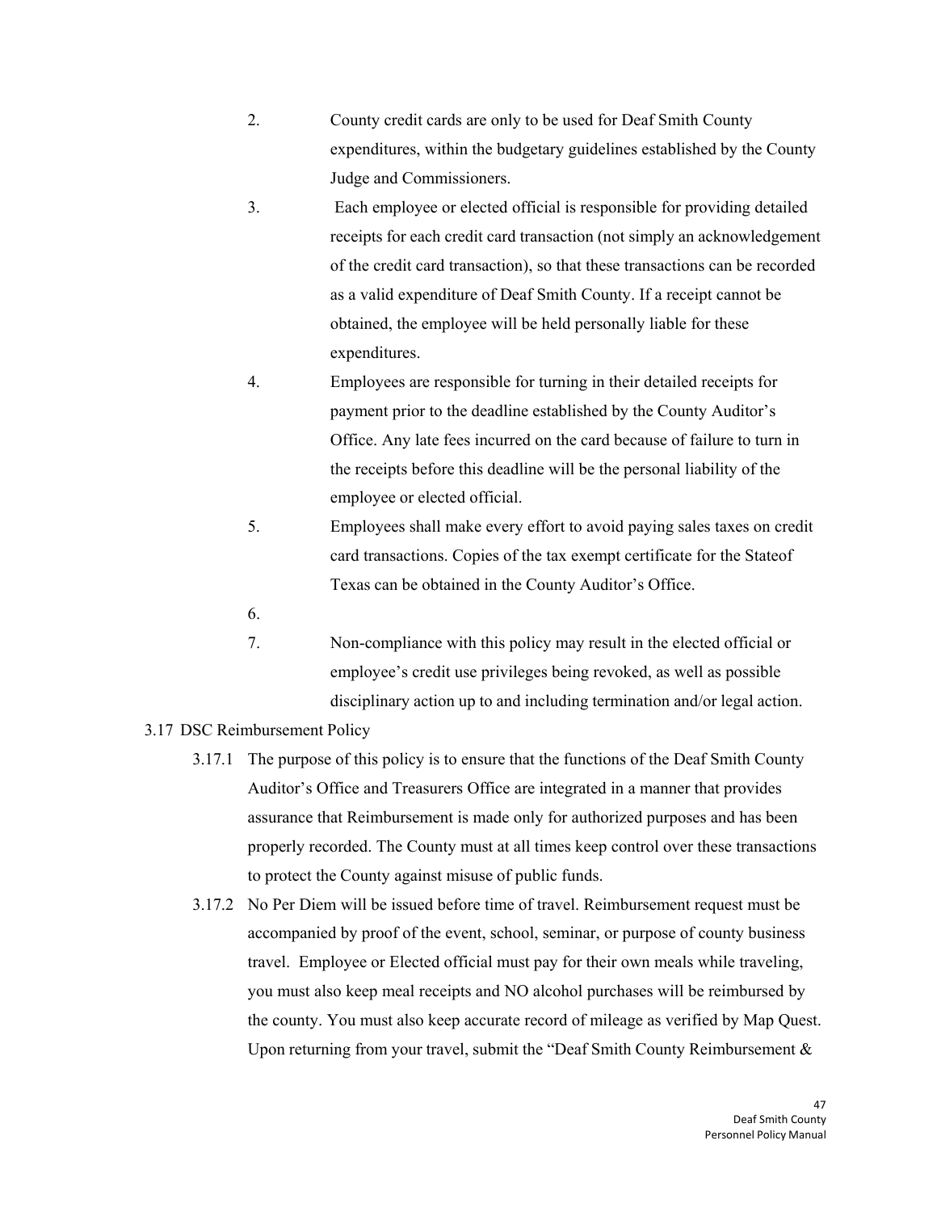2. County credit cards are only to be used for Deaf Smith County expenditures, within the budgetary guidelines established by the County Judge and Commissioners.
3. Each employee or elected official is responsible for providing detailed receipts for each credit card transaction (not simply an acknowledgement of the credit card transaction), so that these transactions can be recorded as a valid expenditure of Deaf Smith County. If a receipt cannot be obtained, the employee will be held personally liable for these expenditures.
4. Employees are responsible for turning in their detailed receipts for payment prior to the deadline established by the County Auditor's Office. Any late fees incurred on the card because of failure to turn in the receipts before this deadline will be the personal liability of the employee or elected official.
5. Employees shall make every effort to avoid paying sales taxes on credit card transactions. Copies of the tax exempt certificate for the Stateof Texas can be obtained in the County Auditor's Office.
6. 
7. Non-compliance with this policy may result in the elected official or employee's credit use privileges being revoked, as well as possible disciplinary action up to and including termination and/or legal action.

3.17 DSC Reimbursement Policy

3.17.1 The purpose of this policy is to ensure that the functions of the Deaf Smith County Auditor's Office and Treasurers Office are integrated in a manner that provides assurance that Reimbursement is made only for authorized purposes and has been properly recorded. The County must at all times keep control over these transactions to protect the County against misuse of public funds.

3.17.2 No Per Diem will be issued before time of travel. Reimbursement request must be accompanied by proof of the event, school, seminar, or purpose of county business travel. Employee or Elected official must pay for their own meals while traveling, you must also keep meal receipts and NO alcohol purchases will be reimbursed by the county. You must also keep accurate record of mileage as verified by Map Quest. Upon returning from your travel, submit the "Deaf Smith County Reimbursement &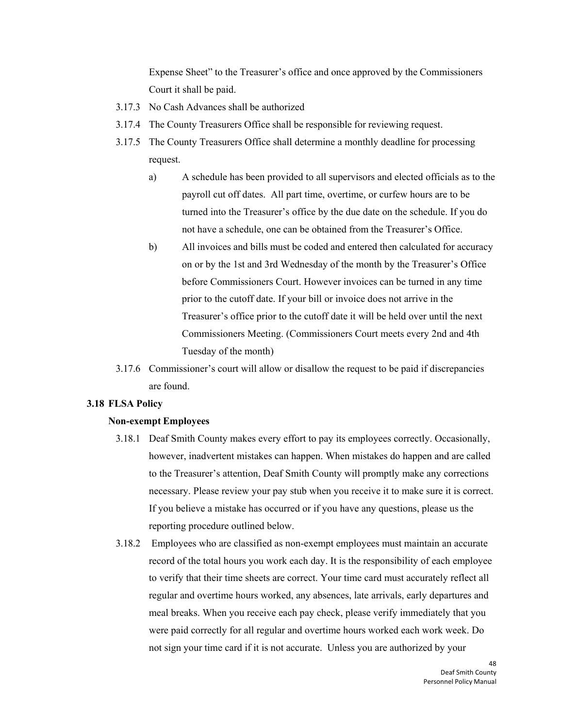Expense Sheet" to the Treasurer's office and once approved by the Commissioners Court it shall be paid.

3.17.3 No Cash Advances shall be authorized

3.17.4 The County Treasurers Office shall be responsible for reviewing request.

3.17.5 The County Treasurers Office shall determine a monthly deadline for processing request.

a) A schedule has been provided to all supervisors and elected officials as to the payroll cut off dates. All part time, overtime, or curfew hours are to be turned into the Treasurer's office by the due date on the schedule. If you do not have a schedule, one can be obtained from the Treasurer's Office.

b) All invoices and bills must be coded and entered then calculated for accuracy on or by the 1st and 3rd Wednesday of the month by the Treasurer's Office before Commissioners Court. However invoices can be turned in any time prior to the cutoff date. If your bill or invoice does not arrive in the Treasurer's office prior to the cutoff date it will be held over until the next Commissioners Meeting. (Commissioners Court meets every 2nd and 4th Tuesday of the month)

3.17.6 Commissioner's court will allow or disallow the request to be paid if discrepancies are found.

### 3.18 FLSA Policy

**Non-exempt Employees**

3.18.1 Deaf Smith County makes every effort to pay its employees correctly. Occasionally, however, inadvertent mistakes can happen. When mistakes do happen and are called to the Treasurer's attention, Deaf Smith County will promptly make any corrections necessary. Please review your pay stub when you receive it to make sure it is correct. If you believe a mistake has occurred or if you have any questions, please us the reporting procedure outlined below.

3.18.2 Employees who are classified as non-exempt employees must maintain an accurate record of the total hours you work each day. It is the responsibility of each employee to verify that their time sheets are correct. Your time card must accurately reflect all regular and overtime hours worked, any absences, late arrivals, early departures and meal breaks. When you receive each pay check, please verify immediately that you were paid correctly for all regular and overtime hours worked each work week. Do not sign your time card if it is not accurate. Unless you are authorized by your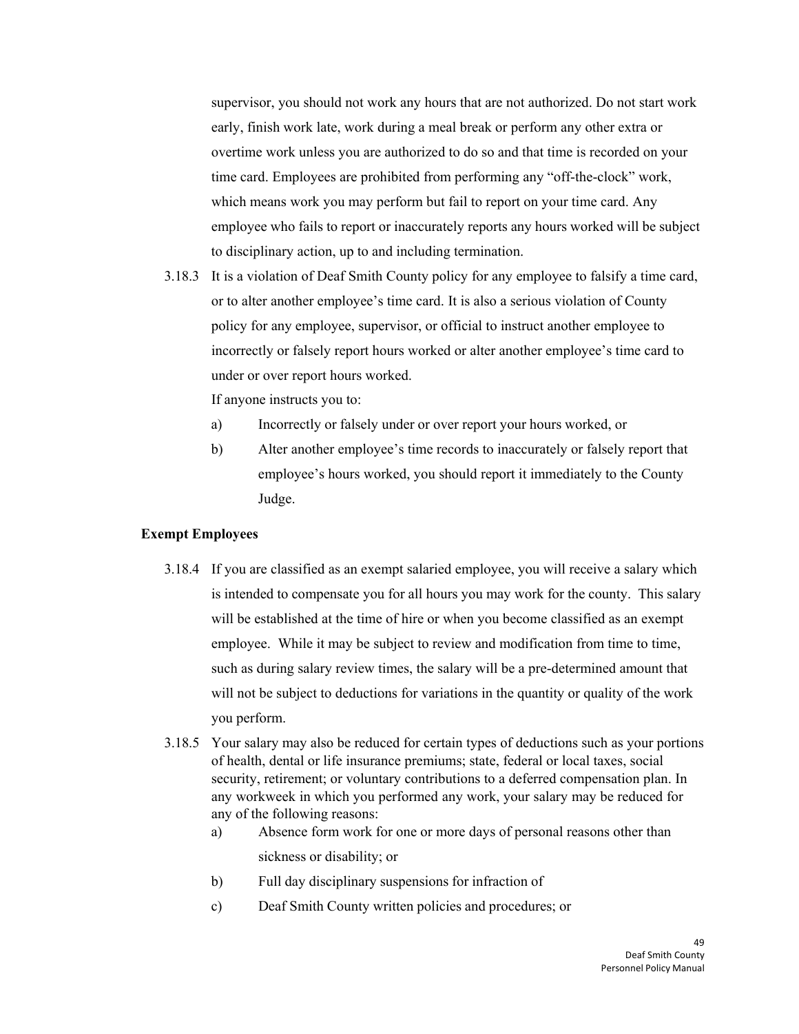supervisor, you should not work any hours that are not authorized. Do not start work early, finish work late, work during a meal break or perform any other extra or overtime work unless you are authorized to do so and that time is recorded on your time card. Employees are prohibited from performing any "off-the-clock" work, which means work you may perform but fail to report on your time card. Any employee who fails to report or inaccurately reports any hours worked will be subject to disciplinary action, up to and including termination.

3.18.3 It is a violation of Deaf Smith County policy for any employee to falsify a time card, or to alter another employee's time card. It is also a serious violation of County policy for any employee, supervisor, or official to instruct another employee to incorrectly or falsely report hours worked or alter another employee's time card to under or over report hours worked.

If anyone instructs you to:

a) Incorrectly or falsely under or over report your hours worked, or

b) Alter another employee's time records to inaccurately or falsely report that employee's hours worked, you should report it immediately to the County Judge.

**Exempt Employees**

3.18.4 If you are classified as an exempt salaried employee, you will receive a salary which is intended to compensate you for all hours you may work for the county. This salary will be established at the time of hire or when you become classified as an exempt employee. While it may be subject to review and modification from time to time, such as during salary review times, the salary will be a pre-determined amount that will not be subject to deductions for variations in the quantity or quality of the work you perform.

3.18.5 Your salary may also be reduced for certain types of deductions such as your portions of health, dental or life insurance premiums; state, federal or local taxes, social security, retirement; or voluntary contributions to a deferred compensation plan. In any workweek in which you performed any work, your salary may be reduced for any of the following reasons:

a) Absence form work for one or more days of personal reasons other than sickness or disability; or

b) Full day disciplinary suspensions for infraction of

c) Deaf Smith County written policies and procedures; or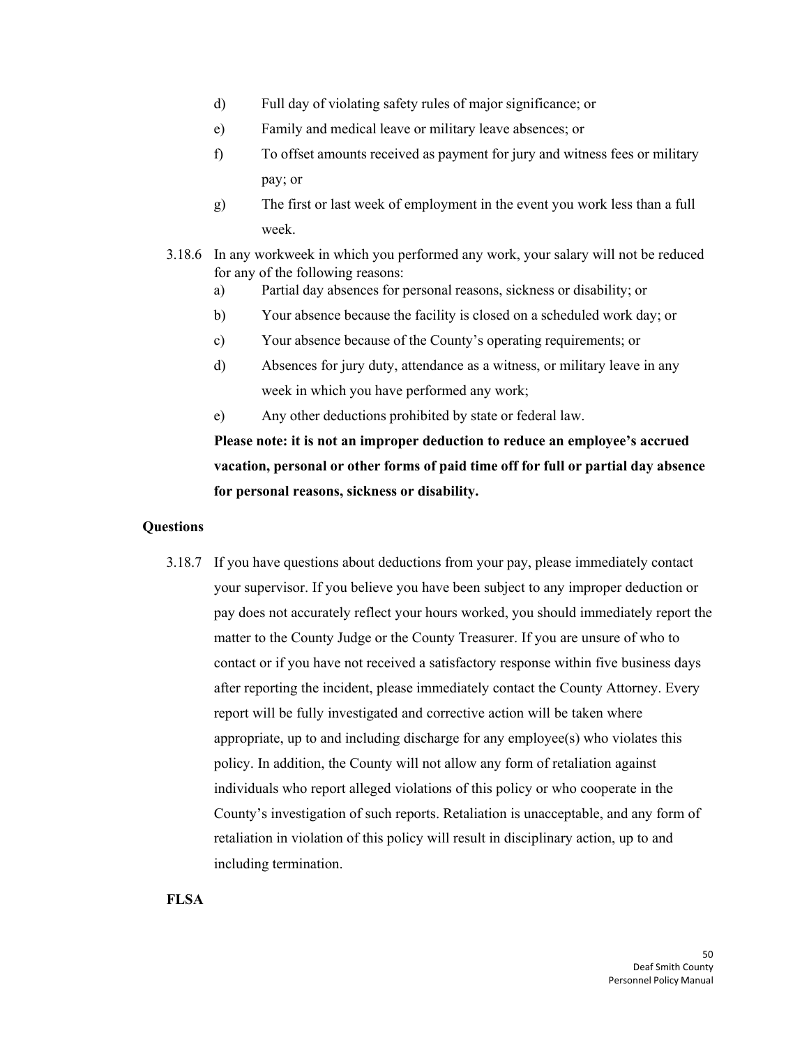d) Full day of violating safety rules of major significance; or

e) Family and medical leave or military leave absences; or

f) To offset amounts received as payment for jury and witness fees or military pay; or

g) The first or last week of employment in the event you work less than a full week.

3.18.6 In any workweek in which you performed any work, your salary will not be reduced for any of the following reasons:

a) Partial day absences for personal reasons, sickness or disability; or

b) Your absence because the facility is closed on a scheduled work day; or

c) Your absence because of the County's operating requirements; or

d) Absences for jury duty, attendance as a witness, or military leave in any week in which you have performed any work;

e) Any other deductions prohibited by state or federal law.

**Please note: it is not an improper deduction to reduce an employee's accrued vacation, personal or other forms of paid time off for full or partial day absence for personal reasons, sickness or disability.**

**Questions**

3.18.7 If you have questions about deductions from your pay, please immediately contact your supervisor. If you believe you have been subject to any improper deduction or pay does not accurately reflect your hours worked, you should immediately report the matter to the County Judge or the County Treasurer. If you are unsure of who to contact or if you have not received a satisfactory response within five business days after reporting the incident, please immediately contact the County Attorney. Every report will be fully investigated and corrective action will be taken where appropriate, up to and including discharge for any employee(s) who violates this policy. In addition, the County will not allow any form of retaliation against individuals who report alleged violations of this policy or who cooperate in the County's investigation of such reports. Retaliation is unacceptable, and any form of retaliation in violation of this policy will result in disciplinary action, up to and including termination.

**FLSA**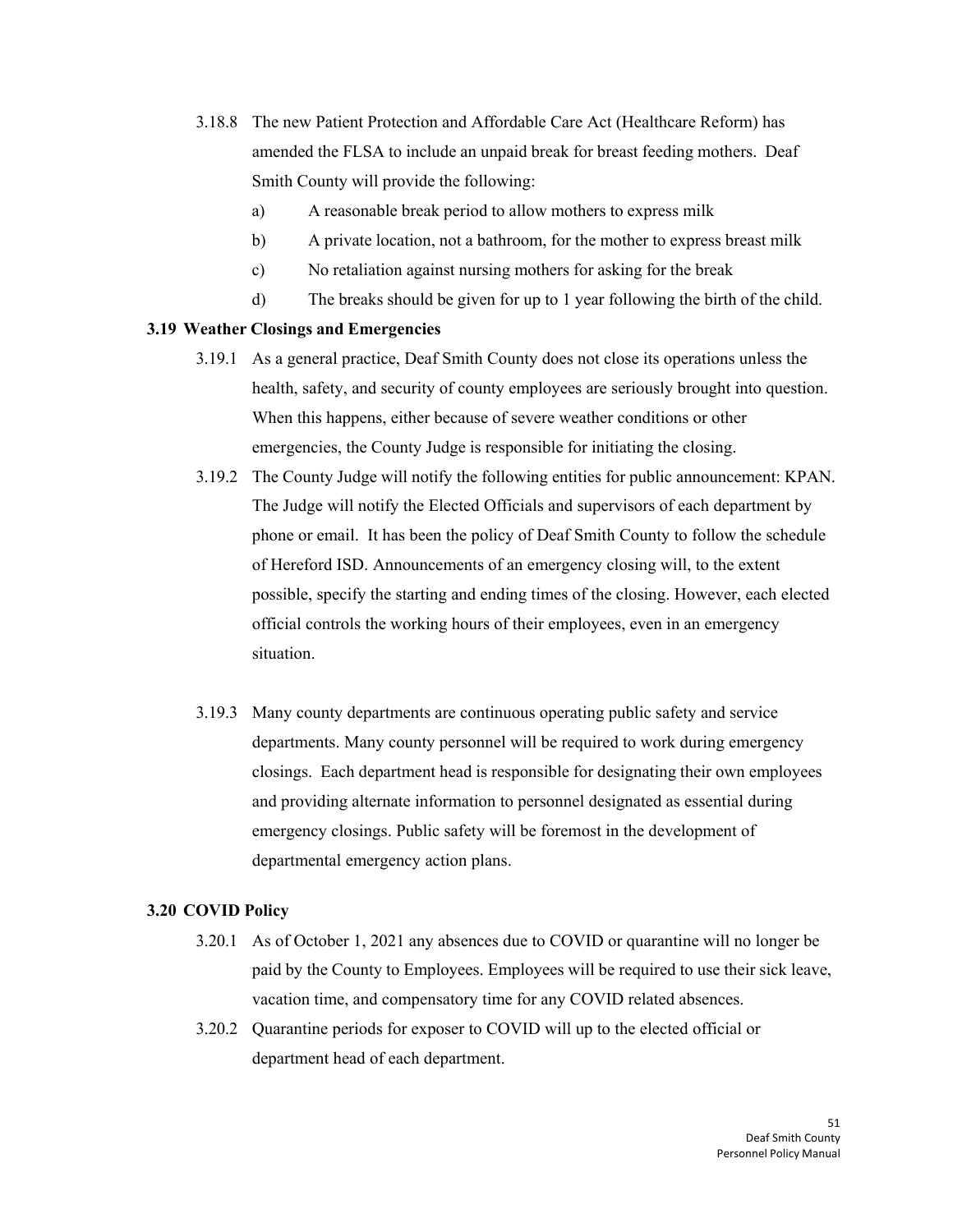3.18.8 The new Patient Protection and Affordable Care Act (Healthcare Reform) has amended the FLSA to include an unpaid break for breast feeding mothers. Deaf Smith County will provide the following:

a) A reasonable break period to allow mothers to express milk

b) A private location, not a bathroom, for the mother to express breast milk

c) No retaliation against nursing mothers for asking for the break

d) The breaks should be given for up to 1 year following the birth of the child.

### 3.19 Weather Closings and Emergencies

3.19.1 As a general practice, Deaf Smith County does not close its operations unless the health, safety, and security of county employees are seriously brought into question. When this happens, either because of severe weather conditions or other emergencies, the County Judge is responsible for initiating the closing.

3.19.2 The County Judge will notify the following entities for public announcement: KPAN. The Judge will notify the Elected Officials and supervisors of each department by phone or email. It has been the policy of Deaf Smith County to follow the schedule of Hereford ISD. Announcements of an emergency closing will, to the extent possible, specify the starting and ending times of the closing. However, each elected official controls the working hours of their employees, even in an emergency situation.

3.19.3 Many county departments are continuous operating public safety and service departments. Many county personnel will be required to work during emergency closings. Each department head is responsible for designating their own employees and providing alternate information to personnel designated as essential during emergency closings. Public safety will be foremost in the development of departmental emergency action plans.

### 3.20 COVID Policy

3.20.1 As of October 1, 2021 any absences due to COVID or quarantine will no longer be paid by the County to Employees. Employees will be required to use their sick leave, vacation time, and compensatory time for any COVID related absences.

3.20.2 Quarantine periods for exposer to COVID will up to the elected official or department head of each department.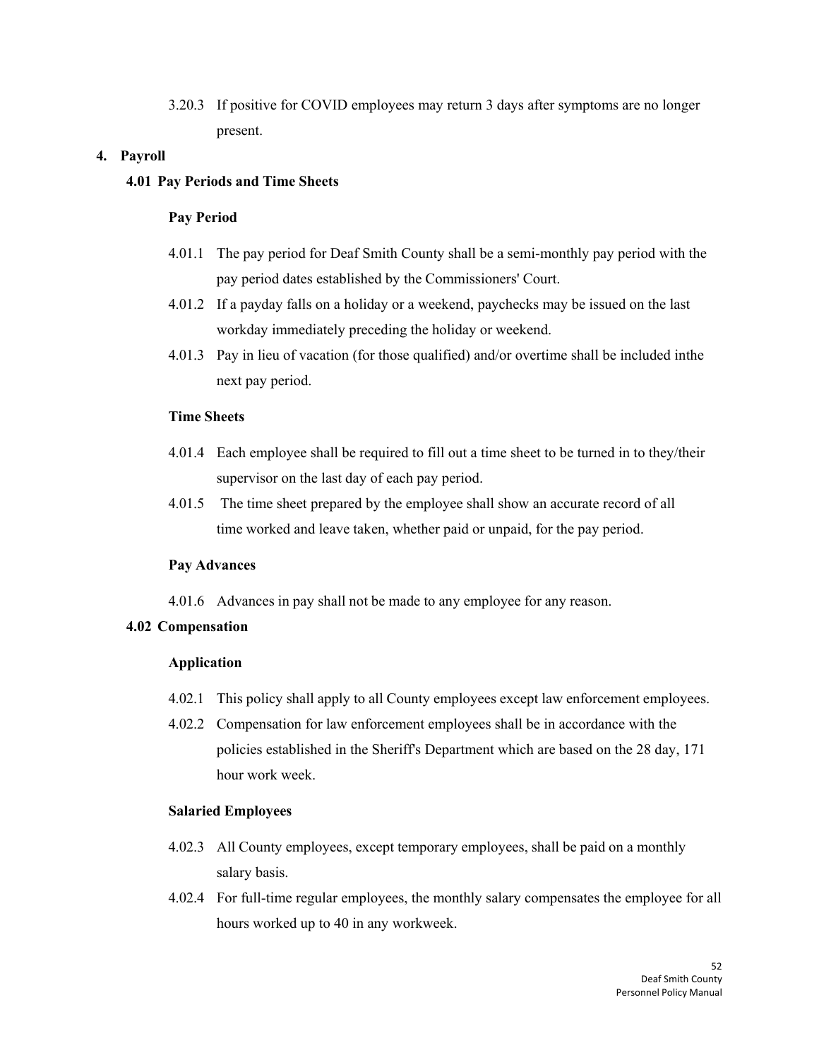3.20.3 If positive for COVID employees may return 3 days after symptoms are no longer present.

## 4. Payroll

### 4.01 Pay Periods and Time Sheets

**Pay Period**

4.01.1 The pay period for Deaf Smith County shall be a semi-monthly pay period with the pay period dates established by the Commissioners' Court.

4.01.2 If a payday falls on a holiday or a weekend, paychecks may be issued on the last workday immediately preceding the holiday or weekend.

4.01.3 Pay in lieu of vacation (for those qualified) and/or overtime shall be included inthe next pay period.

**Time Sheets**

4.01.4 Each employee shall be required to fill out a time sheet to be turned in to they/their supervisor on the last day of each pay period.

4.01.5 The time sheet prepared by the employee shall show an accurate record of all time worked and leave taken, whether paid or unpaid, for the pay period.

**Pay Advances**

4.01.6 Advances in pay shall not be made to any employee for any reason.

### 4.02 Compensation

**Application**

4.02.1 This policy shall apply to all County employees except law enforcement employees.

4.02.2 Compensation for law enforcement employees shall be in accordance with the policies established in the Sheriff's Department which are based on the 28 day, 171 hour work week.

**Salaried Employees**

4.02.3 All County employees, except temporary employees, shall be paid on a monthly salary basis.

4.02.4 For full-time regular employees, the monthly salary compensates the employee for all hours worked up to 40 in any workweek.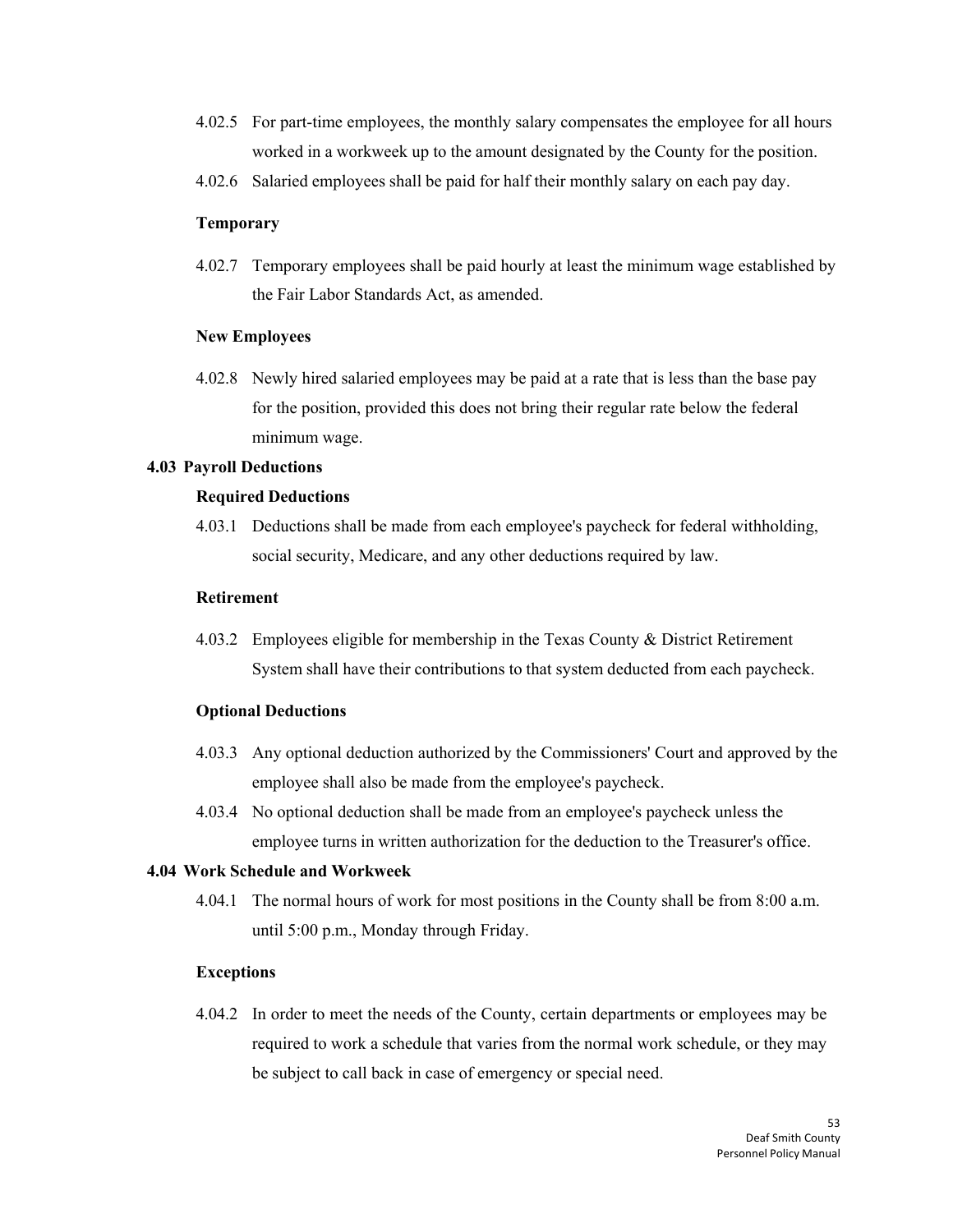4.02.5 For part-time employees, the monthly salary compensates the employee for all hours worked in a workweek up to the amount designated by the County for the position.

4.02.6 Salaried employees shall be paid for half their monthly salary on each pay day.

**Temporary**

4.02.7 Temporary employees shall be paid hourly at least the minimum wage established by the Fair Labor Standards Act, as amended.

**New Employees**

4.02.8 Newly hired salaried employees may be paid at a rate that is less than the base pay for the position, provided this does not bring their regular rate below the federal minimum wage.

## 4.03 Payroll Deductions

**Required Deductions**

4.03.1 Deductions shall be made from each employee's paycheck for federal withholding, social security, Medicare, and any other deductions required by law.

**Retirement**

4.03.2 Employees eligible for membership in the Texas County & District Retirement System shall have their contributions to that system deducted from each paycheck.

**Optional Deductions**

4.03.3 Any optional deduction authorized by the Commissioners' Court and approved by the employee shall also be made from the employee's paycheck.

4.03.4 No optional deduction shall be made from an employee's paycheck unless the employee turns in written authorization for the deduction to the Treasurer's office.

## 4.04 Work Schedule and Workweek

4.04.1 The normal hours of work for most positions in the County shall be from 8:00 a.m. until 5:00 p.m., Monday through Friday.

**Exceptions**

4.04.2 In order to meet the needs of the County, certain departments or employees may be required to work a schedule that varies from the normal work schedule, or they may be subject to call back in case of emergency or special need.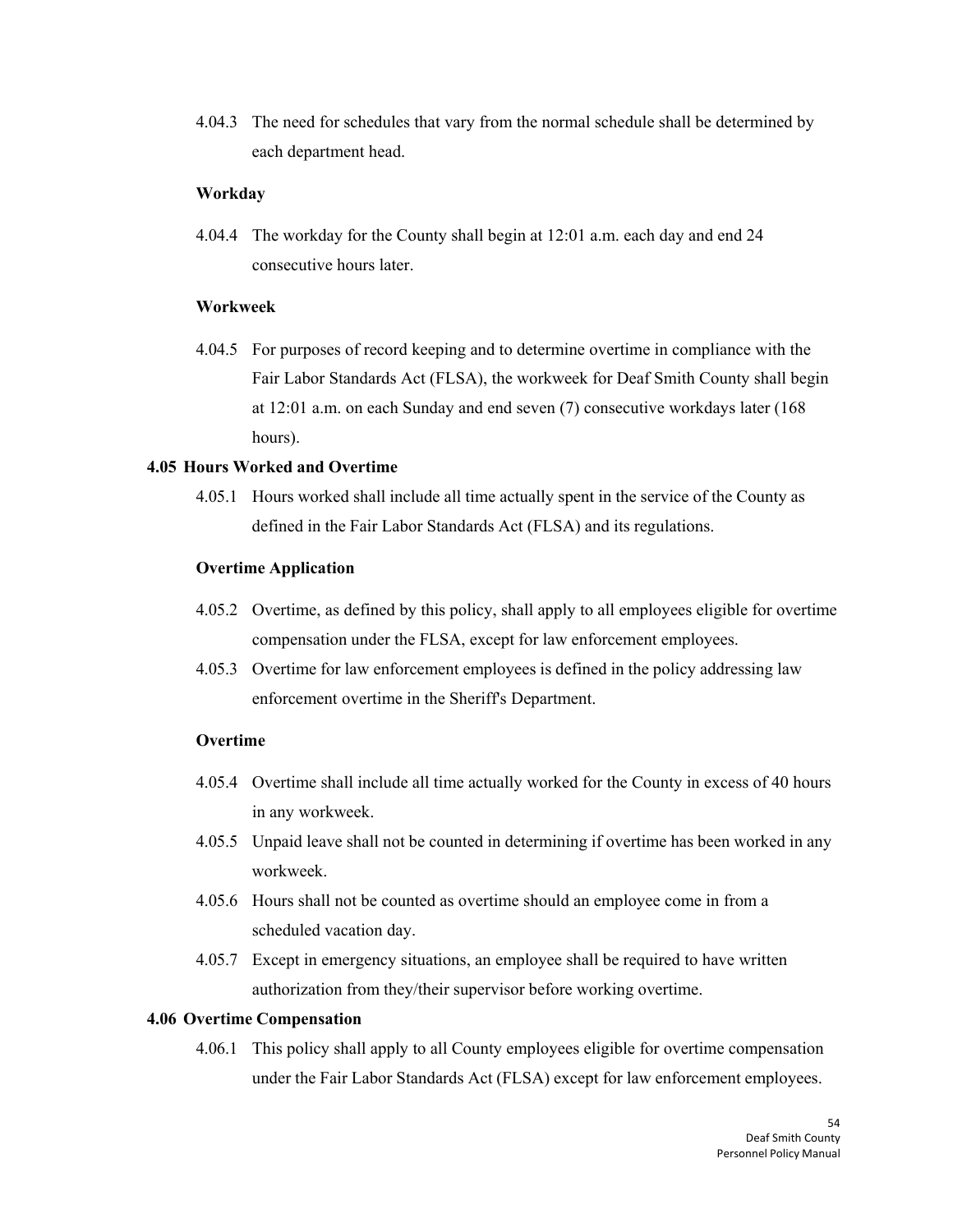4.04.3 The need for schedules that vary from the normal schedule shall be determined by each department head.

**Workday**

4.04.4 The workday for the County shall begin at 12:01 a.m. each day and end 24 consecutive hours later.

**Workweek**

4.04.5 For purposes of record keeping and to determine overtime in compliance with the Fair Labor Standards Act (FLSA), the workweek for Deaf Smith County shall begin at 12:01 a.m. on each Sunday and end seven (7) consecutive workdays later (168 hours).

## 4.05 Hours Worked and Overtime

4.05.1 Hours worked shall include all time actually spent in the service of the County as defined in the Fair Labor Standards Act (FLSA) and its regulations.

**Overtime Application**

4.05.2 Overtime, as defined by this policy, shall apply to all employees eligible for overtime compensation under the FLSA, except for law enforcement employees.

4.05.3 Overtime for law enforcement employees is defined in the policy addressing law enforcement overtime in the Sheriff's Department.

**Overtime**

4.05.4 Overtime shall include all time actually worked for the County in excess of 40 hours in any workweek.

4.05.5 Unpaid leave shall not be counted in determining if overtime has been worked in any workweek.

4.05.6 Hours shall not be counted as overtime should an employee come in from a scheduled vacation day.

4.05.7 Except in emergency situations, an employee shall be required to have written authorization from they/their supervisor before working overtime.

## 4.06 Overtime Compensation

4.06.1 This policy shall apply to all County employees eligible for overtime compensation under the Fair Labor Standards Act (FLSA) except for law enforcement employees.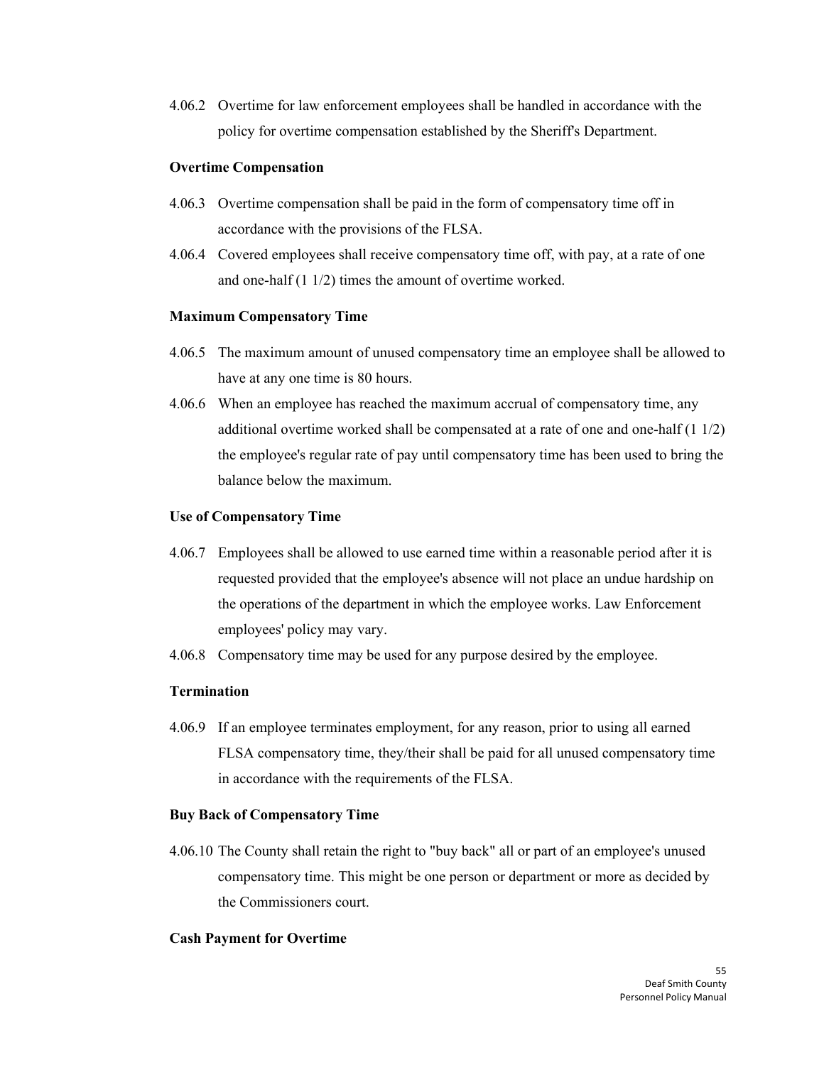4.06.2 Overtime for law enforcement employees shall be handled in accordance with the policy for overtime compensation established by the Sheriff's Department.

**Overtime Compensation**

4.06.3 Overtime compensation shall be paid in the form of compensatory time off in accordance with the provisions of the FLSA.

4.06.4 Covered employees shall receive compensatory time off, with pay, at a rate of one and one-half (1 1/2) times the amount of overtime worked.

**Maximum Compensatory Time**

4.06.5 The maximum amount of unused compensatory time an employee shall be allowed to have at any one time is 80 hours.

4.06.6 When an employee has reached the maximum accrual of compensatory time, any additional overtime worked shall be compensated at a rate of one and one-half (1 1/2) the employee's regular rate of pay until compensatory time has been used to bring the balance below the maximum.

**Use of Compensatory Time**

4.06.7 Employees shall be allowed to use earned time within a reasonable period after it is requested provided that the employee's absence will not place an undue hardship on the operations of the department in which the employee works. Law Enforcement employees' policy may vary.

4.06.8 Compensatory time may be used for any purpose desired by the employee.

**Termination**

4.06.9 If an employee terminates employment, for any reason, prior to using all earned FLSA compensatory time, they/their shall be paid for all unused compensatory time in accordance with the requirements of the FLSA.

**Buy Back of Compensatory Time**

4.06.10 The County shall retain the right to "buy back" all or part of an employee's unused compensatory time. This might be one person or department or more as decided by the Commissioners court.

**Cash Payment for Overtime**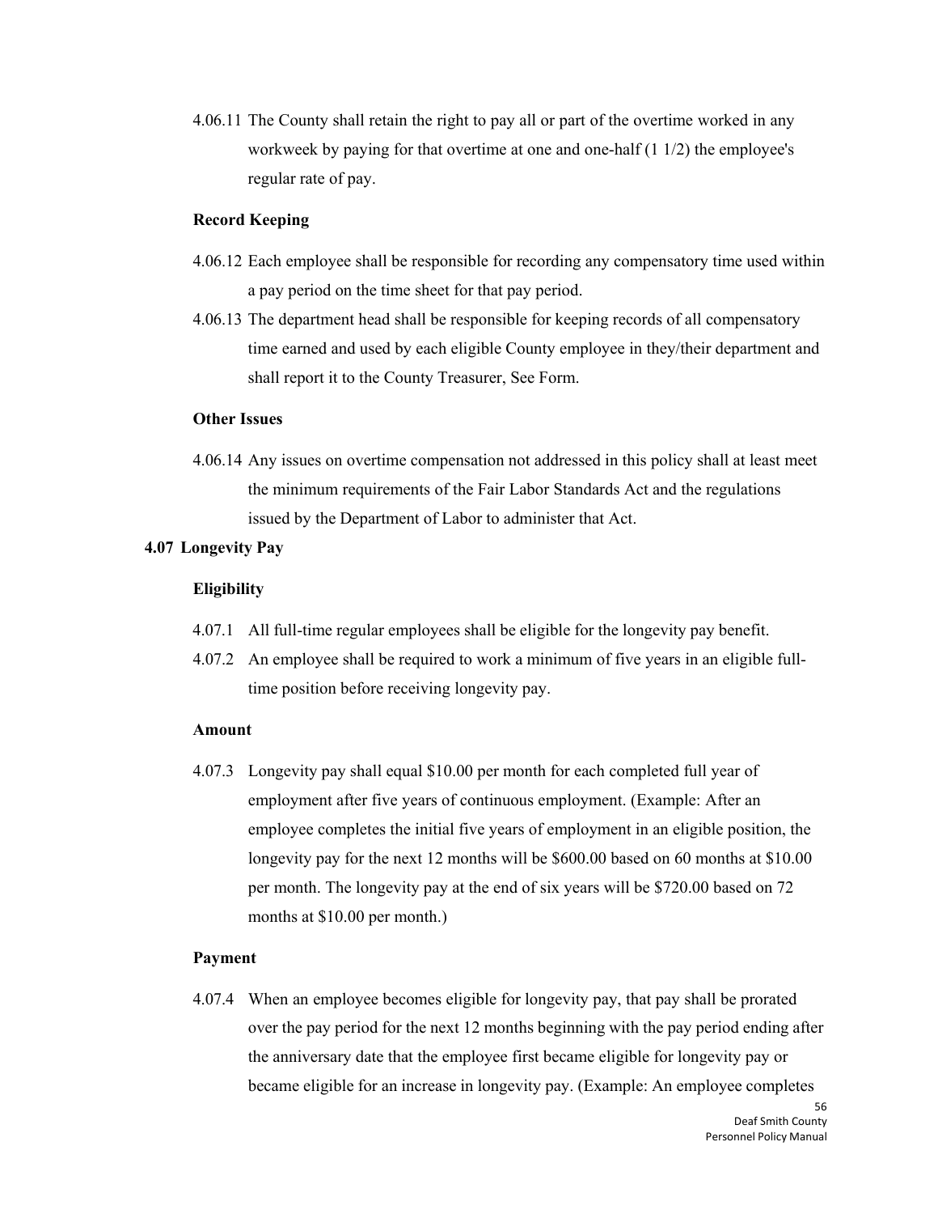4.06.11 The County shall retain the right to pay all or part of the overtime worked in any workweek by paying for that overtime at one and one-half (1 1/2) the employee's regular rate of pay.

**Record Keeping**

4.06.12 Each employee shall be responsible for recording any compensatory time used within a pay period on the time sheet for that pay period.

4.06.13 The department head shall be responsible for keeping records of all compensatory time earned and used by each eligible County employee in they/their department and shall report it to the County Treasurer, See Form.

**Other Issues**

4.06.14 Any issues on overtime compensation not addressed in this policy shall at least meet the minimum requirements of the Fair Labor Standards Act and the regulations issued by the Department of Labor to administer that Act.

## 4.07 Longevity Pay

**Eligibility**

4.07.1 All full-time regular employees shall be eligible for the longevity pay benefit.

4.07.2 An employee shall be required to work a minimum of five years in an eligible full-time position before receiving longevity pay.

**Amount**

4.07.3 Longevity pay shall equal $10.00 per month for each completed full year of employment after five years of continuous employment. (Example: After an employee completes the initial five years of employment in an eligible position, the longevity pay for the next 12 months will be $600.00 based on 60 months at $10.00 per month. The longevity pay at the end of six years will be $720.00 based on 72 months at $10.00 per month.)

**Payment**

4.07.4 When an employee becomes eligible for longevity pay, that pay shall be prorated over the pay period for the next 12 months beginning with the pay period ending after the anniversary date that the employee first became eligible for longevity pay or became eligible for an increase in longevity pay. (Example: An employee completes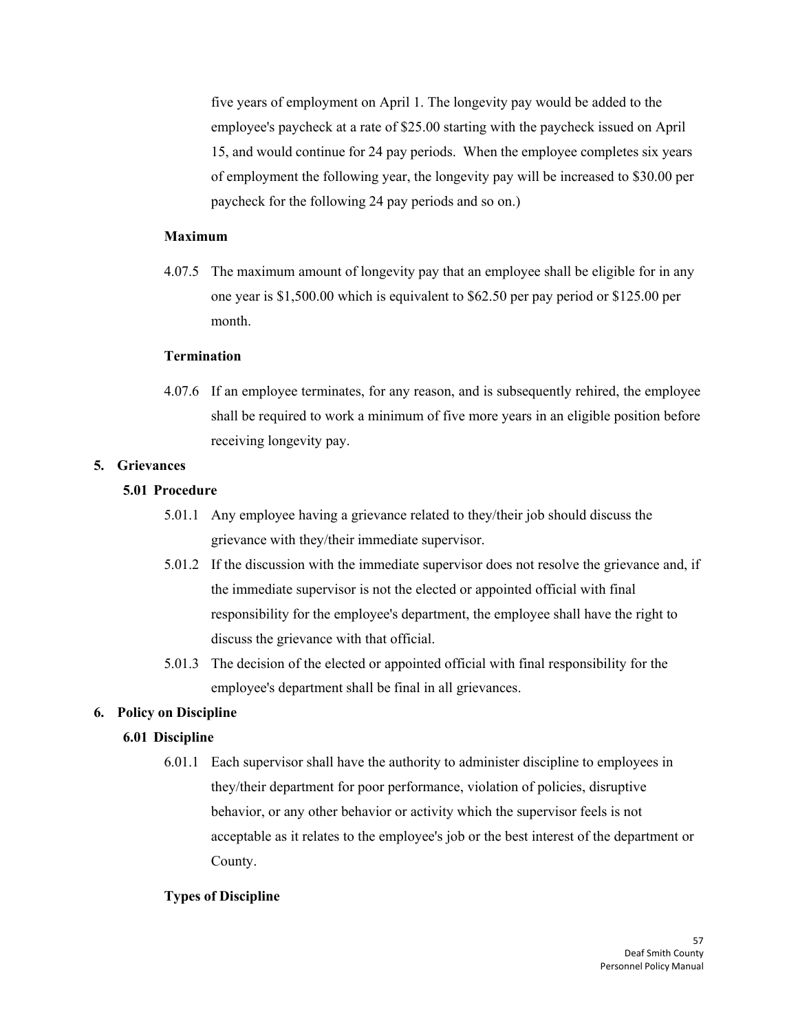five years of employment on April 1. The longevity pay would be added to the employee's paycheck at a rate of $25.00 starting with the paycheck issued on April 15, and would continue for 24 pay periods. When the employee completes six years of employment the following year, the longevity pay will be increased to $30.00 per paycheck for the following 24 pay periods and so on.)

**Maximum**

4.07.5 The maximum amount of longevity pay that an employee shall be eligible for in any one year is $1,500.00 which is equivalent to $62.50 per pay period or $125.00 per month.

**Termination**

4.07.6 If an employee terminates, for any reason, and is subsequently rehired, the employee shall be required to work a minimum of five more years in an eligible position before receiving longevity pay.

## 5. Grievances

### 5.01 Procedure

5.01.1 Any employee having a grievance related to they/their job should discuss the grievance with they/their immediate supervisor.

5.01.2 If the discussion with the immediate supervisor does not resolve the grievance and, if the immediate supervisor is not the elected or appointed official with final responsibility for the employee's department, the employee shall have the right to discuss the grievance with that official.

5.01.3 The decision of the elected or appointed official with final responsibility for the employee's department shall be final in all grievances.

## 6. Policy on Discipline

### 6.01 Discipline

6.01.1 Each supervisor shall have the authority to administer discipline to employees in they/their department for poor performance, violation of policies, disruptive behavior, or any other behavior or activity which the supervisor feels is not acceptable as it relates to the employee's job or the best interest of the department or County.

**Types of Discipline**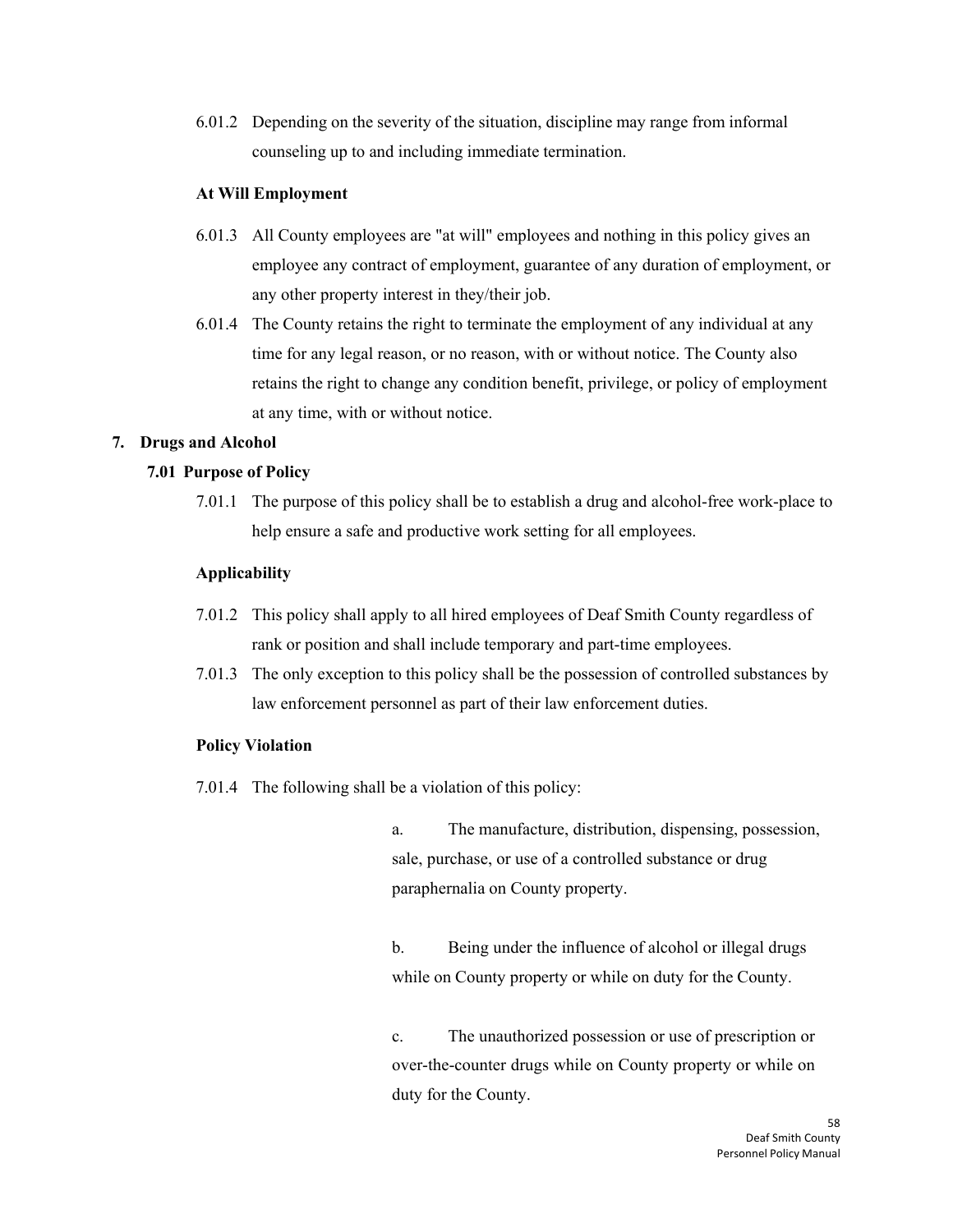6.01.2 Depending on the severity of the situation, discipline may range from informal counseling up to and including immediate termination.

**At Will Employment**

6.01.3 All County employees are "at will" employees and nothing in this policy gives an employee any contract of employment, guarantee of any duration of employment, or any other property interest in they/their job.

6.01.4 The County retains the right to terminate the employment of any individual at any time for any legal reason, or no reason, with or without notice. The County also retains the right to change any condition benefit, privilege, or policy of employment at any time, with or without notice.

## 7. Drugs and Alcohol

### 7.01 Purpose of Policy

7.01.1 The purpose of this policy shall be to establish a drug and alcohol-free work-place to help ensure a safe and productive work setting for all employees.

**Applicability**

7.01.2 This policy shall apply to all hired employees of Deaf Smith County regardless of rank or position and shall include temporary and part-time employees.

7.01.3 The only exception to this policy shall be the possession of controlled substances by law enforcement personnel as part of their law enforcement duties.

**Policy Violation**

7.01.4 The following shall be a violation of this policy:

a. The manufacture, distribution, dispensing, possession, sale, purchase, or use of a controlled substance or drug paraphernalia on County property.

b. Being under the influence of alcohol or illegal drugs while on County property or while on duty for the County.

c. The unauthorized possession or use of prescription or over-the-counter drugs while on County property or while on duty for the County.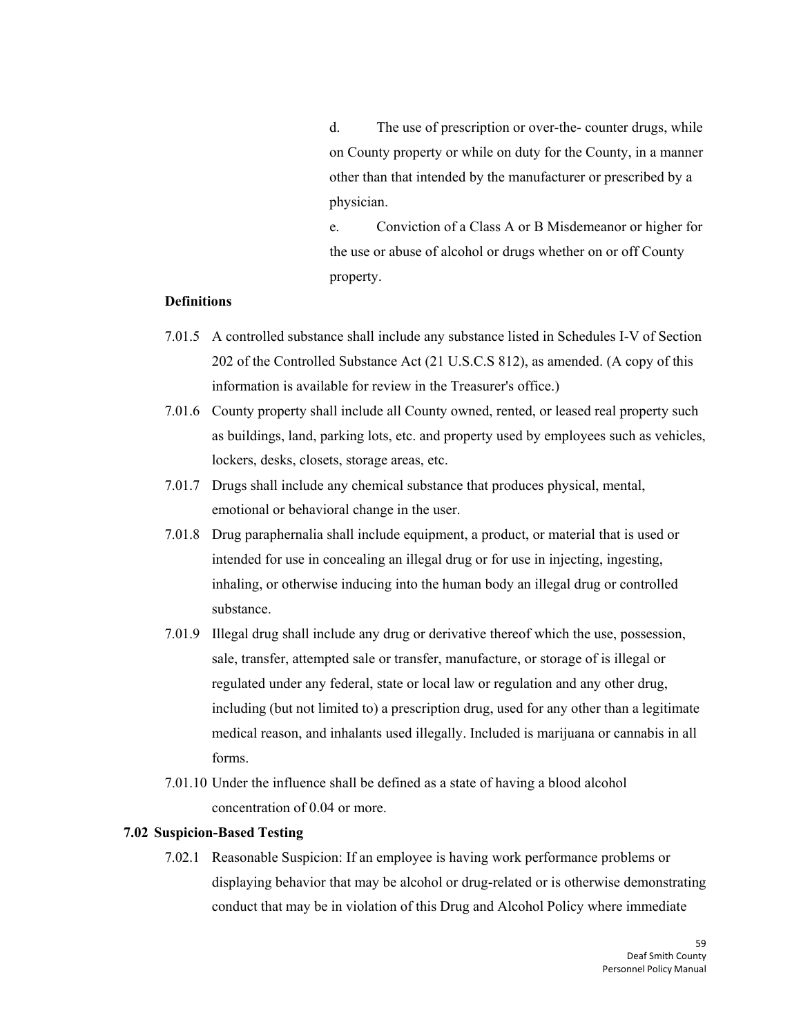d. The use of prescription or over-the- counter drugs, while on County property or while on duty for the County, in a manner other than that intended by the manufacturer or prescribed by a physician.

e. Conviction of a Class A or B Misdemeanor or higher for the use or abuse of alcohol or drugs whether on or off County property.

**Definitions**

7.01.5 A controlled substance shall include any substance listed in Schedules I-V of Section 202 of the Controlled Substance Act (21 U.S.C.S 812), as amended. (A copy of this information is available for review in the Treasurer's office.)

7.01.6 County property shall include all County owned, rented, or leased real property such as buildings, land, parking lots, etc. and property used by employees such as vehicles, lockers, desks, closets, storage areas, etc.

7.01.7 Drugs shall include any chemical substance that produces physical, mental, emotional or behavioral change in the user.

7.01.8 Drug paraphernalia shall include equipment, a product, or material that is used or intended for use in concealing an illegal drug or for use in injecting, ingesting, inhaling, or otherwise inducing into the human body an illegal drug or controlled substance.

7.01.9 Illegal drug shall include any drug or derivative thereof which the use, possession, sale, transfer, attempted sale or transfer, manufacture, or storage of is illegal or regulated under any federal, state or local law or regulation and any other drug, including (but not limited to) a prescription drug, used for any other than a legitimate medical reason, and inhalants used illegally. Included is marijuana or cannabis in all forms.

7.01.10 Under the influence shall be defined as a state of having a blood alcohol concentration of 0.04 or more.

## 7.02 Suspicion-Based Testing

7.02.1 Reasonable Suspicion: If an employee is having work performance problems or displaying behavior that may be alcohol or drug-related or is otherwise demonstrating conduct that may be in violation of this Drug and Alcohol Policy where immediate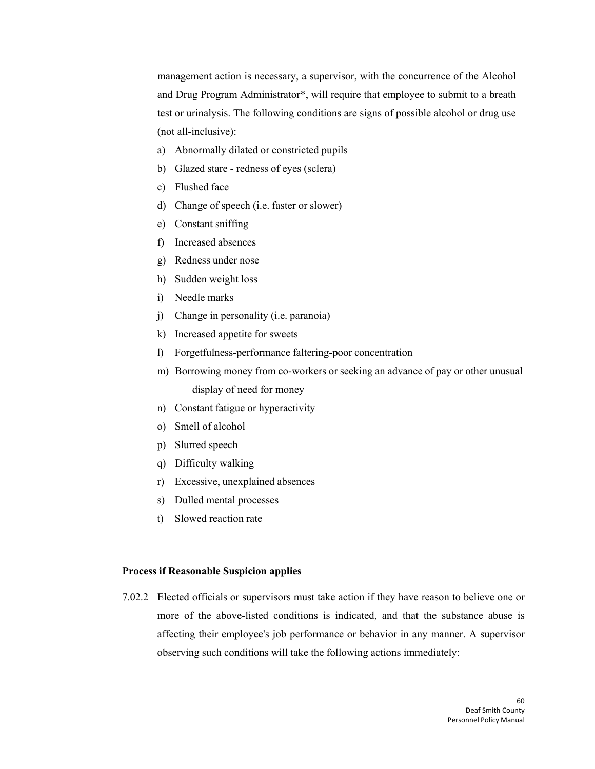management action is necessary, a supervisor, with the concurrence of the Alcohol and Drug Program Administrator*, will require that employee to submit to a breath test or urinalysis. The following conditions are signs of possible alcohol or drug use (not all-inclusive):

a) Abnormally dilated or constricted pupils
b) Glazed stare - redness of eyes (sclera)
c) Flushed face
d) Change of speech (i.e. faster or slower)
e) Constant sniffing
f) Increased absences
g) Redness under nose
h) Sudden weight loss
i) Needle marks
j) Change in personality (i.e. paranoia)
k) Increased appetite for sweets
l) Forgetfulness-performance faltering-poor concentration
m) Borrowing money from co-workers or seeking an advance of pay or other unusual display of need for money
n) Constant fatigue or hyperactivity
o) Smell of alcohol
p) Slurred speech
q) Difficulty walking
r) Excessive, unexplained absences
s) Dulled mental processes
t) Slowed reaction rate

**Process if Reasonable Suspicion applies**

7.02.2 Elected officials or supervisors must take action if they have reason to believe one or more of the above-listed conditions is indicated, and that the substance abuse is affecting their employee's job performance or behavior in any manner. A supervisor observing such conditions will take the following actions immediately: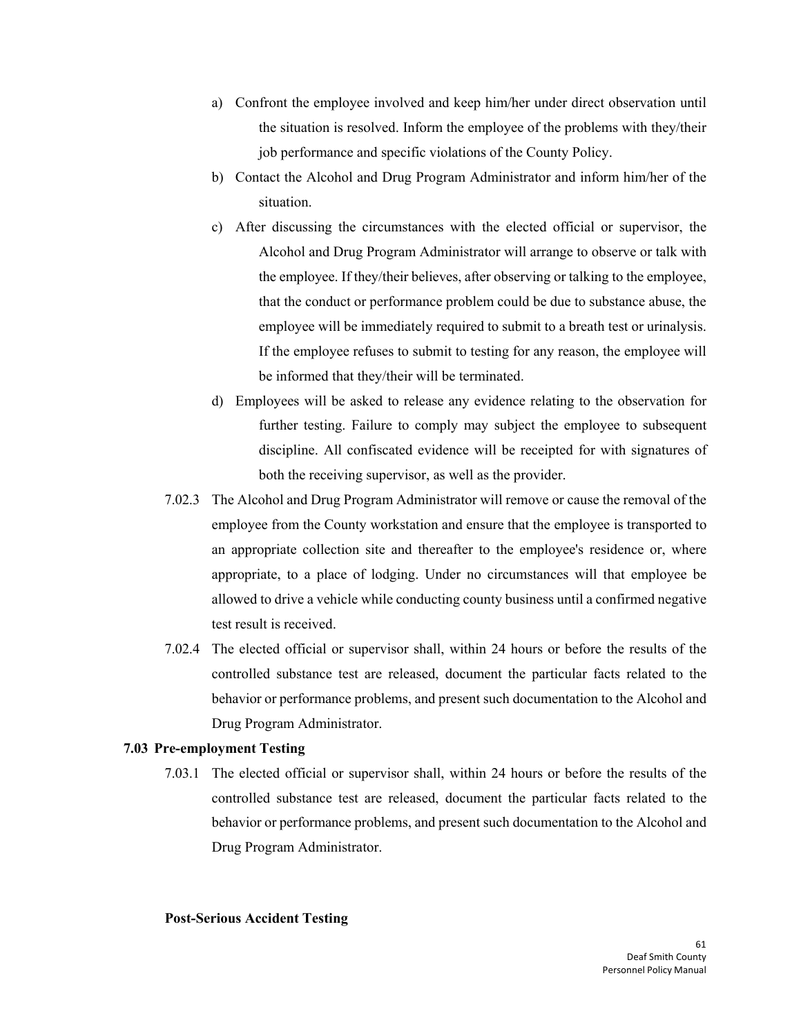a) Confront the employee involved and keep him/her under direct observation until the situation is resolved. Inform the employee of the problems with they/their job performance and specific violations of the County Policy.

b) Contact the Alcohol and Drug Program Administrator and inform him/her of the situation.

c) After discussing the circumstances with the elected official or supervisor, the Alcohol and Drug Program Administrator will arrange to observe or talk with the employee. If they/their believes, after observing or talking to the employee, that the conduct or performance problem could be due to substance abuse, the employee will be immediately required to submit to a breath test or urinalysis. If the employee refuses to submit to testing for any reason, the employee will be informed that they/their will be terminated.

d) Employees will be asked to release any evidence relating to the observation for further testing. Failure to comply may subject the employee to subsequent discipline. All confiscated evidence will be receipted for with signatures of both the receiving supervisor, as well as the provider.

7.02.3 The Alcohol and Drug Program Administrator will remove or cause the removal of the employee from the County workstation and ensure that the employee is transported to an appropriate collection site and thereafter to the employee's residence or, where appropriate, to a place of lodging. Under no circumstances will that employee be allowed to drive a vehicle while conducting county business until a confirmed negative test result is received.

7.02.4 The elected official or supervisor shall, within 24 hours or before the results of the controlled substance test are released, document the particular facts related to the behavior or performance problems, and present such documentation to the Alcohol and Drug Program Administrator.

### 7.03 Pre-employment Testing

7.03.1 The elected official or supervisor shall, within 24 hours or before the results of the controlled substance test are released, document the particular facts related to the behavior or performance problems, and present such documentation to the Alcohol and Drug Program Administrator.

**Post-Serious Accident Testing**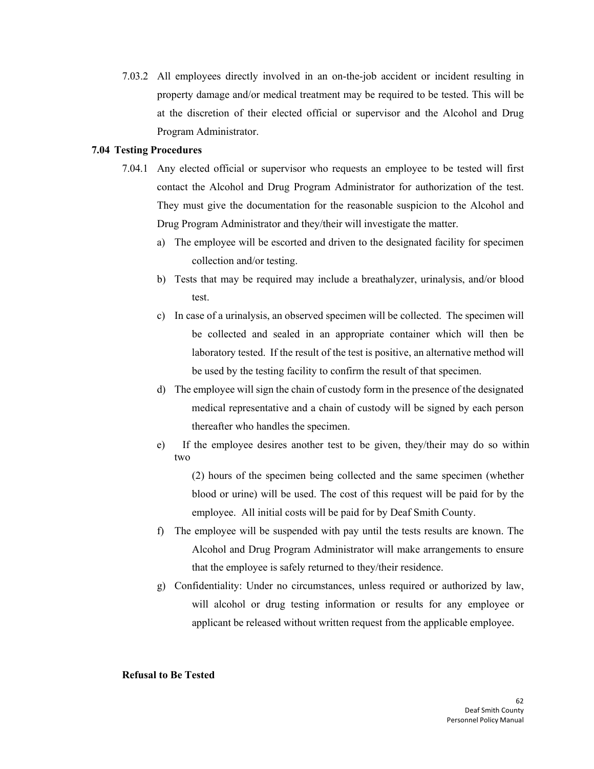7.03.2 All employees directly involved in an on-the-job accident or incident resulting in property damage and/or medical treatment may be required to be tested. This will be at the discretion of their elected official or supervisor and the Alcohol and Drug Program Administrator.

**7.04 Testing Procedures**

7.04.1 Any elected official or supervisor who requests an employee to be tested will first contact the Alcohol and Drug Program Administrator for authorization of the test. They must give the documentation for the reasonable suspicion to the Alcohol and Drug Program Administrator and they/their will investigate the matter.

a) The employee will be escorted and driven to the designated facility for specimen collection and/or testing.

b) Tests that may be required may include a breathalyzer, urinalysis, and/or blood test.

c) In case of a urinalysis, an observed specimen will be collected. The specimen will be collected and sealed in an appropriate container which will then be laboratory tested. If the result of the test is positive, an alternative method will be used by the testing facility to confirm the result of that specimen.

d) The employee will sign the chain of custody form in the presence of the designated medical representative and a chain of custody will be signed by each person thereafter who handles the specimen.

e) If the employee desires another test to be given, they/their may do so within two (2) hours of the specimen being collected and the same specimen (whether blood or urine) will be used. The cost of this request will be paid for by the employee. All initial costs will be paid for by Deaf Smith County.

f) The employee will be suspended with pay until the tests results are known. The Alcohol and Drug Program Administrator will make arrangements to ensure that the employee is safely returned to they/their residence.

g) Confidentiality: Under no circumstances, unless required or authorized by law, will alcohol or drug testing information or results for any employee or applicant be released without written request from the applicable employee.

**Refusal to Be Tested**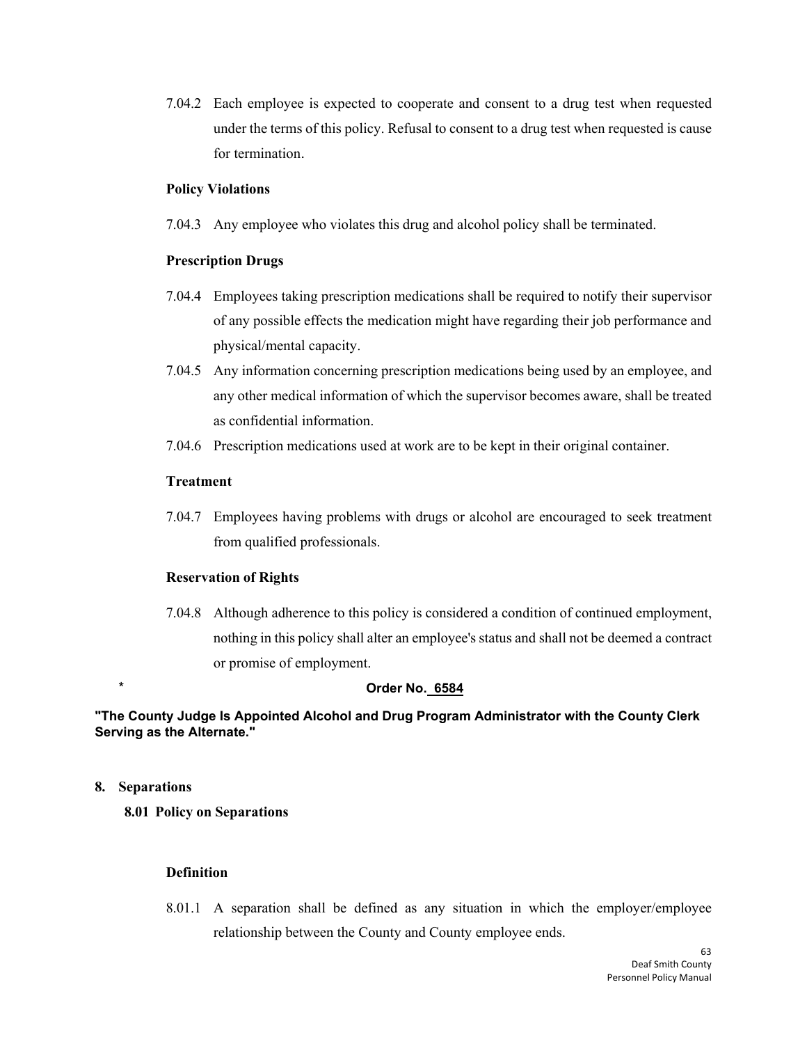7.04.2 Each employee is expected to cooperate and consent to a drug test when requested under the terms of this policy. Refusal to consent to a drug test when requested is cause for termination.

**Policy Violations**

7.04.3 Any employee who violates this drug and alcohol policy shall be terminated.

**Prescription Drugs**

7.04.4 Employees taking prescription medications shall be required to notify their supervisor of any possible effects the medication might have regarding their job performance and physical/mental capacity.

7.04.5 Any information concerning prescription medications being used by an employee, and any other medical information of which the supervisor becomes aware, shall be treated as confidential information.

7.04.6 Prescription medications used at work are to be kept in their original container.

**Treatment**

7.04.7 Employees having problems with drugs or alcohol are encouraged to seek treatment from qualified professionals.

**Reservation of Rights**

7.04.8 Although adherence to this policy is considered a condition of continued employment, nothing in this policy shall alter an employee's status and shall not be deemed a contract or promise of employment.

\* **Order No. 6584**

**"The County Judge Is Appointed Alcohol and Drug Program Administrator with the County Clerk Serving as the Alternate."**

## 8. Separations

### 8.01 Policy on Separations

**Definition**

8.01.1 A separation shall be defined as any situation in which the employer/employee relationship between the County and County employee ends.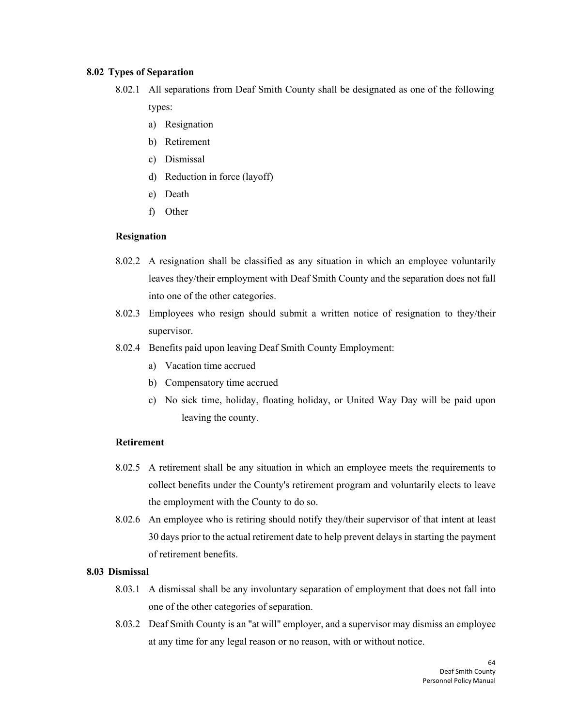## 8.02 Types of Separation

8.02.1 All separations from Deaf Smith County shall be designated as one of the following types:

a) Resignation
b) Retirement
c) Dismissal
d) Reduction in force (layoff)
e) Death
f) Other

**Resignation**

8.02.2 A resignation shall be classified as any situation in which an employee voluntarily leaves they/their employment with Deaf Smith County and the separation does not fall into one of the other categories.

8.02.3 Employees who resign should submit a written notice of resignation to they/their supervisor.

8.02.4 Benefits paid upon leaving Deaf Smith County Employment:

a) Vacation time accrued
b) Compensatory time accrued
c) No sick time, holiday, floating holiday, or United Way Day will be paid upon leaving the county.

**Retirement**

8.02.5 A retirement shall be any situation in which an employee meets the requirements to collect benefits under the County's retirement program and voluntarily elects to leave the employment with the County to do so.

8.02.6 An employee who is retiring should notify they/their supervisor of that intent at least 30 days prior to the actual retirement date to help prevent delays in starting the payment of retirement benefits.

## 8.03 Dismissal

8.03.1 A dismissal shall be any involuntary separation of employment that does not fall into one of the other categories of separation.

8.03.2 Deaf Smith County is an "at will" employer, and a supervisor may dismiss an employee at any time for any legal reason or no reason, with or without notice.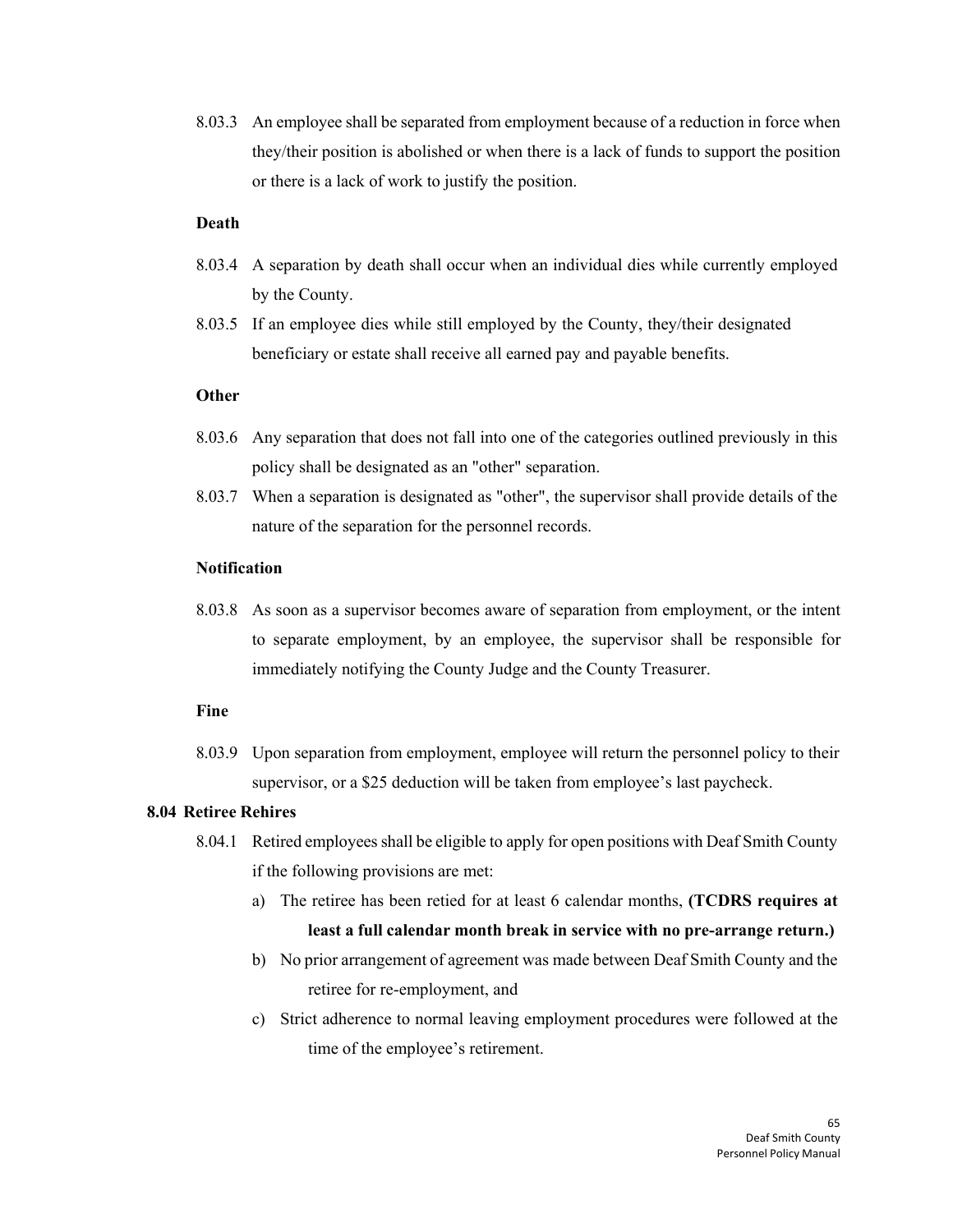8.03.3 An employee shall be separated from employment because of a reduction in force when they/their position is abolished or when there is a lack of funds to support the position or there is a lack of work to justify the position.

**Death**

8.03.4 A separation by death shall occur when an individual dies while currently employed by the County.

8.03.5 If an employee dies while still employed by the County, they/their designated beneficiary or estate shall receive all earned pay and payable benefits.

**Other**

8.03.6 Any separation that does not fall into one of the categories outlined previously in this policy shall be designated as an "other" separation.

8.03.7 When a separation is designated as "other", the supervisor shall provide details of the nature of the separation for the personnel records.

**Notification**

8.03.8 As soon as a supervisor becomes aware of separation from employment, or the intent to separate employment, by an employee, the supervisor shall be responsible for immediately notifying the County Judge and the County Treasurer.

**Fine**

8.03.9 Upon separation from employment, employee will return the personnel policy to their supervisor, or a $25 deduction will be taken from employee's last paycheck.

**8.04 Retiree Rehires**

8.04.1 Retired employees shall be eligible to apply for open positions with Deaf Smith County if the following provisions are met:

a) The retiree has been retied for at least 6 calendar months, **(TCDRS requires at least a full calendar month break in service with no pre-arrange return.)**

b) No prior arrangement of agreement was made between Deaf Smith County and the retiree for re-employment, and

c) Strict adherence to normal leaving employment procedures were followed at the time of the employee's retirement.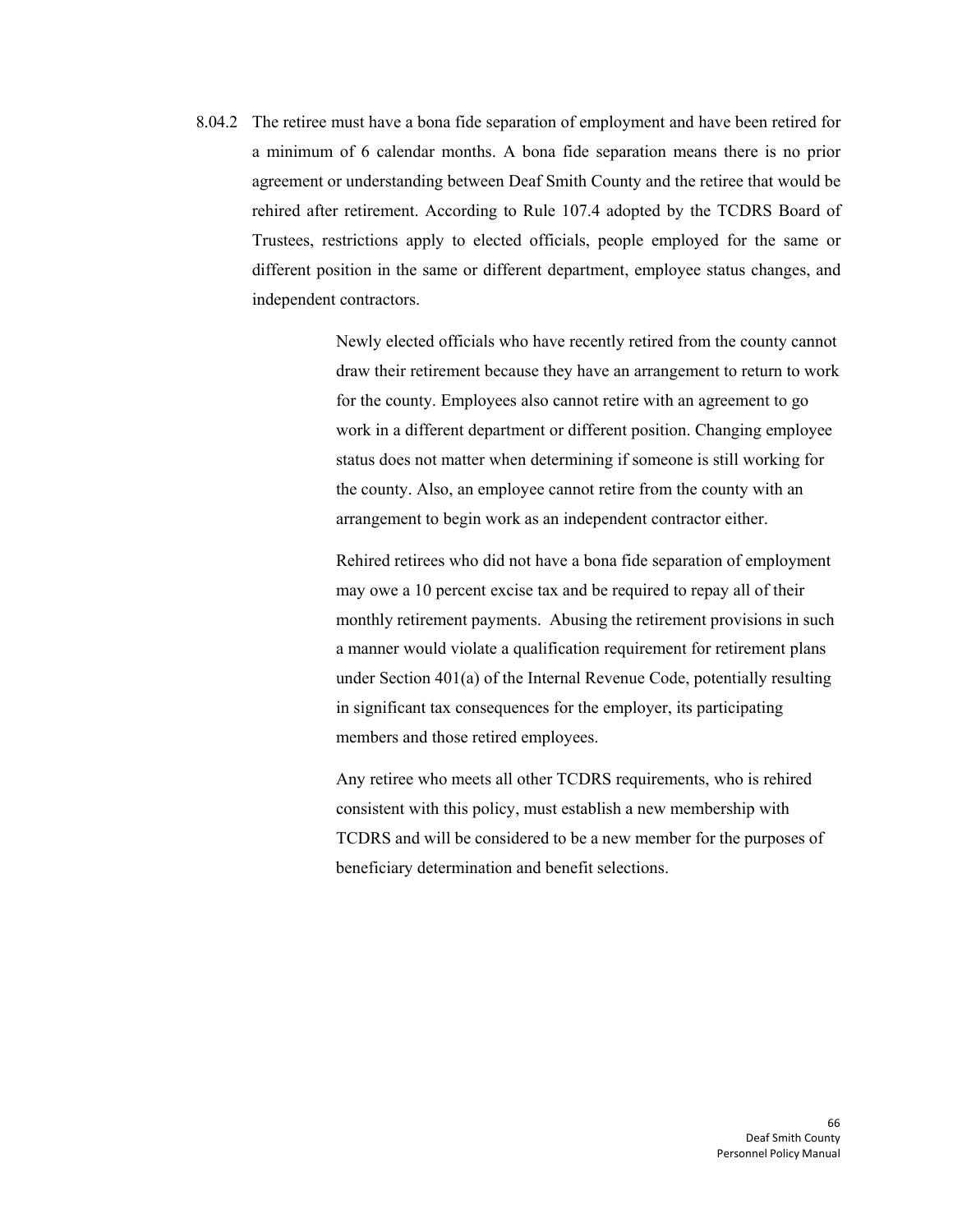8.04.2 The retiree must have a bona fide separation of employment and have been retired for a minimum of 6 calendar months. A bona fide separation means there is no prior agreement or understanding between Deaf Smith County and the retiree that would be rehired after retirement. According to Rule 107.4 adopted by the TCDRS Board of Trustees, restrictions apply to elected officials, people employed for the same or different position in the same or different department, employee status changes, and independent contractors.

Newly elected officials who have recently retired from the county cannot draw their retirement because they have an arrangement to return to work for the county. Employees also cannot retire with an agreement to go work in a different department or different position. Changing employee status does not matter when determining if someone is still working for the county. Also, an employee cannot retire from the county with an arrangement to begin work as an independent contractor either.

Rehired retirees who did not have a bona fide separation of employment may owe a 10 percent excise tax and be required to repay all of their monthly retirement payments. Abusing the retirement provisions in such a manner would violate a qualification requirement for retirement plans under Section 401(a) of the Internal Revenue Code, potentially resulting in significant tax consequences for the employer, its participating members and those retired employees.

Any retiree who meets all other TCDRS requirements, who is rehired consistent with this policy, must establish a new membership with TCDRS and will be considered to be a new member for the purposes of beneficiary determination and benefit selections.